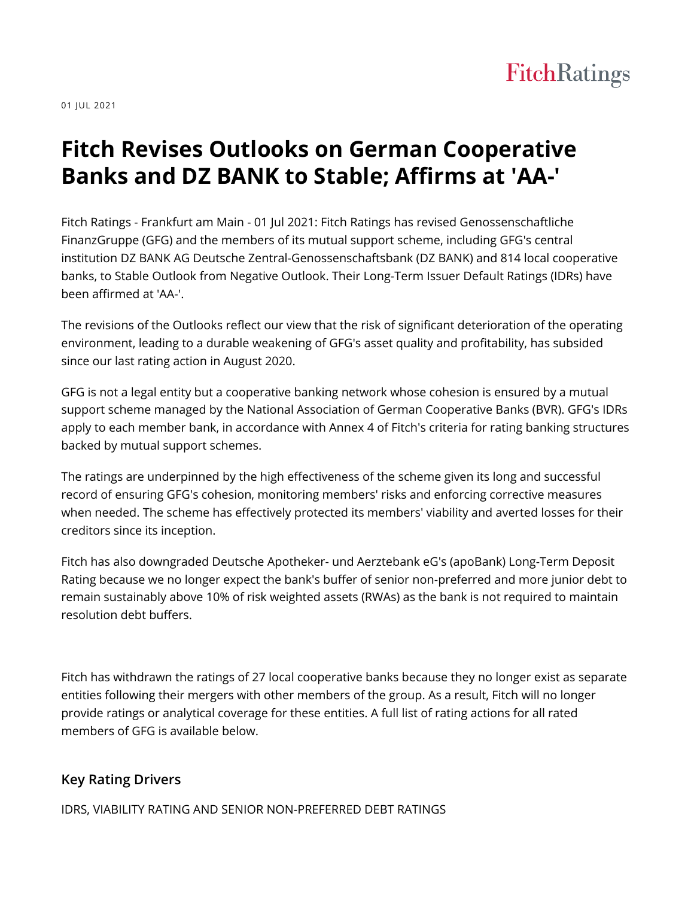01 JUL 2021

# Fitch Revises Outlooks on German Cooperative Banks and DZ BANK to Stable; Affirms at 'AA-'

Fitch Ratings - Frankfurt am Main - 01 Jul 2021: Fitch Ratings has revised Genossenschaftliche FinanzGruppe (GFG) and the members of its mutual support scheme, including GFG's central institution DZ BANK AG Deutsche Zentral-Genossenschaftsbank (DZ BANK) and 814 local cooperative banks, to Stable Outlook from Negative Outlook. Their Long-Term Issuer Default Ratings (IDRs) have been affirmed at 'AA-'.

The revisions of the Outlooks reflect our view that the risk of significant deterioration of the operating environment, leading to a durable weakening of GFG's asset quality and profitability, has subsided since our last rating action in August 2020.

GFG is not a legal entity but a cooperative banking network whose cohesion is ensured by a mutual support scheme managed by the National Association of German Cooperative Banks (BVR). GFG's IDRs apply to each member bank, in accordance with Annex 4 of Fitch's criteria for rating banking structures backed by mutual support schemes.

The ratings are underpinned by the high effectiveness of the scheme given its long and successful record of ensuring GFG's cohesion, monitoring members' risks and enforcing corrective measures when needed. The scheme has effectively protected its members' viability and averted losses for their creditors since its inception.

Fitch has also downgraded Deutsche Apotheker- und Aerztebank eG's (apoBank) Long-Term Deposit Rating because we no longer expect the bank's buffer of senior non-preferred and more junior debt to remain sustainably above 10% of risk weighted assets (RWAs) as the bank is not required to maintain resolution debt buffers.

Fitch has withdrawn the ratings of 27 local cooperative banks because they no longer exist as separate entities following their mergers with other members of the group. As a result, Fitch will no longer provide ratings or analytical coverage for these entities. A full list of rating actions for all rated members of GFG is available below.

## Key Rating Drivers

IDRS, VIABILITY RATING AND SENIOR NON-PREFERRED DEBT RATINGS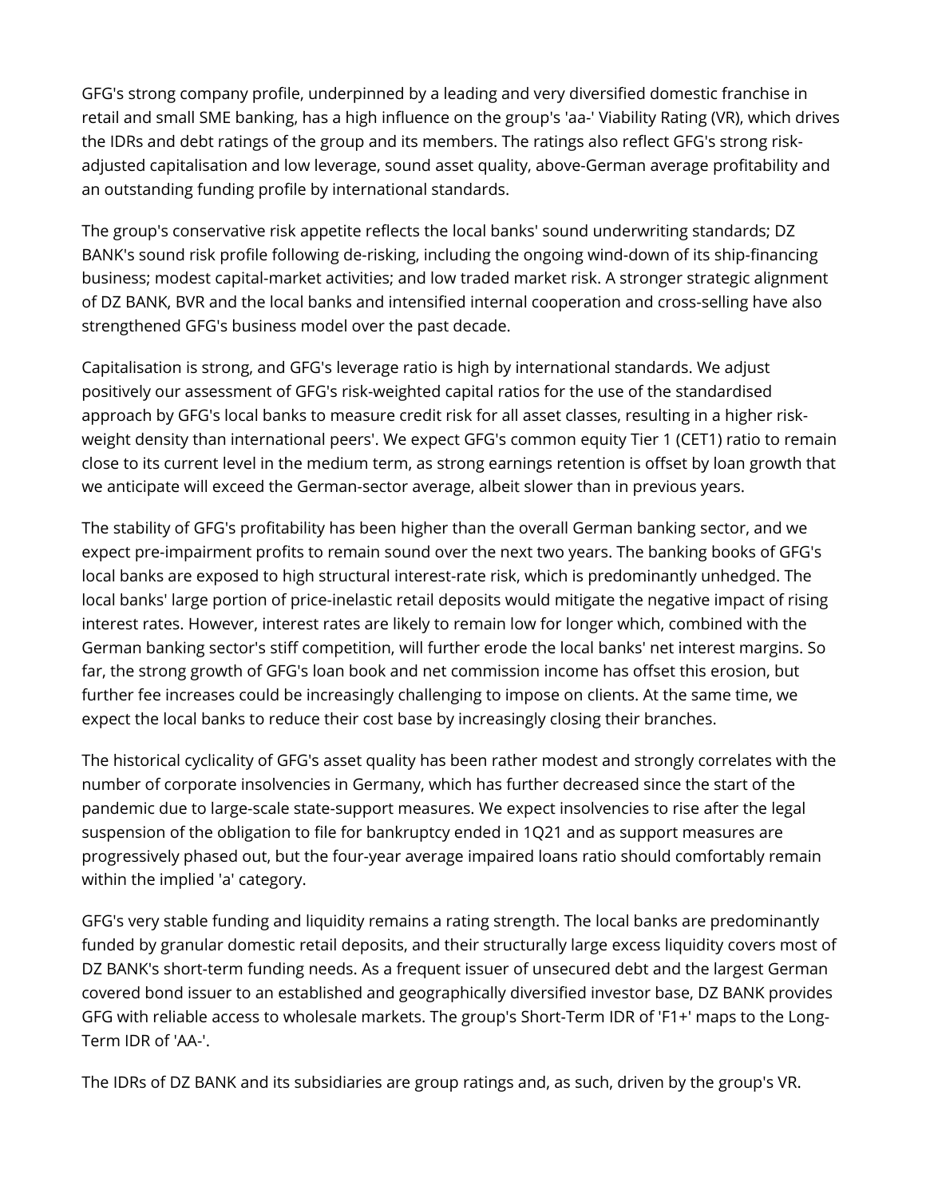GFG's strong company profile, underpinned by a leading and very diversified domestic franchise in retail and small SME banking, has a high influence on the group's 'aa-' Viability Rating (VR), which drives the IDRs and debt ratings of the group and its members. The ratings also reflect GFG's strong risk-adjusted capitalisation and low leverage, sound asset quality, above-German average profitability and an outstanding funding profile by international standards.

The group's conservative risk appetite reflects the local banks' sound underwriting standards; DZ BANK's sound risk profile following de-risking, including the ongoing wind-down of its ship-financing business; modest capital-market activities; and low traded market risk. A stronger strategic alignment of DZ BANK, BVR and the local banks and intensified internal cooperation and cross-selling have also strengthened GFG's business model over the past decade.

Capitalisation is strong, and GFG's leverage ratio is high by international standards. We adjust positively our assessment of GFG's risk-weighted capital ratios for the use of the standardised approach by GFG's local banks to measure credit risk for all asset classes, resulting in a higher risk-weight density than international peers'. We expect GFG's common equity Tier 1 (CET1) ratio to remain close to its current level in the medium term, as strong earnings retention is offset by loan growth that we anticipate will exceed the German-sector average, albeit slower than in previous years.

The stability of GFG's profitability has been higher than the overall German banking sector, and we expect pre-impairment profits to remain sound over the next two years. The banking books of GFG's local banks are exposed to high structural interest-rate risk, which is predominantly unhedged. The local banks' large portion of price-inelastic retail deposits would mitigate the negative impact of rising interest rates. However, interest rates are likely to remain low for longer which, combined with the German banking sector's stiff competition, will further erode the local banks' net interest margins. So far, the strong growth of GFG's loan book and net commission income has offset this erosion, but further fee increases could be increasingly challenging to impose on clients. At the same time, we expect the local banks to reduce their cost base by increasingly closing their branches.

The historical cyclicality of GFG's asset quality has been rather modest and strongly correlates with the number of corporate insolvencies in Germany, which has further decreased since the start of the pandemic due to large-scale state-support measures. We expect insolvencies to rise after the legal suspension of the obligation to file for bankruptcy ended in 1Q21 and as support measures are progressively phased out, but the four-year average impaired loans ratio should comfortably remain within the implied 'a' category.

GFG's very stable funding and liquidity remains a rating strength. The local banks are predominantly funded by granular domestic retail deposits, and their structurally large excess liquidity covers most of DZ BANK's short-term funding needs. As a frequent issuer of unsecured debt and the largest German covered bond issuer to an established and geographically diversified investor base, DZ BANK provides GFG with reliable access to wholesale markets. The group's Short-Term IDR of 'F1+' maps to the Long-Term IDR of 'AA-'.

The IDRs of DZ BANK and its subsidiaries are group ratings and, as such, driven by the group's VR.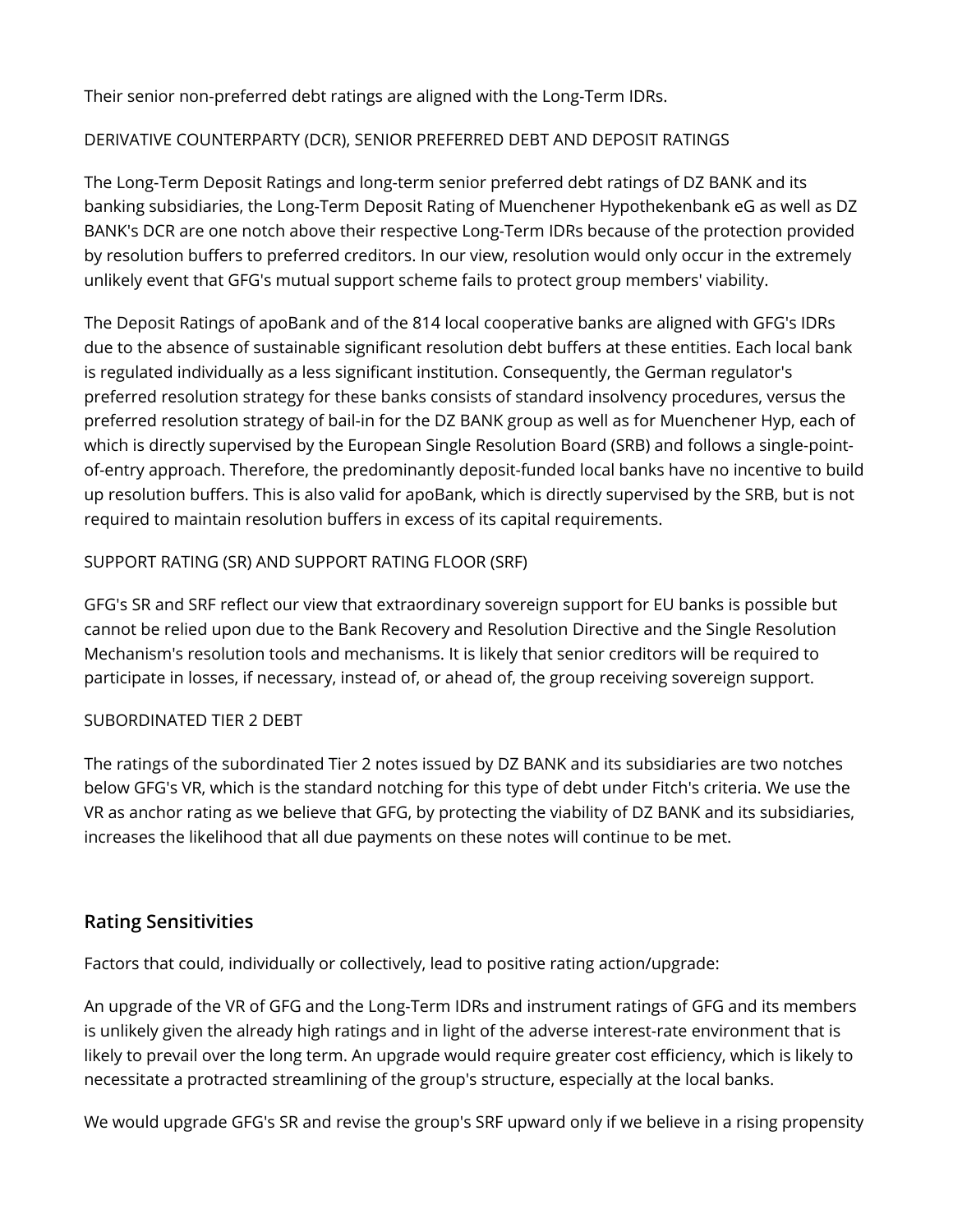Their senior non-preferred debt ratings are aligned with the Long-Term IDRs.

DERIVATIVE COUNTERPARTY (DCR), SENIOR PREFERRED DEBT AND DEPOSIT RATINGS

The Long-Term Deposit Ratings and long-term senior preferred debt ratings of DZ BANK and its banking subsidiaries, the Long-Term Deposit Rating of Muenchener Hypothekenbank eG as well as DZ BANK's DCR are one notch above their respective Long-Term IDRs because of the protection provided by resolution buffers to preferred creditors. In our view, resolution would only occur in the extremely unlikely event that GFG's mutual support scheme fails to protect group members' viability.

The Deposit Ratings of apoBank and of the 814 local cooperative banks are aligned with GFG's IDRs due to the absence of sustainable significant resolution debt buffers at these entities. Each local bank is regulated individually as a less significant institution. Consequently, the German regulator's preferred resolution strategy for these banks consists of standard insolvency procedures, versus the preferred resolution strategy of bail-in for the DZ BANK group as well as for Muenchener Hyp, each of which is directly supervised by the European Single Resolution Board (SRB) and follows a single-point-of-entry approach. Therefore, the predominantly deposit-funded local banks have no incentive to build up resolution buffers. This is also valid for apoBank, which is directly supervised by the SRB, but is not required to maintain resolution buffers in excess of its capital requirements.

SUPPORT RATING (SR) AND SUPPORT RATING FLOOR (SRF)

GFG's SR and SRF reflect our view that extraordinary sovereign support for EU banks is possible but cannot be relied upon due to the Bank Recovery and Resolution Directive and the Single Resolution Mechanism's resolution tools and mechanisms. It is likely that senior creditors will be required to participate in losses, if necessary, instead of, or ahead of, the group receiving sovereign support.

SUBORDINATED TIER 2 DEBT

The ratings of the subordinated Tier 2 notes issued by DZ BANK and its subsidiaries are two notches below GFG's VR, which is the standard notching for this type of debt under Fitch's criteria. We use the VR as anchor rating as we believe that GFG, by protecting the viability of DZ BANK and its subsidiaries, increases the likelihood that all due payments on these notes will continue to be met.

## Rating Sensitivities

Factors that could, individually or collectively, lead to positive rating action/upgrade:

An upgrade of the VR of GFG and the Long-Term IDRs and instrument ratings of GFG and its members is unlikely given the already high ratings and in light of the adverse interest-rate environment that is likely to prevail over the long term. An upgrade would require greater cost efficiency, which is likely to necessitate a protracted streamlining of the group's structure, especially at the local banks.

We would upgrade GFG's SR and revise the group's SRF upward only if we believe in a rising propensity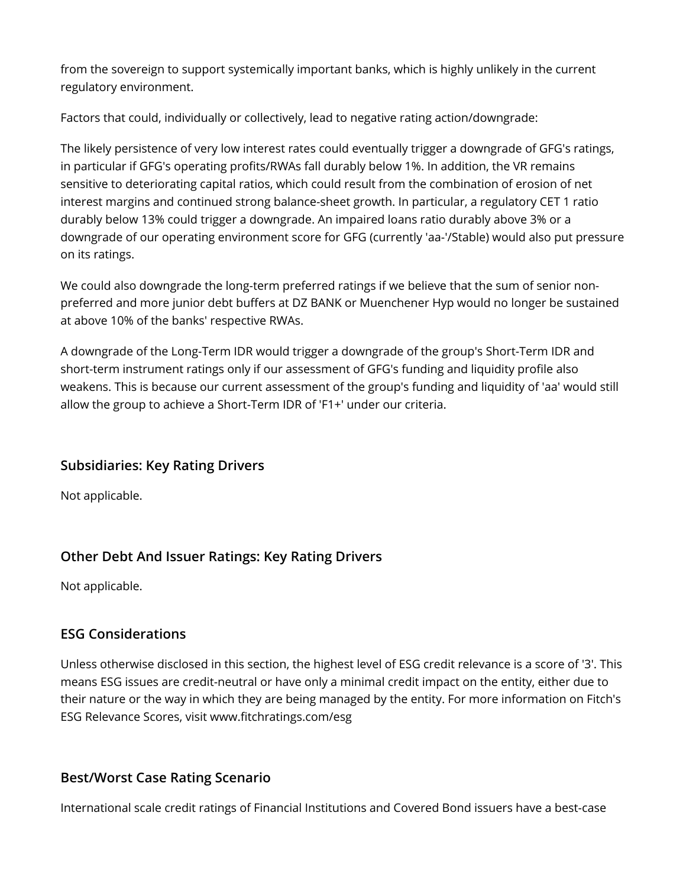from the sovereign to support systemically important banks, which is highly unlikely in the current regulatory environment.

Factors that could, individually or collectively, lead to negative rating action/downgrade:

The likely persistence of very low interest rates could eventually trigger a downgrade of GFG's ratings, in particular if GFG's operating profits/RWAs fall durably below 1%. In addition, the VR remains sensitive to deteriorating capital ratios, which could result from the combination of erosion of net interest margins and continued strong balance-sheet growth. In particular, a regulatory CET 1 ratio durably below 13% could trigger a downgrade. An impaired loans ratio durably above 3% or a downgrade of our operating environment score for GFG (currently 'aa-'/Stable) would also put pressure on its ratings.

We could also downgrade the long-term preferred ratings if we believe that the sum of senior non-preferred and more junior debt buffers at DZ BANK or Muenchener Hyp would no longer be sustained at above 10% of the banks' respective RWAs.

A downgrade of the Long-Term IDR would trigger a downgrade of the group's Short-Term IDR and short-term instrument ratings only if our assessment of GFG's funding and liquidity profile also weakens. This is because our current assessment of the group's funding and liquidity of 'aa' would still allow the group to achieve a Short-Term IDR of 'F1+' under our criteria.

## Subsidiaries: Key Rating Drivers

Not applicable.

## Other Debt And Issuer Ratings: Key Rating Drivers

Not applicable.

## ESG Considerations

Unless otherwise disclosed in this section, the highest level of ESG credit relevance is a score of '3'. This means ESG issues are credit-neutral or have only a minimal credit impact on the entity, either due to their nature or the way in which they are being managed by the entity. For more information on Fitch's ESG Relevance Scores, visit www.fitchratings.com/esg

## Best/Worst Case Rating Scenario

International scale credit ratings of Financial Institutions and Covered Bond issuers have a best-case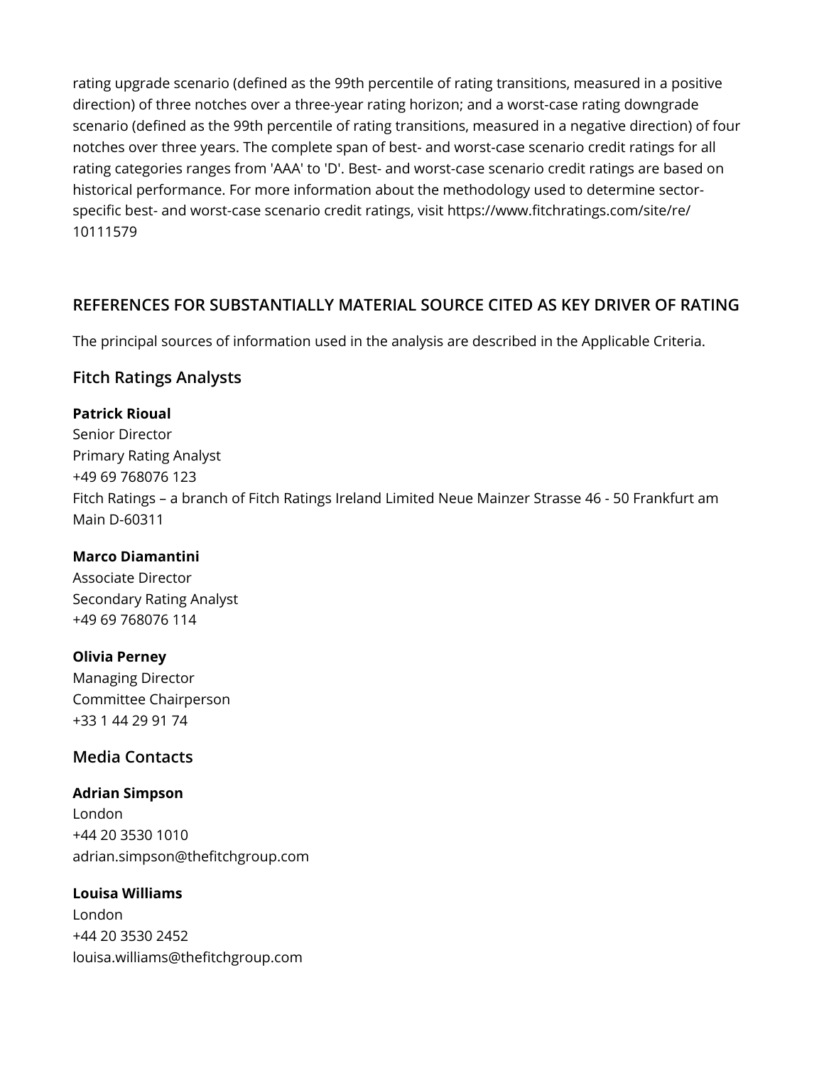rating upgrade scenario (defined as the 99th percentile of rating transitions, measured in a positive direction) of three notches over a three-year rating horizon; and a worst-case rating downgrade scenario (defined as the 99th percentile of rating transitions, measured in a negative direction) of four notches over three years. The complete span of best- and worst-case scenario credit ratings for all rating categories ranges from 'AAA' to 'D'. Best- and worst-case scenario credit ratings are based on historical performance. For more information about the methodology used to determine sector-specific best- and worst-case scenario credit ratings, visit https://www.fitchratings.com/site/re/10111579

## REFERENCES FOR SUBSTANTIALLY MATERIAL SOURCE CITED AS KEY DRIVER OF RATING

The principal sources of information used in the analysis are described in the Applicable Criteria.

### Fitch Ratings Analysts

**Patrick Rioual**
Senior Director
Primary Rating Analyst
+49 69 768076 123
Fitch Ratings – a branch of Fitch Ratings Ireland Limited Neue Mainzer Strasse 46 - 50 Frankfurt am Main D-60311

**Marco Diamantini**
Associate Director
Secondary Rating Analyst
+49 69 768076 114

**Olivia Perney**
Managing Director
Committee Chairperson
+33 1 44 29 91 74

### Media Contacts

**Adrian Simpson**
London
+44 20 3530 1010
adrian.simpson@thefitchgroup.com

**Louisa Williams**
London
+44 20 3530 2452
louisa.williams@thefitchgroup.com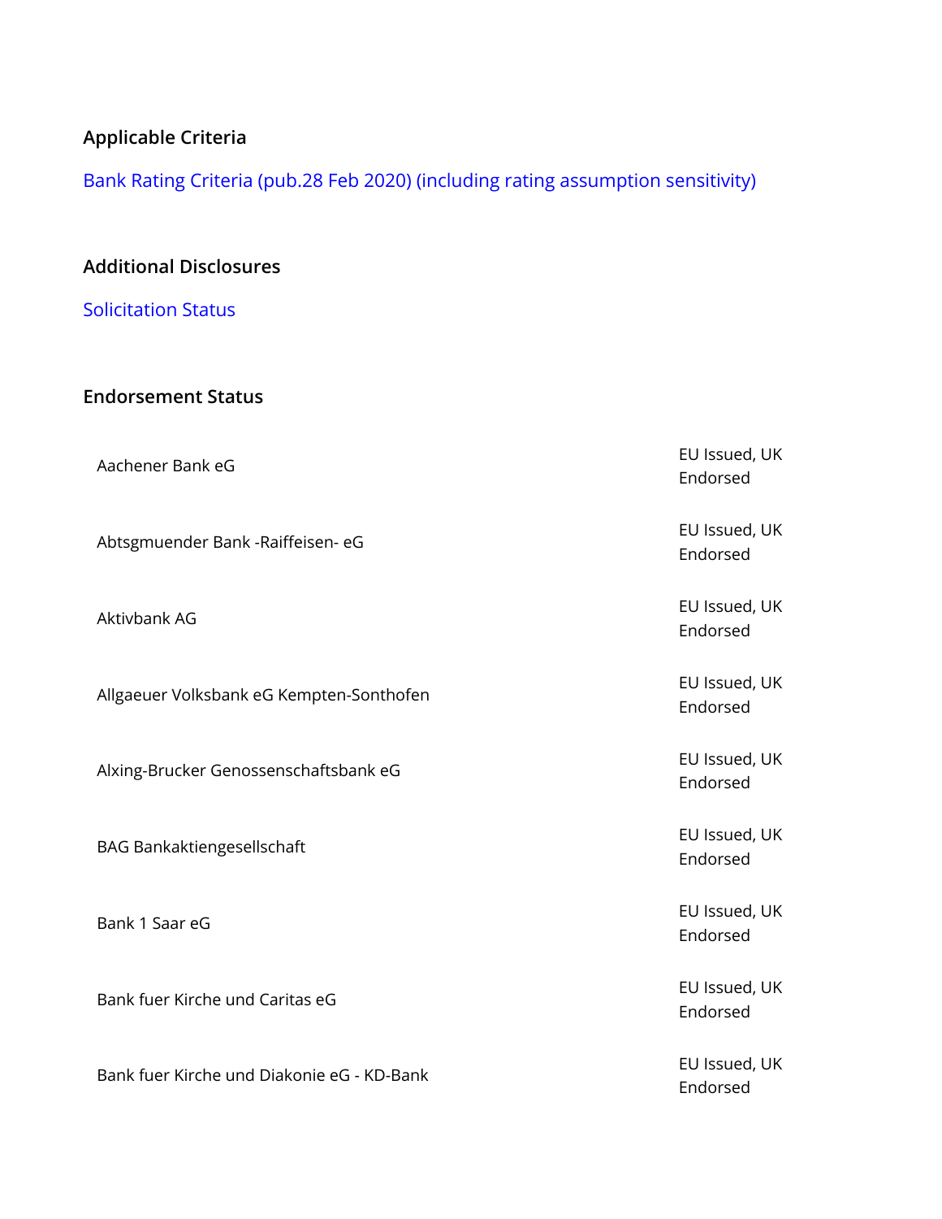### Applicable Criteria

Bank Rating Criteria (pub.28 Feb 2020) (including rating assumption sensitivity)

### Additional Disclosures

Solicitation Status

### Endorsement Status

| | |
|---|---|
| Aachener Bank eG | EU Issued, UK Endorsed |
| Abtsgmuender Bank -Raiffeisen- eG | EU Issued, UK Endorsed |
| Aktivbank AG | EU Issued, UK Endorsed |
| Allgaeuer Volksbank eG Kempten-Sonthofen | EU Issued, UK Endorsed |
| Alxing-Brucker Genossenschaftsbank eG | EU Issued, UK Endorsed |
| BAG Bankaktiengesellschaft | EU Issued, UK Endorsed |
| Bank 1 Saar eG | EU Issued, UK Endorsed |
| Bank fuer Kirche und Caritas eG | EU Issued, UK Endorsed |
| Bank fuer Kirche und Diakonie eG - KD-Bank | EU Issued, UK Endorsed |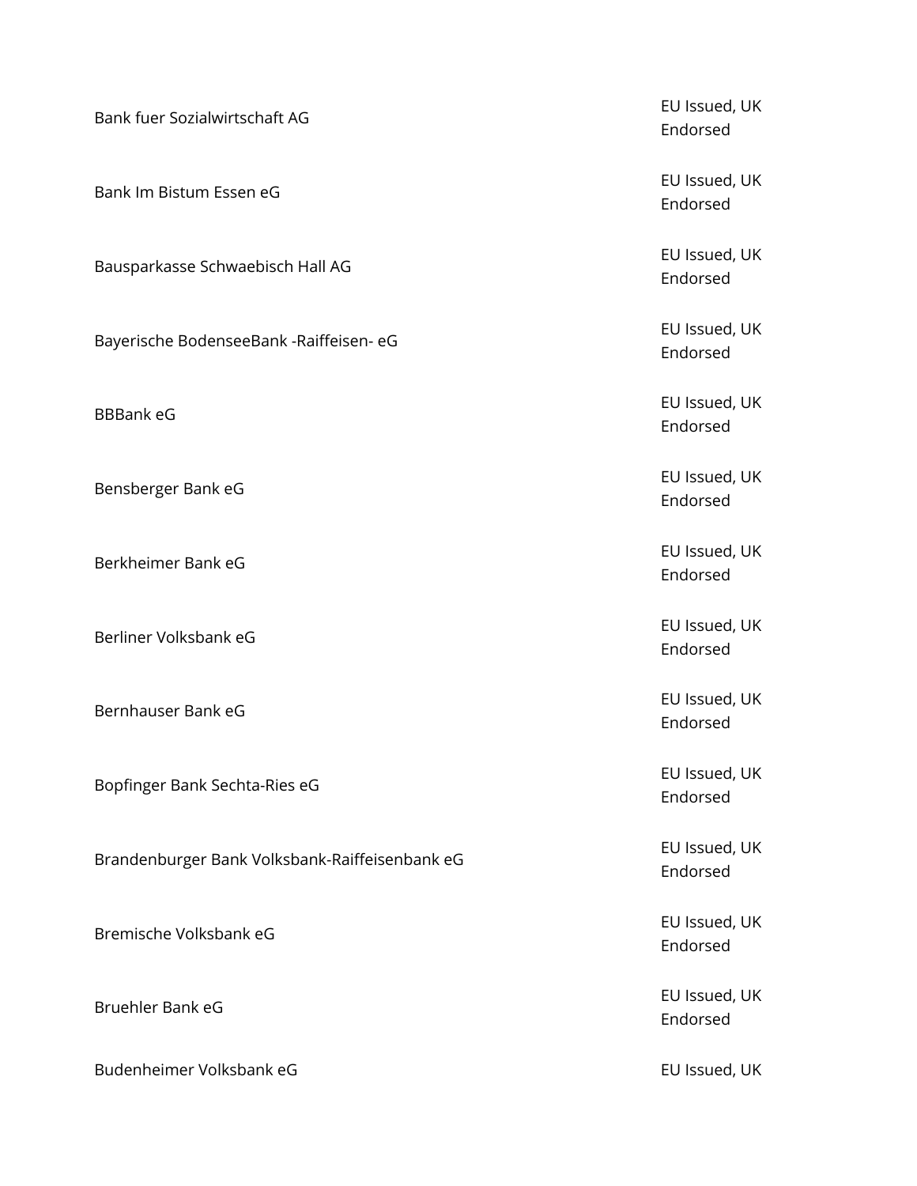| | |
|---|---|
| Bank fuer Sozialwirtschaft AG | EU Issued, UK Endorsed |
| Bank Im Bistum Essen eG | EU Issued, UK Endorsed |
| Bausparkasse Schwaebisch Hall AG | EU Issued, UK Endorsed |
| Bayerische BodenseeBank -Raiffeisen- eG | EU Issued, UK Endorsed |
| BBBank eG | EU Issued, UK Endorsed |
| Bensberger Bank eG | EU Issued, UK Endorsed |
| Berkheimer Bank eG | EU Issued, UK Endorsed |
| Berliner Volksbank eG | EU Issued, UK Endorsed |
| Bernhauser Bank eG | EU Issued, UK Endorsed |
| Bopfinger Bank Sechta-Ries eG | EU Issued, UK Endorsed |
| Brandenburger Bank Volksbank-Raiffeisenbank eG | EU Issued, UK Endorsed |
| Bremische Volksbank eG | EU Issued, UK Endorsed |
| Bruehler Bank eG | EU Issued, UK Endorsed |
| Budenheimer Volksbank eG | EU Issued, UK |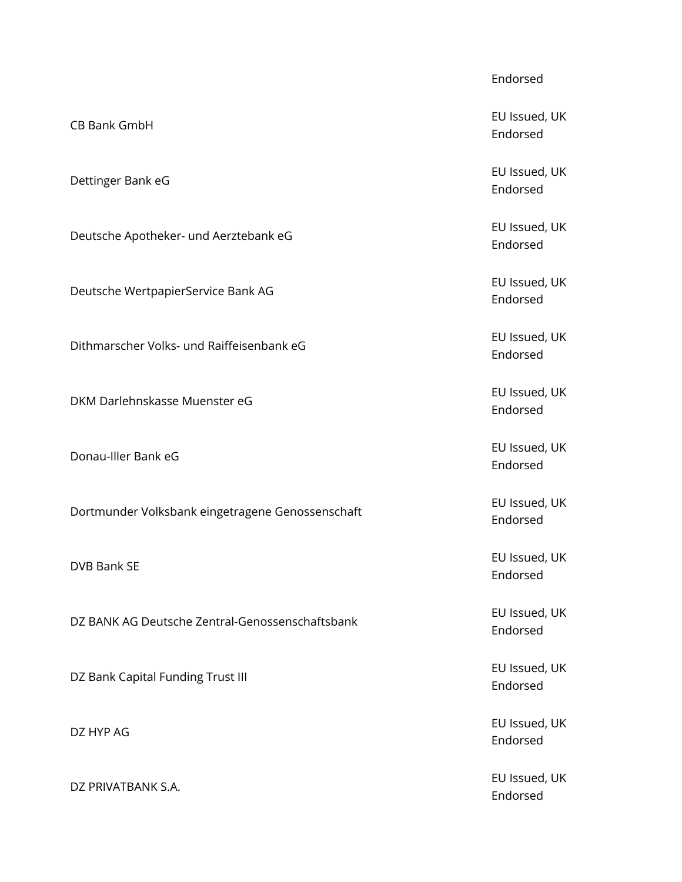| | |
|---|---|
| | Endorsed |
| CB Bank GmbH | EU Issued, UK Endorsed |
| Dettinger Bank eG | EU Issued, UK Endorsed |
| Deutsche Apotheker- und Aerztebank eG | EU Issued, UK Endorsed |
| Deutsche WertpapierService Bank AG | EU Issued, UK Endorsed |
| Dithmarscher Volks- und Raiffeisenbank eG | EU Issued, UK Endorsed |
| DKM Darlehnskasse Muenster eG | EU Issued, UK Endorsed |
| Donau-Iller Bank eG | EU Issued, UK Endorsed |
| Dortmunder Volksbank eingetragene Genossenschaft | EU Issued, UK Endorsed |
| DVB Bank SE | EU Issued, UK Endorsed |
| DZ BANK AG Deutsche Zentral-Genossenschaftsbank | EU Issued, UK Endorsed |
| DZ Bank Capital Funding Trust III | EU Issued, UK Endorsed |
| DZ HYP AG | EU Issued, UK Endorsed |
| DZ PRIVATBANK S.A. | EU Issued, UK Endorsed |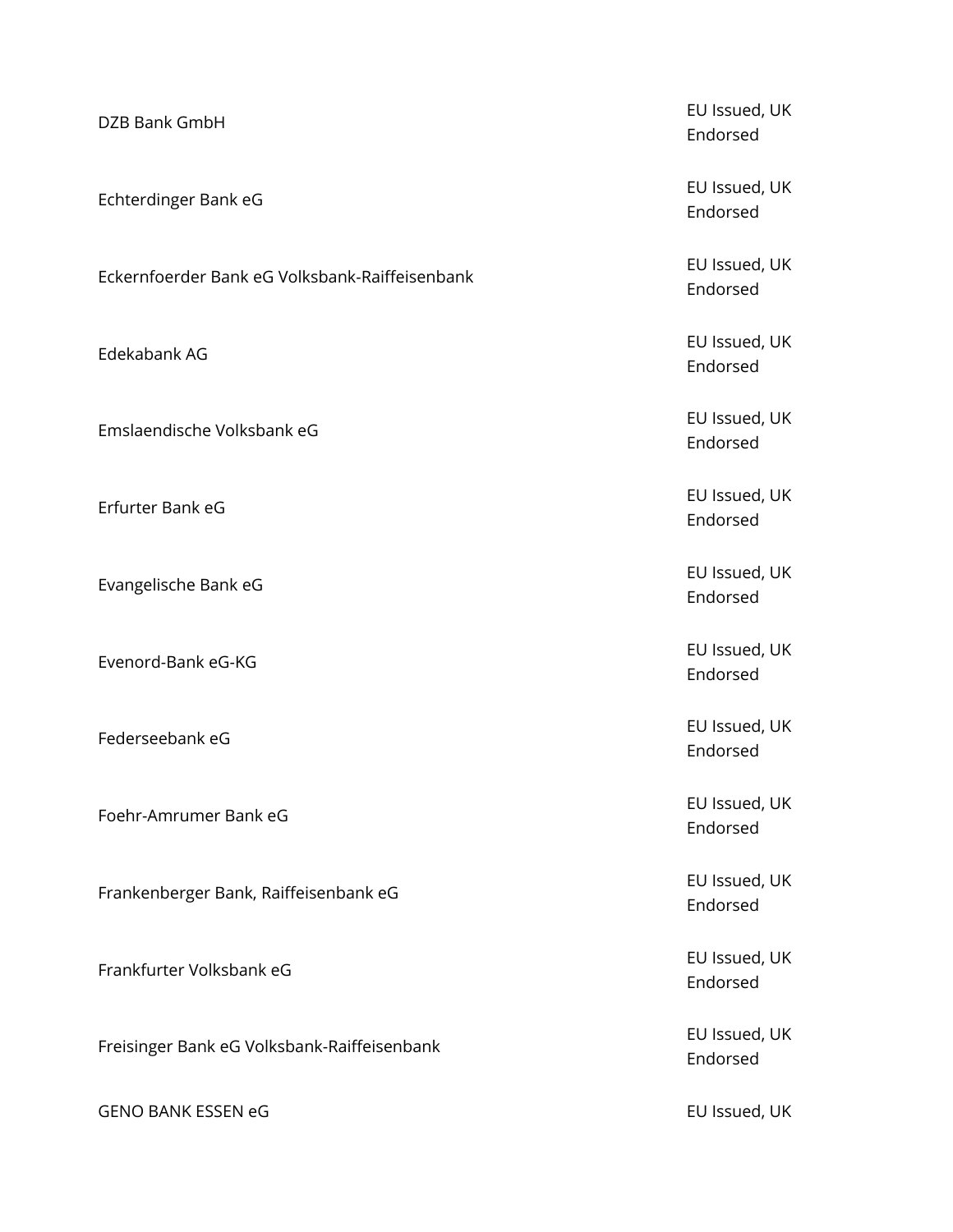| | |
|---|---|
| DZB Bank GmbH | EU Issued, UK Endorsed |
| Echterdinger Bank eG | EU Issued, UK Endorsed |
| Eckernfoerder Bank eG Volksbank-Raiffeisenbank | EU Issued, UK Endorsed |
| Edekabank AG | EU Issued, UK Endorsed |
| Emslaendische Volksbank eG | EU Issued, UK Endorsed |
| Erfurter Bank eG | EU Issued, UK Endorsed |
| Evangelische Bank eG | EU Issued, UK Endorsed |
| Evenord-Bank eG-KG | EU Issued, UK Endorsed |
| Federseebank eG | EU Issued, UK Endorsed |
| Foehr-Amrumer Bank eG | EU Issued, UK Endorsed |
| Frankenberger Bank, Raiffeisenbank eG | EU Issued, UK Endorsed |
| Frankfurter Volksbank eG | EU Issued, UK Endorsed |
| Freisinger Bank eG Volksbank-Raiffeisenbank | EU Issued, UK Endorsed |
| GENO BANK ESSEN eG | EU Issued, UK |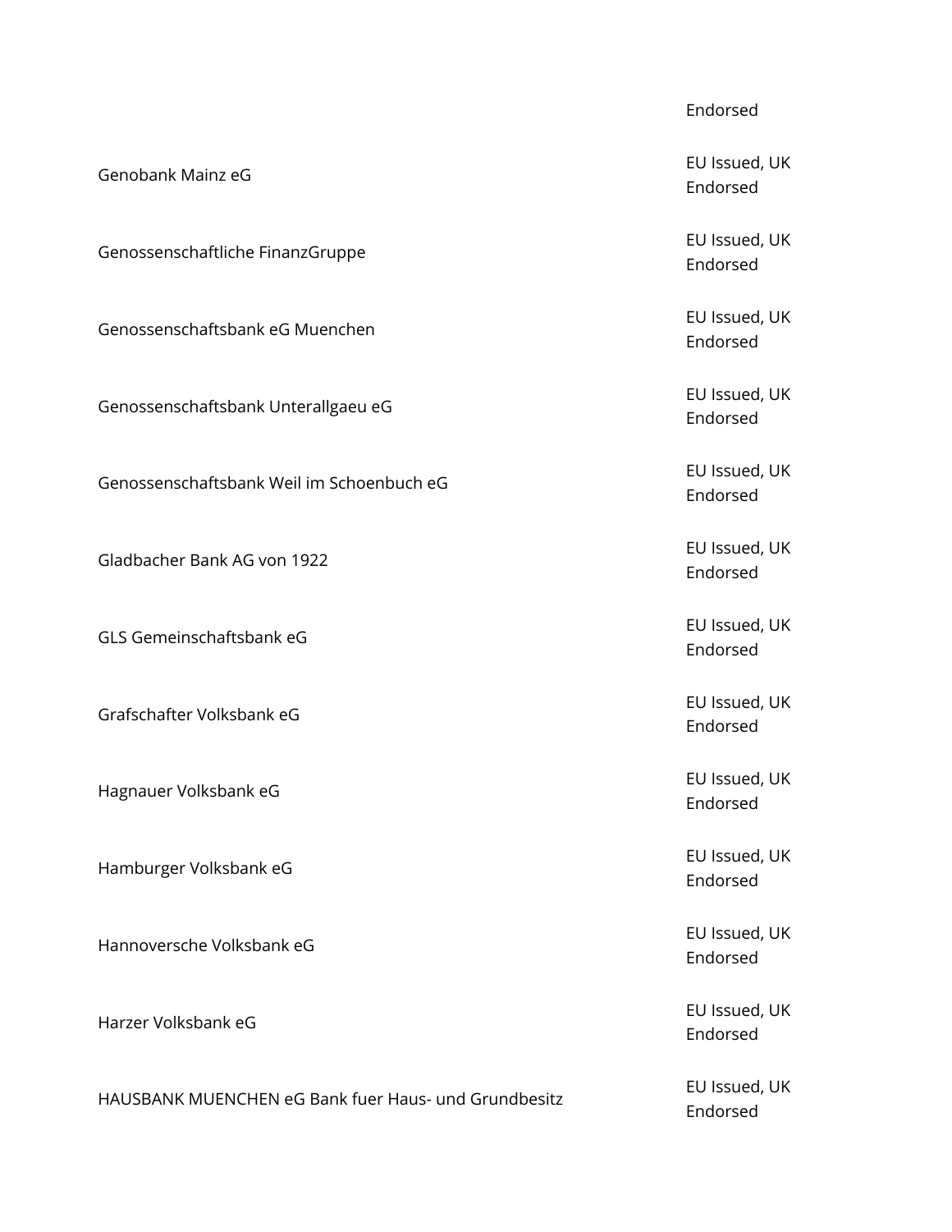| | |
|---|---|
| | Endorsed |
| Genobank Mainz eG | EU Issued, UK Endorsed |
| Genossenschaftliche FinanzGruppe | EU Issued, UK Endorsed |
| Genossenschaftsbank eG Muenchen | EU Issued, UK Endorsed |
| Genossenschaftsbank Unterallgaeu eG | EU Issued, UK Endorsed |
| Genossenschaftsbank Weil im Schoenbuch eG | EU Issued, UK Endorsed |
| Gladbacher Bank AG von 1922 | EU Issued, UK Endorsed |
| GLS Gemeinschaftsbank eG | EU Issued, UK Endorsed |
| Grafschafter Volksbank eG | EU Issued, UK Endorsed |
| Hagnauer Volksbank eG | EU Issued, UK Endorsed |
| Hamburger Volksbank eG | EU Issued, UK Endorsed |
| Hannoversche Volksbank eG | EU Issued, UK Endorsed |
| Harzer Volksbank eG | EU Issued, UK Endorsed |
| HAUSBANK MUENCHEN eG Bank fuer Haus- und Grundbesitz | EU Issued, UK Endorsed |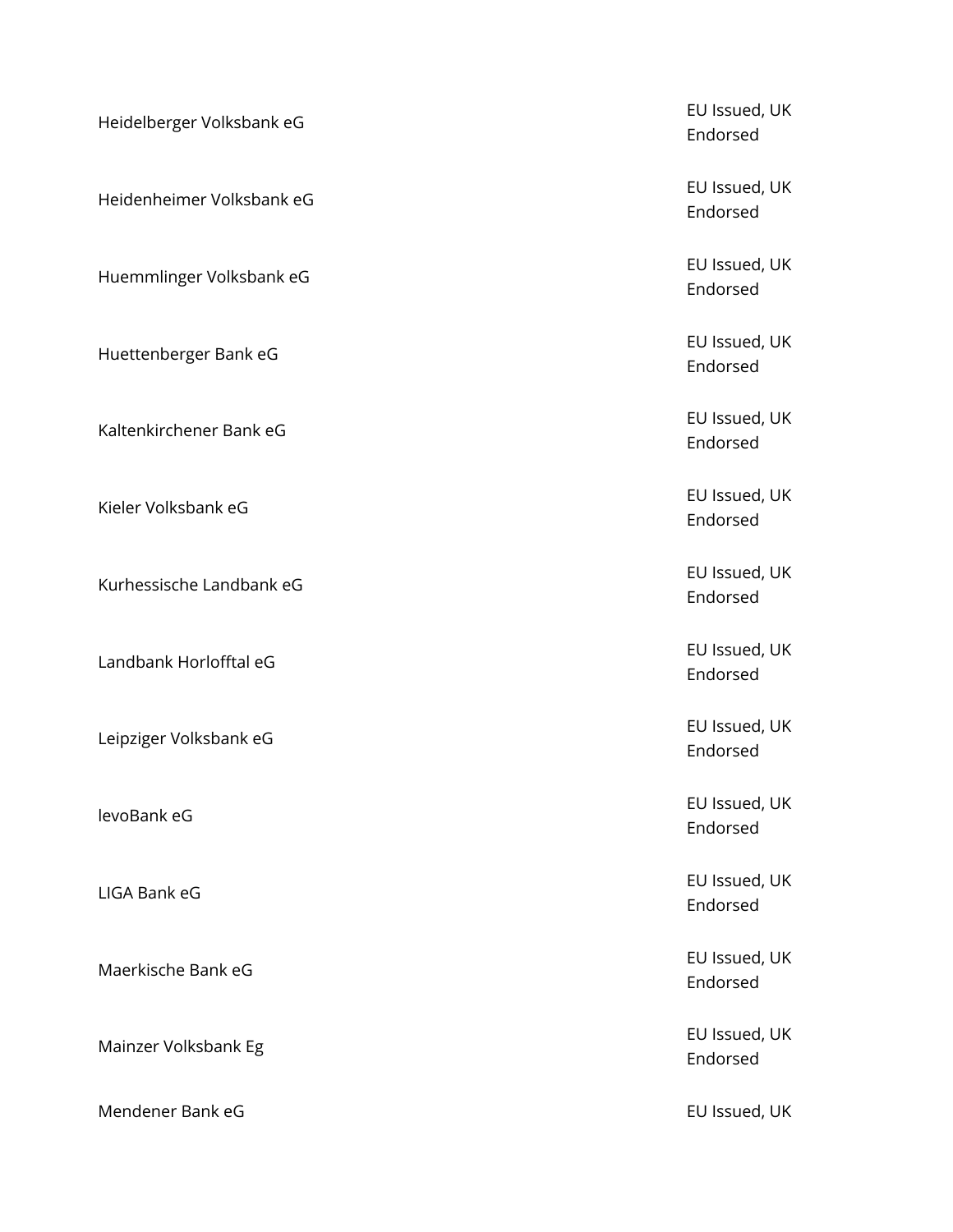| | |
|---|---|
| Heidelberger Volksbank eG | EU Issued, UK Endorsed |
| Heidenheimer Volksbank eG | EU Issued, UK Endorsed |
| Huemmlinger Volksbank eG | EU Issued, UK Endorsed |
| Huettenberger Bank eG | EU Issued, UK Endorsed |
| Kaltenkirchener Bank eG | EU Issued, UK Endorsed |
| Kieler Volksbank eG | EU Issued, UK Endorsed |
| Kurhessische Landbank eG | EU Issued, UK Endorsed |
| Landbank Horlofftal eG | EU Issued, UK Endorsed |
| Leipziger Volksbank eG | EU Issued, UK Endorsed |
| levoBank eG | EU Issued, UK Endorsed |
| LIGA Bank eG | EU Issued, UK Endorsed |
| Maerkische Bank eG | EU Issued, UK Endorsed |
| Mainzer Volksbank Eg | EU Issued, UK Endorsed |
| Mendener Bank eG | EU Issued, UK |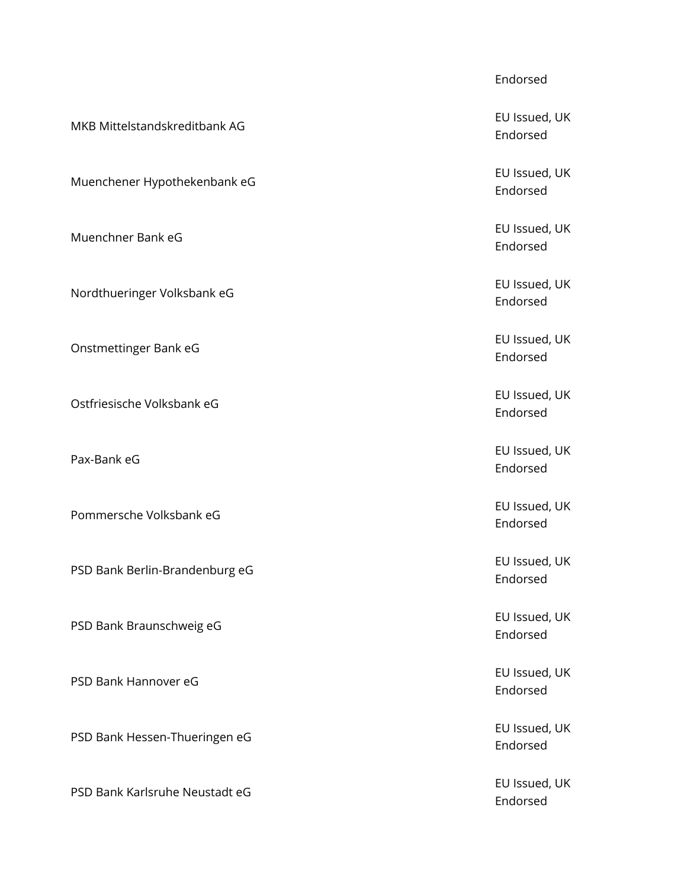| | |
|---|---|
| | Endorsed |
| MKB Mittelstandskreditbank AG | EU Issued, UK Endorsed |
| Muenchener Hypothekenbank eG | EU Issued, UK Endorsed |
| Muenchner Bank eG | EU Issued, UK Endorsed |
| Nordthueringer Volksbank eG | EU Issued, UK Endorsed |
| Onstmettinger Bank eG | EU Issued, UK Endorsed |
| Ostfriesische Volksbank eG | EU Issued, UK Endorsed |
| Pax-Bank eG | EU Issued, UK Endorsed |
| Pommersche Volksbank eG | EU Issued, UK Endorsed |
| PSD Bank Berlin-Brandenburg eG | EU Issued, UK Endorsed |
| PSD Bank Braunschweig eG | EU Issued, UK Endorsed |
| PSD Bank Hannover eG | EU Issued, UK Endorsed |
| PSD Bank Hessen-Thueringen eG | EU Issued, UK Endorsed |
| PSD Bank Karlsruhe Neustadt eG | EU Issued, UK Endorsed |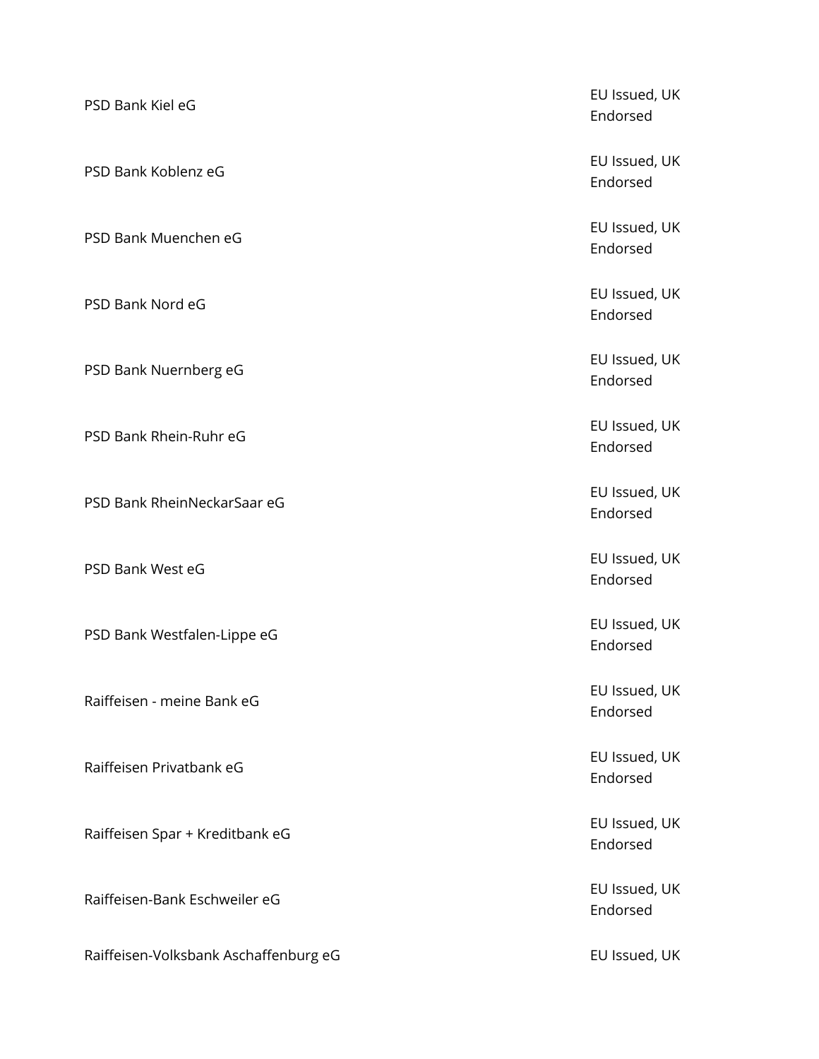| | |
|---|---|
| PSD Bank Kiel eG | EU Issued, UK Endorsed |
| PSD Bank Koblenz eG | EU Issued, UK Endorsed |
| PSD Bank Muenchen eG | EU Issued, UK Endorsed |
| PSD Bank Nord eG | EU Issued, UK Endorsed |
| PSD Bank Nuernberg eG | EU Issued, UK Endorsed |
| PSD Bank Rhein-Ruhr eG | EU Issued, UK Endorsed |
| PSD Bank RheinNeckarSaar eG | EU Issued, UK Endorsed |
| PSD Bank West eG | EU Issued, UK Endorsed |
| PSD Bank Westfalen-Lippe eG | EU Issued, UK Endorsed |
| Raiffeisen - meine Bank eG | EU Issued, UK Endorsed |
| Raiffeisen Privatbank eG | EU Issued, UK Endorsed |
| Raiffeisen Spar + Kreditbank eG | EU Issued, UK Endorsed |
| Raiffeisen-Bank Eschweiler eG | EU Issued, UK Endorsed |
| Raiffeisen-Volksbank Aschaffenburg eG | EU Issued, UK |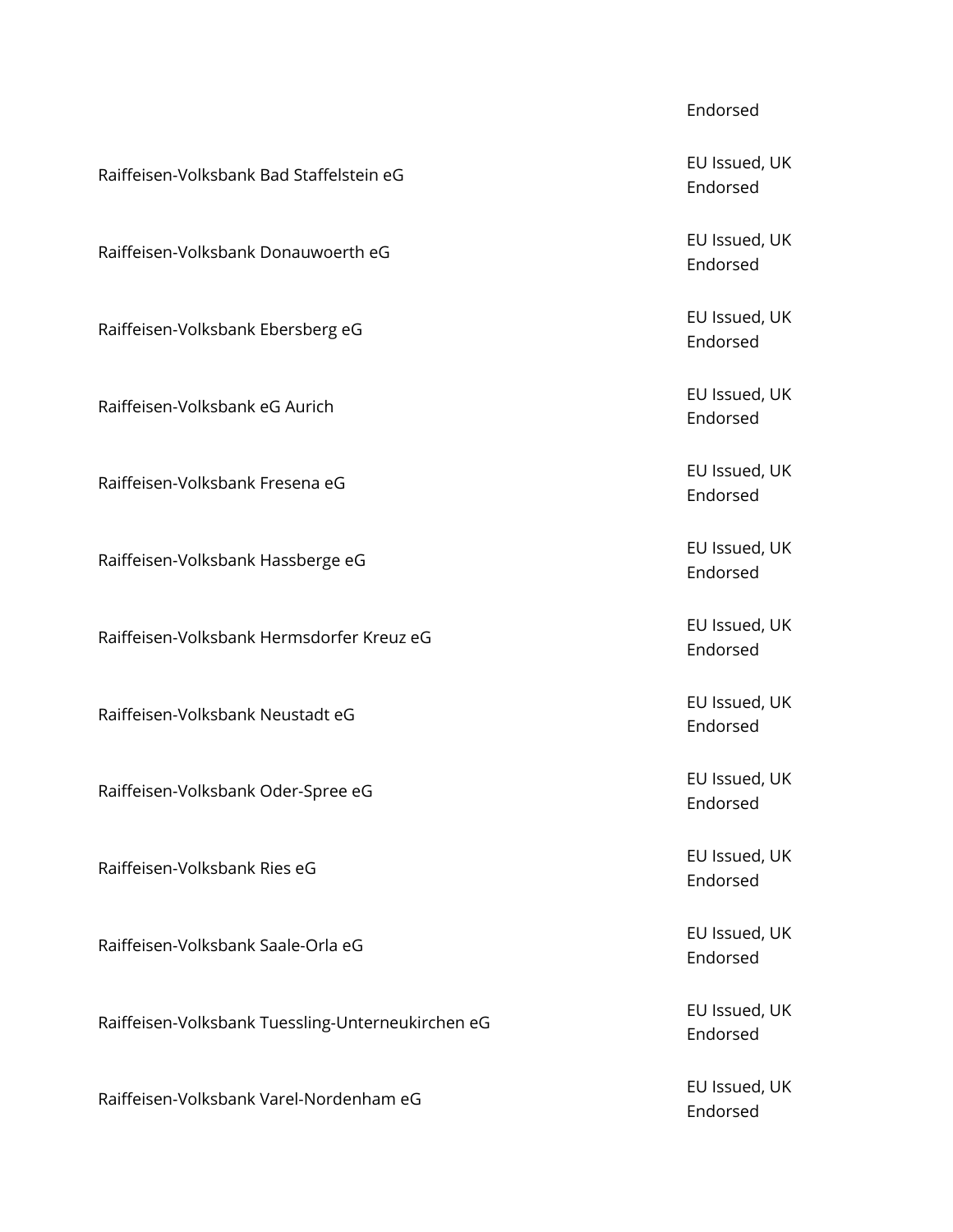| | |
|---|---|
| | Endorsed |
| Raiffeisen-Volksbank Bad Staffelstein eG | EU Issued, UK Endorsed |
| Raiffeisen-Volksbank Donauwoerth eG | EU Issued, UK Endorsed |
| Raiffeisen-Volksbank Ebersberg eG | EU Issued, UK Endorsed |
| Raiffeisen-Volksbank eG Aurich | EU Issued, UK Endorsed |
| Raiffeisen-Volksbank Fresena eG | EU Issued, UK Endorsed |
| Raiffeisen-Volksbank Hassberge eG | EU Issued, UK Endorsed |
| Raiffeisen-Volksbank Hermsdorfer Kreuz eG | EU Issued, UK Endorsed |
| Raiffeisen-Volksbank Neustadt eG | EU Issued, UK Endorsed |
| Raiffeisen-Volksbank Oder-Spree eG | EU Issued, UK Endorsed |
| Raiffeisen-Volksbank Ries eG | EU Issued, UK Endorsed |
| Raiffeisen-Volksbank Saale-Orla eG | EU Issued, UK Endorsed |
| Raiffeisen-Volksbank Tuessling-Unterneukirchen eG | EU Issued, UK Endorsed |
| Raiffeisen-Volksbank Varel-Nordenham eG | EU Issued, UK Endorsed |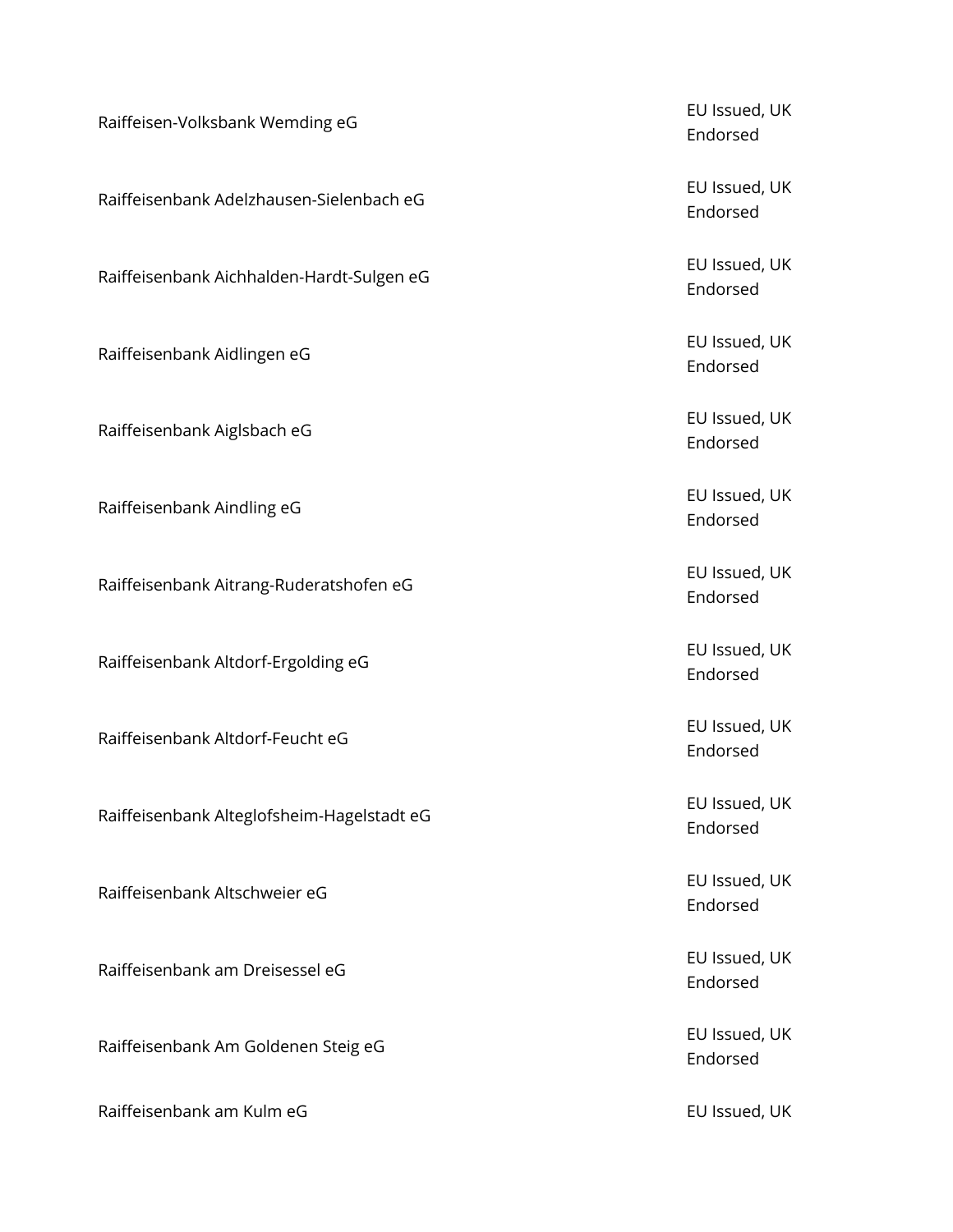| | |
|---|---|
| Raiffeisen-Volksbank Wemding eG | EU Issued, UK Endorsed |
| Raiffeisenbank Adelzhausen-Sielenbach eG | EU Issued, UK Endorsed |
| Raiffeisenbank Aichhalden-Hardt-Sulgen eG | EU Issued, UK Endorsed |
| Raiffeisenbank Aidlingen eG | EU Issued, UK Endorsed |
| Raiffeisenbank Aiglsbach eG | EU Issued, UK Endorsed |
| Raiffeisenbank Aindling eG | EU Issued, UK Endorsed |
| Raiffeisenbank Aitrang-Ruderatshofen eG | EU Issued, UK Endorsed |
| Raiffeisenbank Altdorf-Ergolding eG | EU Issued, UK Endorsed |
| Raiffeisenbank Altdorf-Feucht eG | EU Issued, UK Endorsed |
| Raiffeisenbank Alteglofsheim-Hagelstadt eG | EU Issued, UK Endorsed |
| Raiffeisenbank Altschweier eG | EU Issued, UK Endorsed |
| Raiffeisenbank am Dreisessel eG | EU Issued, UK Endorsed |
| Raiffeisenbank Am Goldenen Steig eG | EU Issued, UK Endorsed |
| Raiffeisenbank am Kulm eG | EU Issued, UK |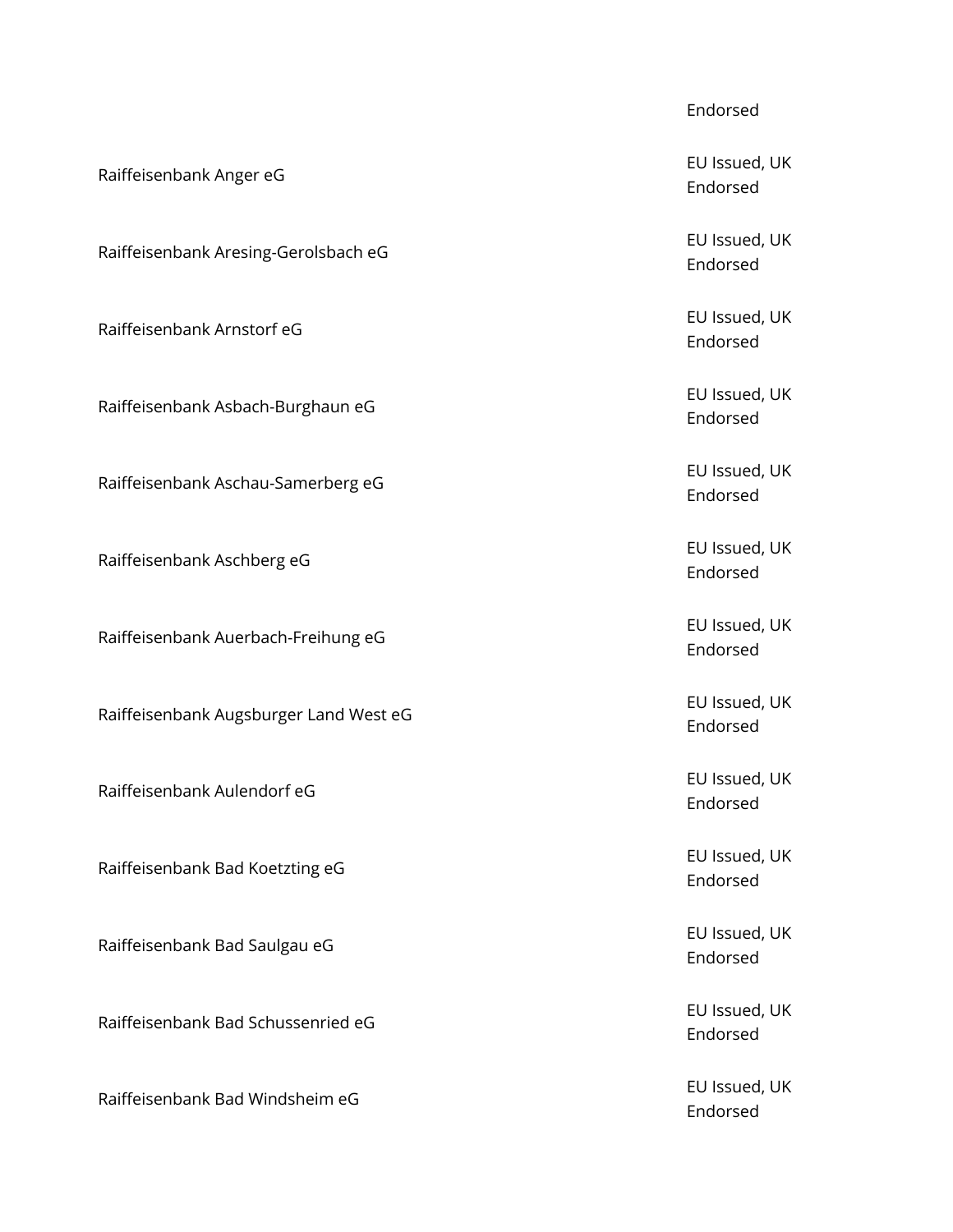| | |
|---|---|
| | Endorsed |
| Raiffeisenbank Anger eG | EU Issued, UK Endorsed |
| Raiffeisenbank Aresing-Gerolsbach eG | EU Issued, UK Endorsed |
| Raiffeisenbank Arnstorf eG | EU Issued, UK Endorsed |
| Raiffeisenbank Asbach-Burghaun eG | EU Issued, UK Endorsed |
| Raiffeisenbank Aschau-Samerberg eG | EU Issued, UK Endorsed |
| Raiffeisenbank Aschberg eG | EU Issued, UK Endorsed |
| Raiffeisenbank Auerbach-Freihung eG | EU Issued, UK Endorsed |
| Raiffeisenbank Augsburger Land West eG | EU Issued, UK Endorsed |
| Raiffeisenbank Aulendorf eG | EU Issued, UK Endorsed |
| Raiffeisenbank Bad Koetzting eG | EU Issued, UK Endorsed |
| Raiffeisenbank Bad Saulgau eG | EU Issued, UK Endorsed |
| Raiffeisenbank Bad Schussenried eG | EU Issued, UK Endorsed |
| Raiffeisenbank Bad Windsheim eG | EU Issued, UK Endorsed |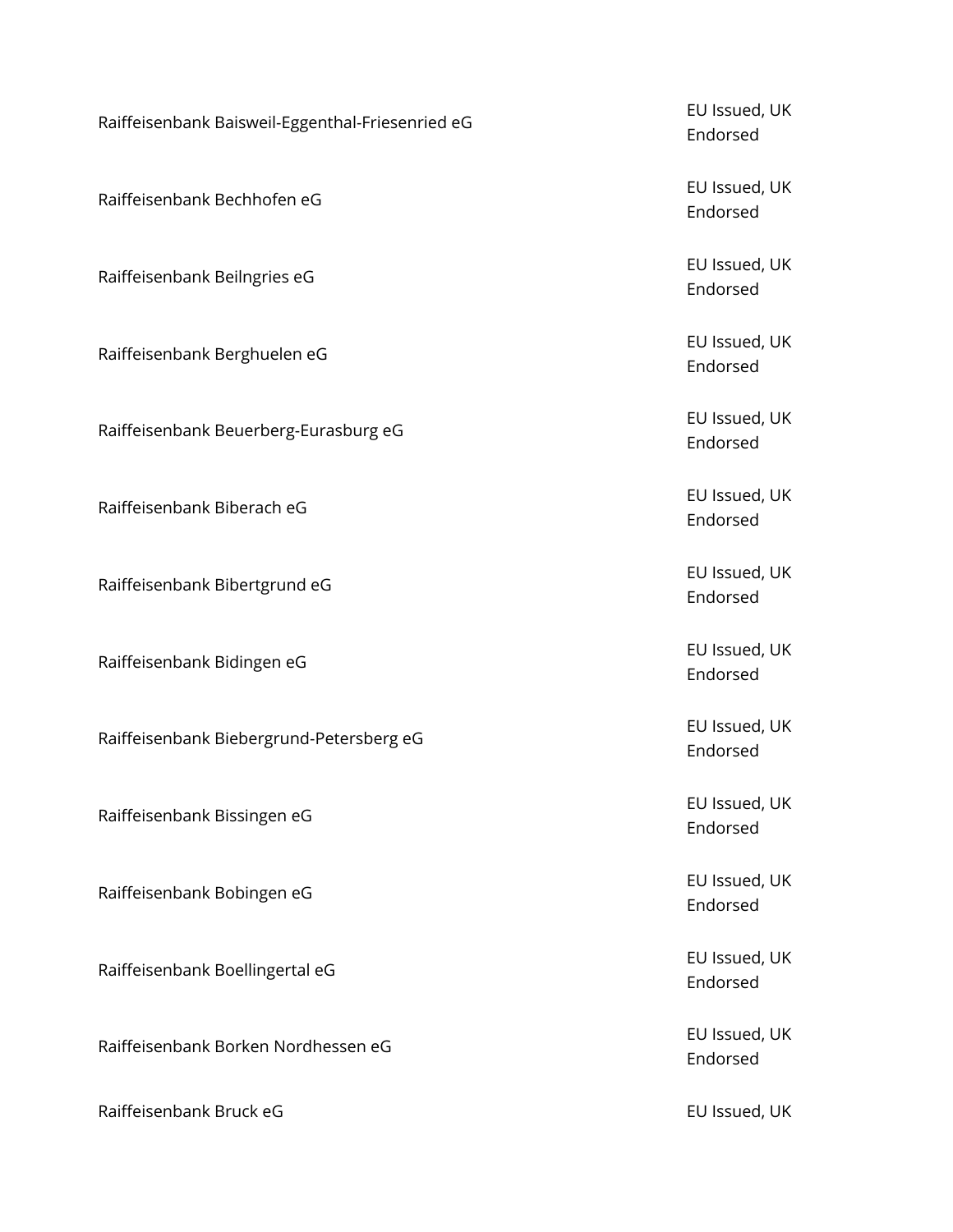| | |
|---|---|
| Raiffeisenbank Baisweil-Eggenthal-Friesenried eG | EU Issued, UK Endorsed |
| Raiffeisenbank Bechhofen eG | EU Issued, UK Endorsed |
| Raiffeisenbank Beilngries eG | EU Issued, UK Endorsed |
| Raiffeisenbank Berghuelen eG | EU Issued, UK Endorsed |
| Raiffeisenbank Beuerberg-Eurasburg eG | EU Issued, UK Endorsed |
| Raiffeisenbank Biberach eG | EU Issued, UK Endorsed |
| Raiffeisenbank Bibertgrund eG | EU Issued, UK Endorsed |
| Raiffeisenbank Bidingen eG | EU Issued, UK Endorsed |
| Raiffeisenbank Biebergrund-Petersberg eG | EU Issued, UK Endorsed |
| Raiffeisenbank Bissingen eG | EU Issued, UK Endorsed |
| Raiffeisenbank Bobingen eG | EU Issued, UK Endorsed |
| Raiffeisenbank Boellingertal eG | EU Issued, UK Endorsed |
| Raiffeisenbank Borken Nordhessen eG | EU Issued, UK Endorsed |
| Raiffeisenbank Bruck eG | EU Issued, UK |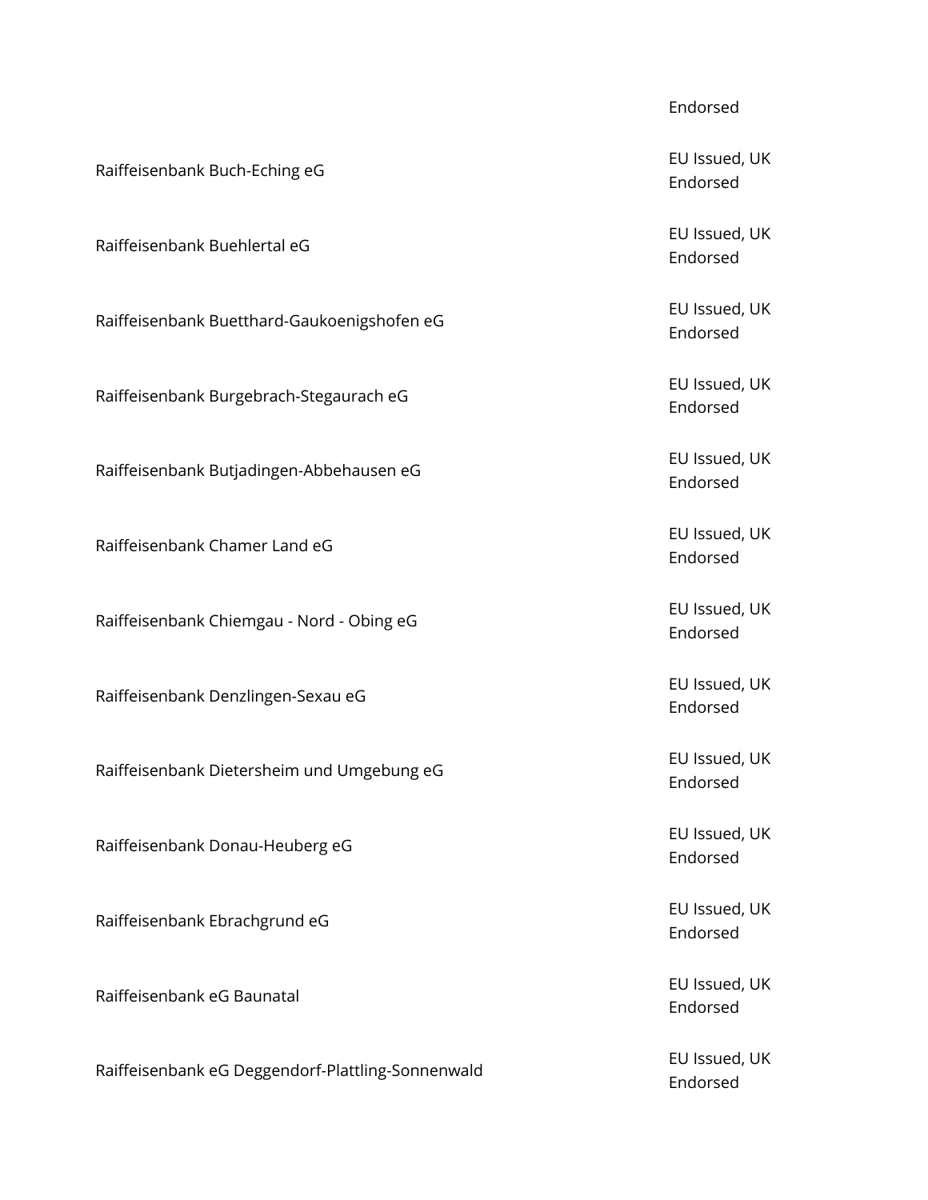| | |
|---|---|
| | Endorsed |
| Raiffeisenbank Buch-Eching eG | EU Issued, UK Endorsed |
| Raiffeisenbank Buehlertal eG | EU Issued, UK Endorsed |
| Raiffeisenbank Buetthard-Gaukoenigshofen eG | EU Issued, UK Endorsed |
| Raiffeisenbank Burgebrach-Stegaurach eG | EU Issued, UK Endorsed |
| Raiffeisenbank Butjadingen-Abbehausen eG | EU Issued, UK Endorsed |
| Raiffeisenbank Chamer Land eG | EU Issued, UK Endorsed |
| Raiffeisenbank Chiemgau - Nord - Obing eG | EU Issued, UK Endorsed |
| Raiffeisenbank Denzlingen-Sexau eG | EU Issued, UK Endorsed |
| Raiffeisenbank Dietersheim und Umgebung eG | EU Issued, UK Endorsed |
| Raiffeisenbank Donau-Heuberg eG | EU Issued, UK Endorsed |
| Raiffeisenbank Ebrachgrund eG | EU Issued, UK Endorsed |
| Raiffeisenbank eG Baunatal | EU Issued, UK Endorsed |
| Raiffeisenbank eG Deggendorf-Plattling-Sonnenwald | EU Issued, UK Endorsed |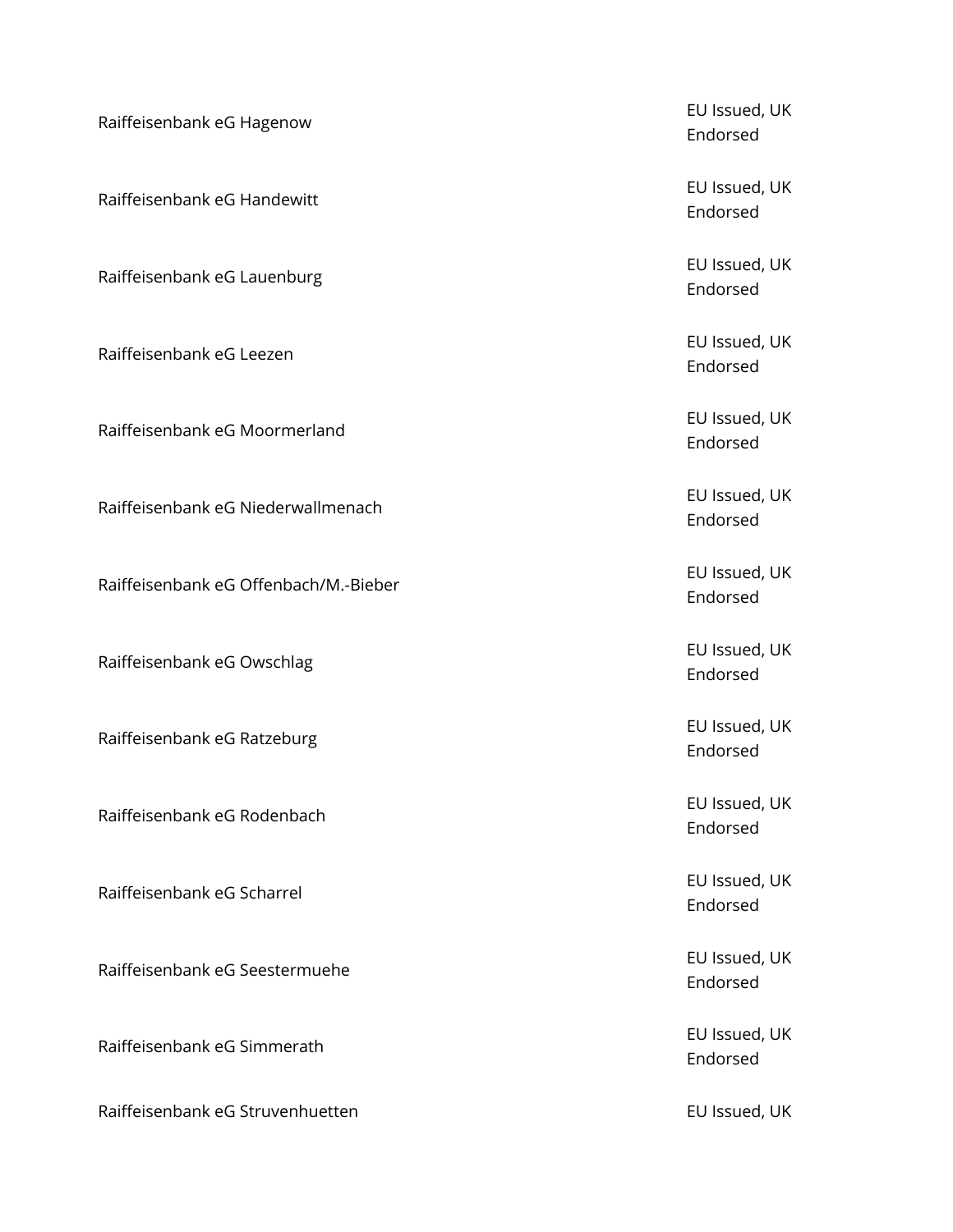| | |
|---|---|
| Raiffeisenbank eG Hagenow | EU Issued, UK Endorsed |
| Raiffeisenbank eG Handewitt | EU Issued, UK Endorsed |
| Raiffeisenbank eG Lauenburg | EU Issued, UK Endorsed |
| Raiffeisenbank eG Leezen | EU Issued, UK Endorsed |
| Raiffeisenbank eG Moormerland | EU Issued, UK Endorsed |
| Raiffeisenbank eG Niederwallmenach | EU Issued, UK Endorsed |
| Raiffeisenbank eG Offenbach/M.-Bieber | EU Issued, UK Endorsed |
| Raiffeisenbank eG Owschlag | EU Issued, UK Endorsed |
| Raiffeisenbank eG Ratzeburg | EU Issued, UK Endorsed |
| Raiffeisenbank eG Rodenbach | EU Issued, UK Endorsed |
| Raiffeisenbank eG Scharrel | EU Issued, UK Endorsed |
| Raiffeisenbank eG Seestermuehe | EU Issued, UK Endorsed |
| Raiffeisenbank eG Simmerath | EU Issued, UK Endorsed |
| Raiffeisenbank eG Struvenhuetten | EU Issued, UK |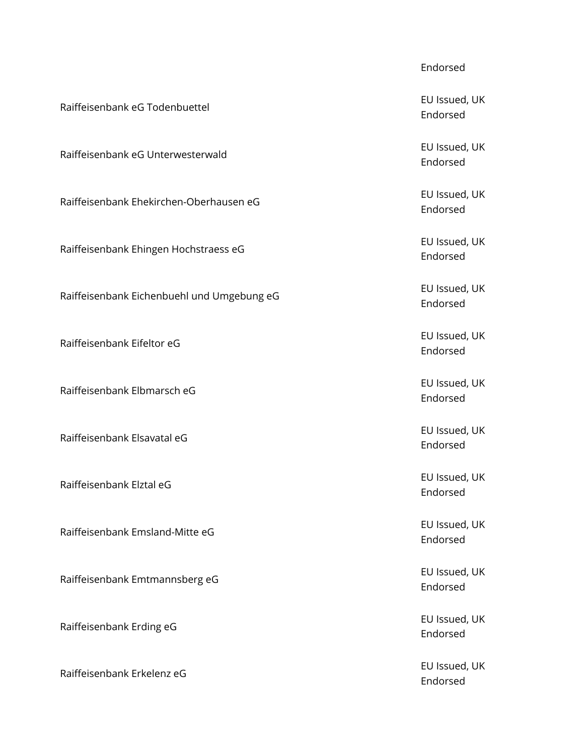| | |
|---|---|
| | Endorsed |
| Raiffeisenbank eG Todenbuettel | EU Issued, UK Endorsed |
| Raiffeisenbank eG Unterwesterwald | EU Issued, UK Endorsed |
| Raiffeisenbank Ehekirchen-Oberhausen eG | EU Issued, UK Endorsed |
| Raiffeisenbank Ehingen Hochstraess eG | EU Issued, UK Endorsed |
| Raiffeisenbank Eichenbuehl und Umgebung eG | EU Issued, UK Endorsed |
| Raiffeisenbank Eifeltor eG | EU Issued, UK Endorsed |
| Raiffeisenbank Elbmarsch eG | EU Issued, UK Endorsed |
| Raiffeisenbank Elsavatal eG | EU Issued, UK Endorsed |
| Raiffeisenbank Elztal eG | EU Issued, UK Endorsed |
| Raiffeisenbank Emsland-Mitte eG | EU Issued, UK Endorsed |
| Raiffeisenbank Emtmannsberg eG | EU Issued, UK Endorsed |
| Raiffeisenbank Erding eG | EU Issued, UK Endorsed |
| Raiffeisenbank Erkelenz eG | EU Issued, UK Endorsed |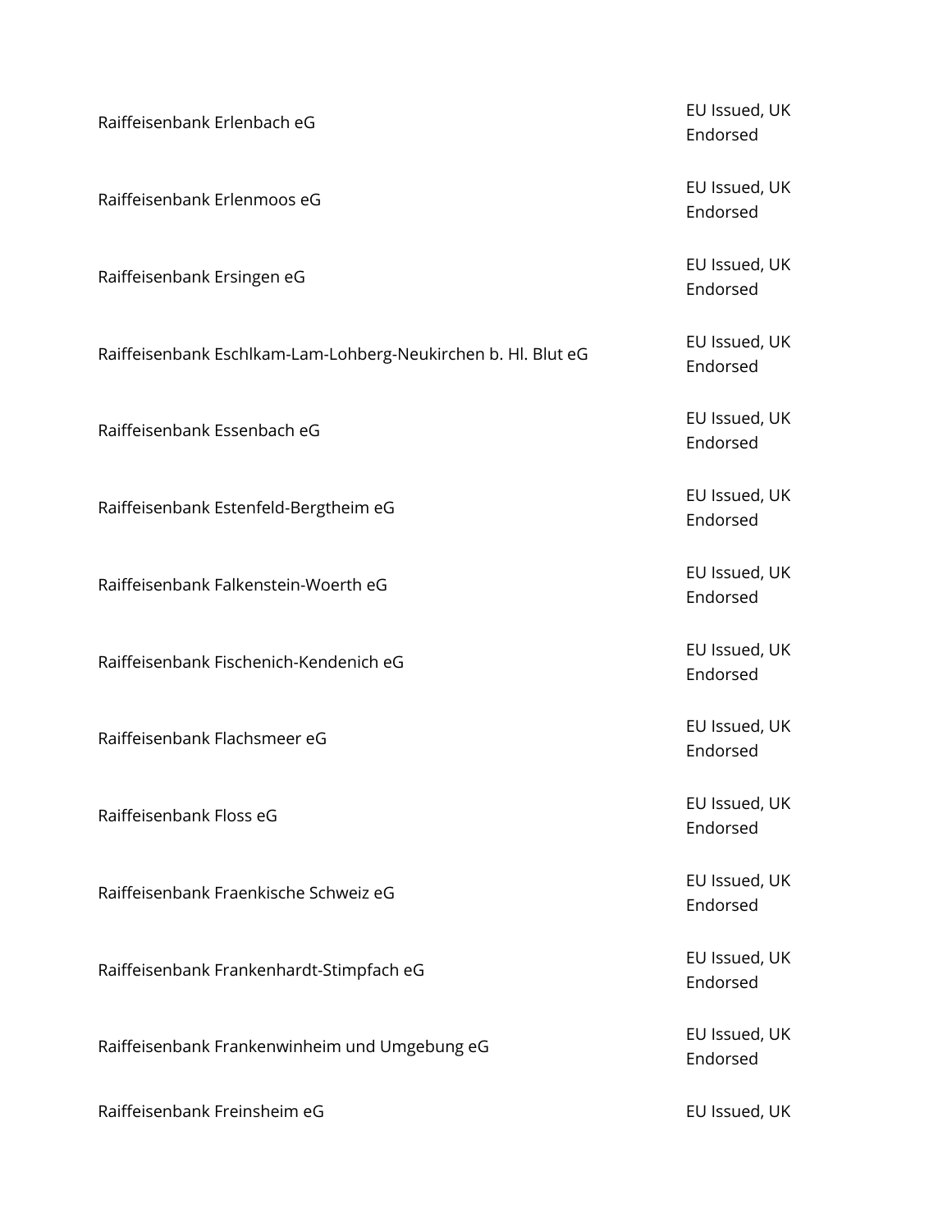| | |
|---|---|
| Raiffeisenbank Erlenbach eG | EU Issued, UK Endorsed |
| Raiffeisenbank Erlenmoos eG | EU Issued, UK Endorsed |
| Raiffeisenbank Ersingen eG | EU Issued, UK Endorsed |
| Raiffeisenbank Eschlkam-Lam-Lohberg-Neukirchen b. Hl. Blut eG | EU Issued, UK Endorsed |
| Raiffeisenbank Essenbach eG | EU Issued, UK Endorsed |
| Raiffeisenbank Estenfeld-Bergtheim eG | EU Issued, UK Endorsed |
| Raiffeisenbank Falkenstein-Woerth eG | EU Issued, UK Endorsed |
| Raiffeisenbank Fischenich-Kendenich eG | EU Issued, UK Endorsed |
| Raiffeisenbank Flachsmeer eG | EU Issued, UK Endorsed |
| Raiffeisenbank Floss eG | EU Issued, UK Endorsed |
| Raiffeisenbank Fraenkische Schweiz eG | EU Issued, UK Endorsed |
| Raiffeisenbank Frankenhardt-Stimpfach eG | EU Issued, UK Endorsed |
| Raiffeisenbank Frankenwinheim und Umgebung eG | EU Issued, UK Endorsed |
| Raiffeisenbank Freinsheim eG | EU Issued, UK |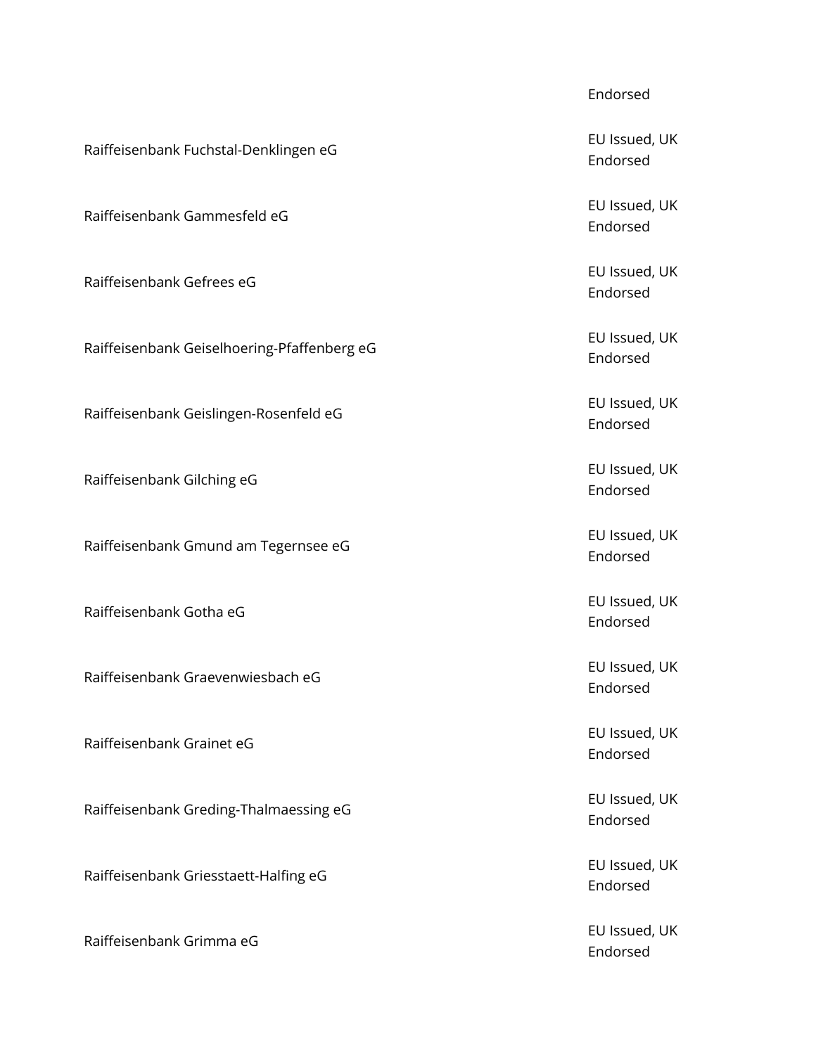| | |
|---|---|
| | Endorsed |
| Raiffeisenbank Fuchstal-Denklingen eG | EU Issued, UK Endorsed |
| Raiffeisenbank Gammesfeld eG | EU Issued, UK Endorsed |
| Raiffeisenbank Gefrees eG | EU Issued, UK Endorsed |
| Raiffeisenbank Geiselhoering-Pfaffenberg eG | EU Issued, UK Endorsed |
| Raiffeisenbank Geislingen-Rosenfeld eG | EU Issued, UK Endorsed |
| Raiffeisenbank Gilching eG | EU Issued, UK Endorsed |
| Raiffeisenbank Gmund am Tegernsee eG | EU Issued, UK Endorsed |
| Raiffeisenbank Gotha eG | EU Issued, UK Endorsed |
| Raiffeisenbank Graevenwiesbach eG | EU Issued, UK Endorsed |
| Raiffeisenbank Grainet eG | EU Issued, UK Endorsed |
| Raiffeisenbank Greding-Thalmaessing eG | EU Issued, UK Endorsed |
| Raiffeisenbank Griesstaett-Halfing eG | EU Issued, UK Endorsed |
| Raiffeisenbank Grimma eG | EU Issued, UK Endorsed |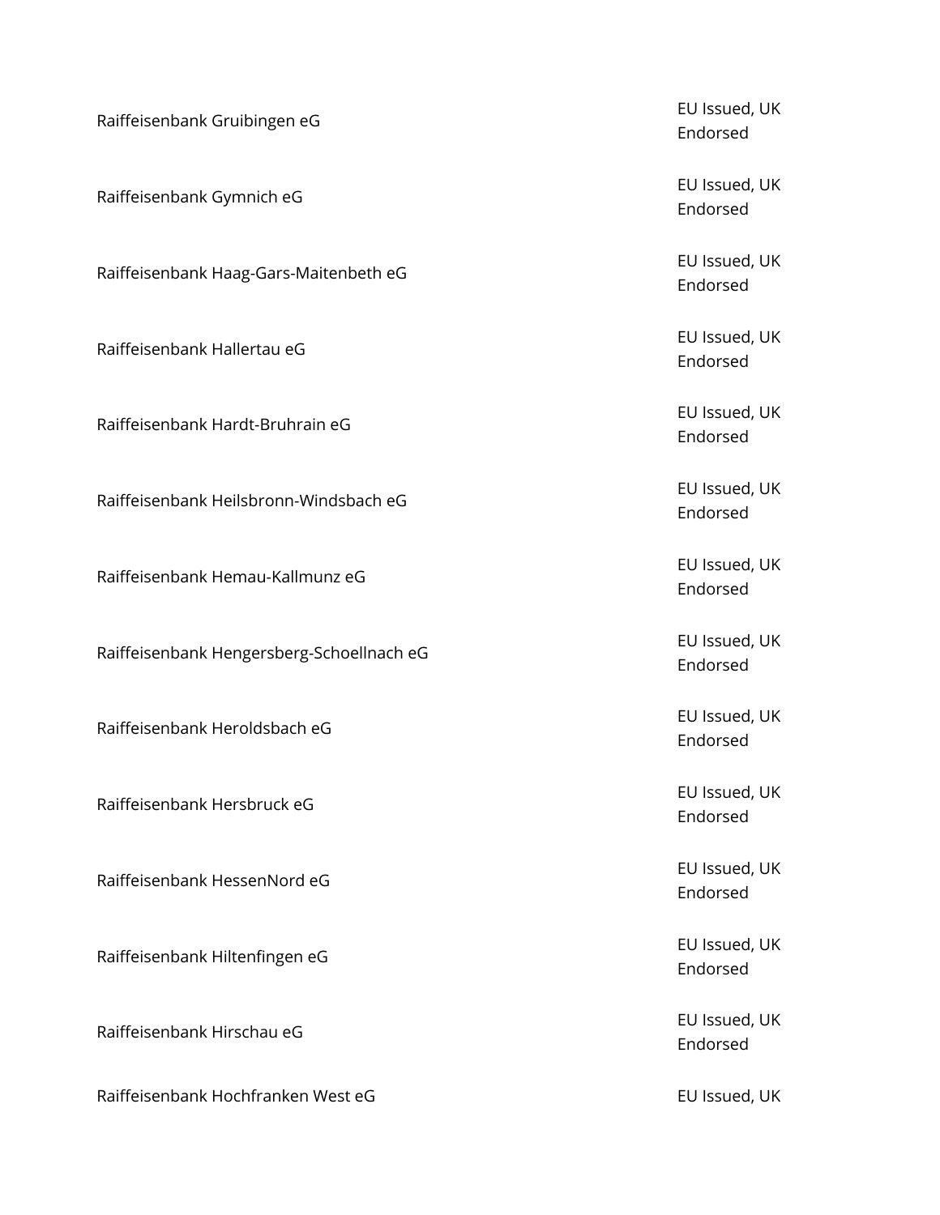| | |
|---|---|
| Raiffeisenbank Gruibingen eG | EU Issued, UK Endorsed |
| Raiffeisenbank Gymnich eG | EU Issued, UK Endorsed |
| Raiffeisenbank Haag-Gars-Maitenbeth eG | EU Issued, UK Endorsed |
| Raiffeisenbank Hallertau eG | EU Issued, UK Endorsed |
| Raiffeisenbank Hardt-Bruhrain eG | EU Issued, UK Endorsed |
| Raiffeisenbank Heilsbronn-Windsbach eG | EU Issued, UK Endorsed |
| Raiffeisenbank Hemau-Kallmunz eG | EU Issued, UK Endorsed |
| Raiffeisenbank Hengersberg-Schoellnach eG | EU Issued, UK Endorsed |
| Raiffeisenbank Heroldsbach eG | EU Issued, UK Endorsed |
| Raiffeisenbank Hersbruck eG | EU Issued, UK Endorsed |
| Raiffeisenbank HessenNord eG | EU Issued, UK Endorsed |
| Raiffeisenbank Hiltenfingen eG | EU Issued, UK Endorsed |
| Raiffeisenbank Hirschau eG | EU Issued, UK Endorsed |
| Raiffeisenbank Hochfranken West eG | EU Issued, UK |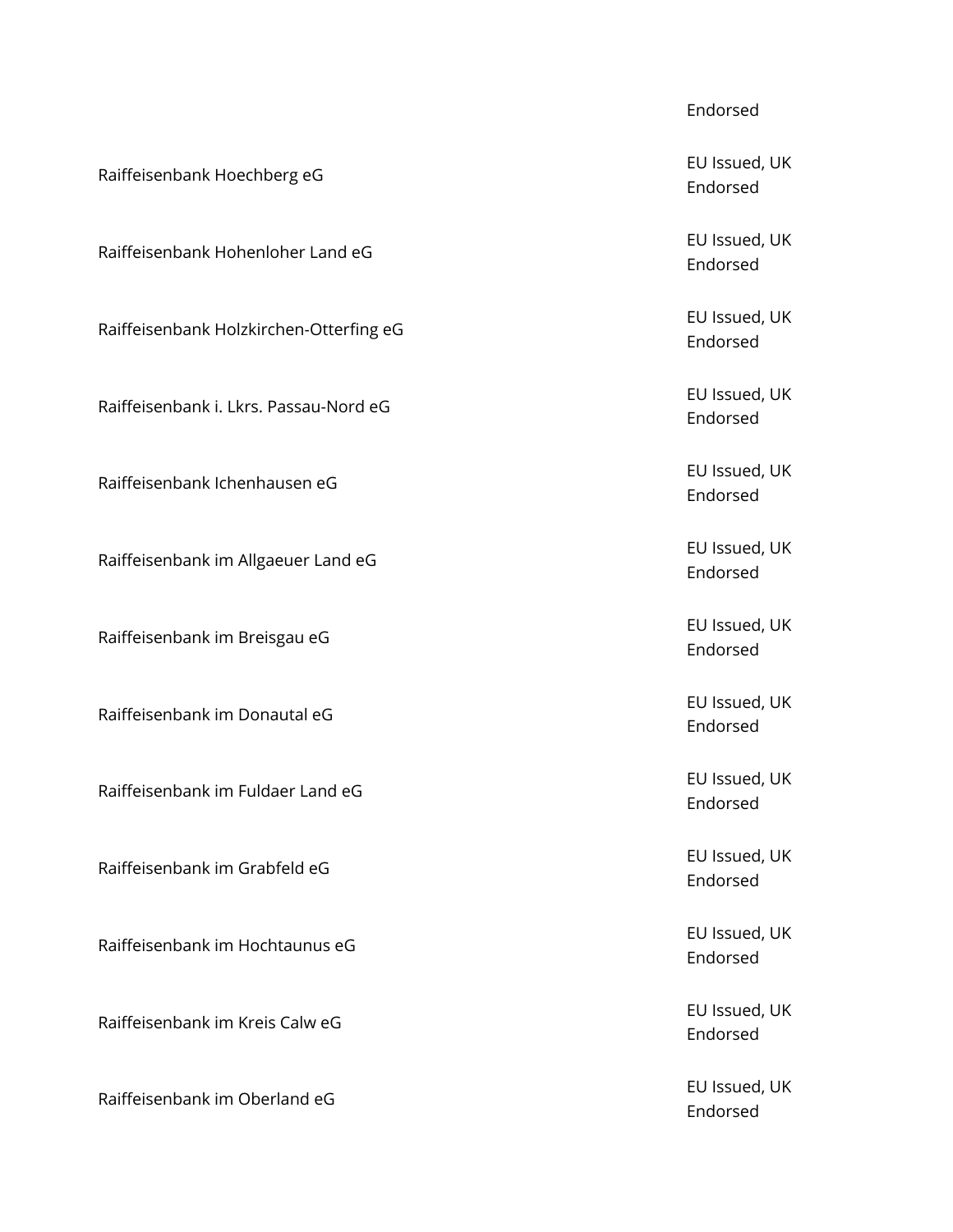| | |
|---|---|
| | Endorsed |
| Raiffeisenbank Hoechberg eG | EU Issued, UK Endorsed |
| Raiffeisenbank Hohenloher Land eG | EU Issued, UK Endorsed |
| Raiffeisenbank Holzkirchen-Otterfing eG | EU Issued, UK Endorsed |
| Raiffeisenbank i. Lkrs. Passau-Nord eG | EU Issued, UK Endorsed |
| Raiffeisenbank Ichenhausen eG | EU Issued, UK Endorsed |
| Raiffeisenbank im Allgaeuer Land eG | EU Issued, UK Endorsed |
| Raiffeisenbank im Breisgau eG | EU Issued, UK Endorsed |
| Raiffeisenbank im Donautal eG | EU Issued, UK Endorsed |
| Raiffeisenbank im Fuldaer Land eG | EU Issued, UK Endorsed |
| Raiffeisenbank im Grabfeld eG | EU Issued, UK Endorsed |
| Raiffeisenbank im Hochtaunus eG | EU Issued, UK Endorsed |
| Raiffeisenbank im Kreis Calw eG | EU Issued, UK Endorsed |
| Raiffeisenbank im Oberland eG | EU Issued, UK Endorsed |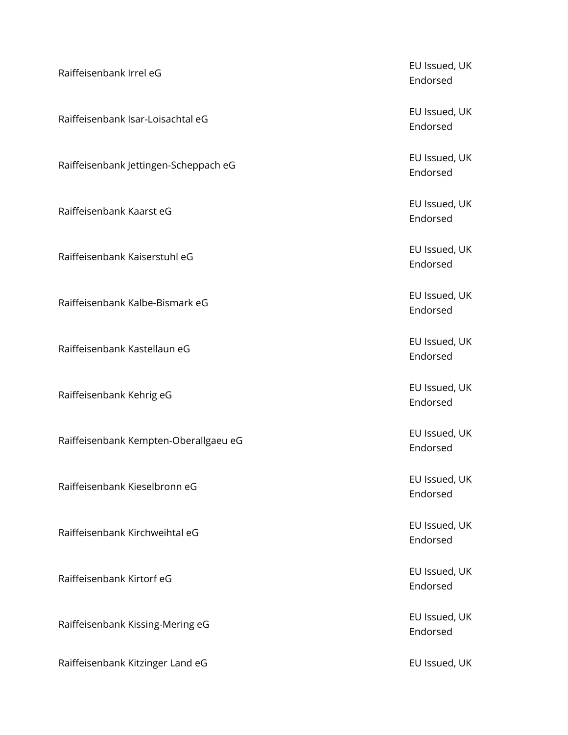| | |
|---|---|
| Raiffeisenbank Irrel eG | EU Issued, UK Endorsed |
| Raiffeisenbank Isar-Loisachtal eG | EU Issued, UK Endorsed |
| Raiffeisenbank Jettingen-Scheppach eG | EU Issued, UK Endorsed |
| Raiffeisenbank Kaarst eG | EU Issued, UK Endorsed |
| Raiffeisenbank Kaiserstuhl eG | EU Issued, UK Endorsed |
| Raiffeisenbank Kalbe-Bismark eG | EU Issued, UK Endorsed |
| Raiffeisenbank Kastellaun eG | EU Issued, UK Endorsed |
| Raiffeisenbank Kehrig eG | EU Issued, UK Endorsed |
| Raiffeisenbank Kempten-Oberallgaeu eG | EU Issued, UK Endorsed |
| Raiffeisenbank Kieselbronn eG | EU Issued, UK Endorsed |
| Raiffeisenbank Kirchweihtal eG | EU Issued, UK Endorsed |
| Raiffeisenbank Kirtorf eG | EU Issued, UK Endorsed |
| Raiffeisenbank Kissing-Mering eG | EU Issued, UK Endorsed |
| Raiffeisenbank Kitzinger Land eG | EU Issued, UK |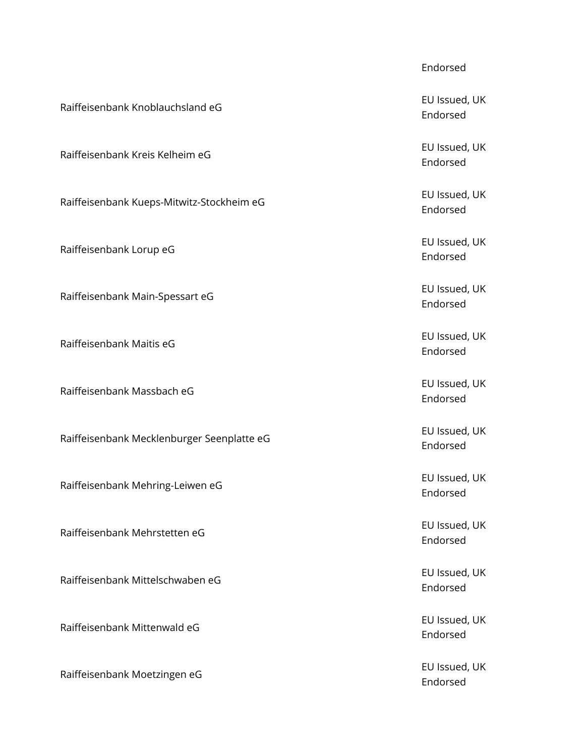| | |
|---|---|
| | Endorsed |
| Raiffeisenbank Knoblauchsland eG | EU Issued, UK Endorsed |
| Raiffeisenbank Kreis Kelheim eG | EU Issued, UK Endorsed |
| Raiffeisenbank Kueps-Mitwitz-Stockheim eG | EU Issued, UK Endorsed |
| Raiffeisenbank Lorup eG | EU Issued, UK Endorsed |
| Raiffeisenbank Main-Spessart eG | EU Issued, UK Endorsed |
| Raiffeisenbank Maitis eG | EU Issued, UK Endorsed |
| Raiffeisenbank Massbach eG | EU Issued, UK Endorsed |
| Raiffeisenbank Mecklenburger Seenplatte eG | EU Issued, UK Endorsed |
| Raiffeisenbank Mehring-Leiwen eG | EU Issued, UK Endorsed |
| Raiffeisenbank Mehrstetten eG | EU Issued, UK Endorsed |
| Raiffeisenbank Mittelschwaben eG | EU Issued, UK Endorsed |
| Raiffeisenbank Mittenwald eG | EU Issued, UK Endorsed |
| Raiffeisenbank Moetzingen eG | EU Issued, UK Endorsed |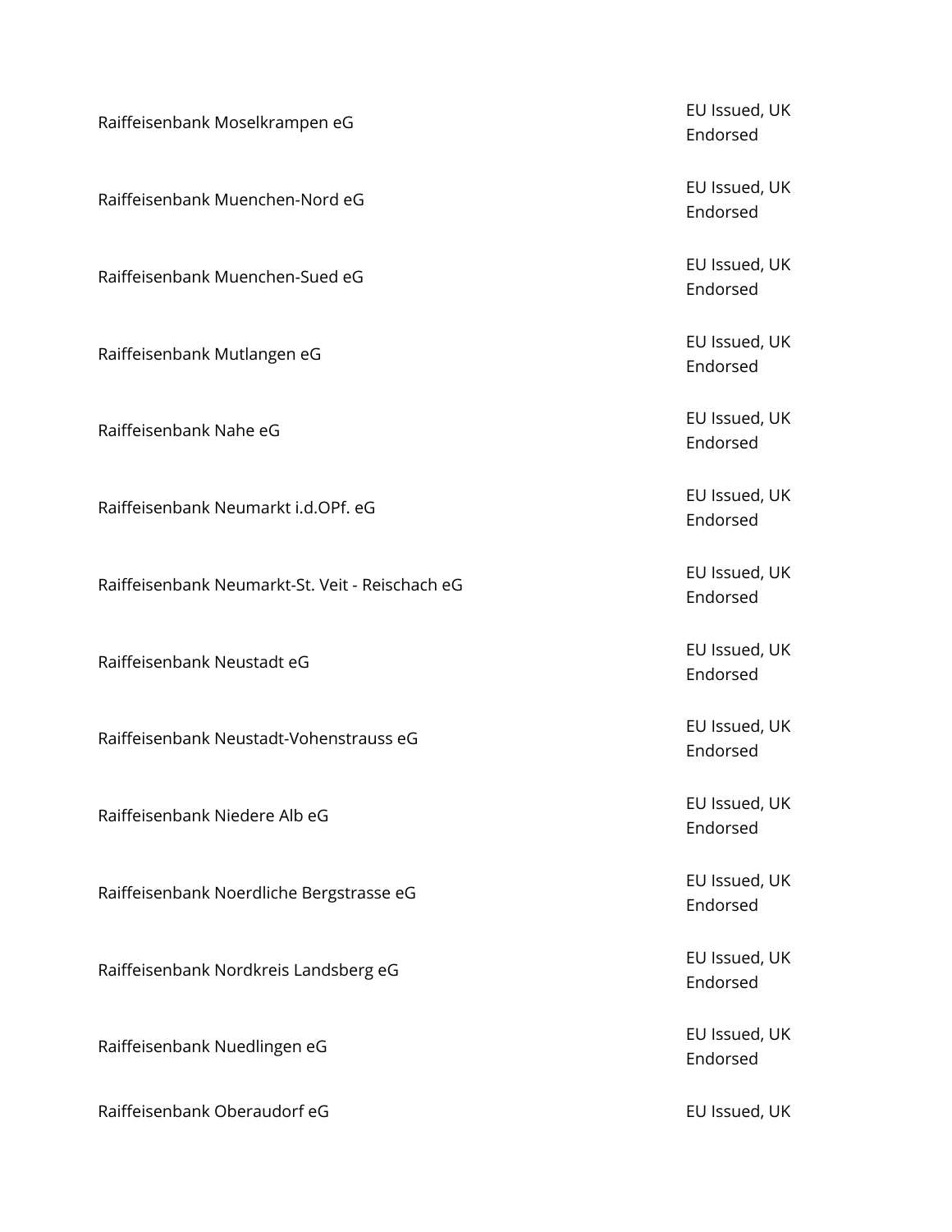| | |
|---|---|
| Raiffeisenbank Moselkrampen eG | EU Issued, UK Endorsed |
| Raiffeisenbank Muenchen-Nord eG | EU Issued, UK Endorsed |
| Raiffeisenbank Muenchen-Sued eG | EU Issued, UK Endorsed |
| Raiffeisenbank Mutlangen eG | EU Issued, UK Endorsed |
| Raiffeisenbank Nahe eG | EU Issued, UK Endorsed |
| Raiffeisenbank Neumarkt i.d.OPf. eG | EU Issued, UK Endorsed |
| Raiffeisenbank Neumarkt-St. Veit - Reischach eG | EU Issued, UK Endorsed |
| Raiffeisenbank Neustadt eG | EU Issued, UK Endorsed |
| Raiffeisenbank Neustadt-Vohenstrauss eG | EU Issued, UK Endorsed |
| Raiffeisenbank Niedere Alb eG | EU Issued, UK Endorsed |
| Raiffeisenbank Noerdliche Bergstrasse eG | EU Issued, UK Endorsed |
| Raiffeisenbank Nordkreis Landsberg eG | EU Issued, UK Endorsed |
| Raiffeisenbank Nuedlingen eG | EU Issued, UK Endorsed |
| Raiffeisenbank Oberaudorf eG | EU Issued, UK |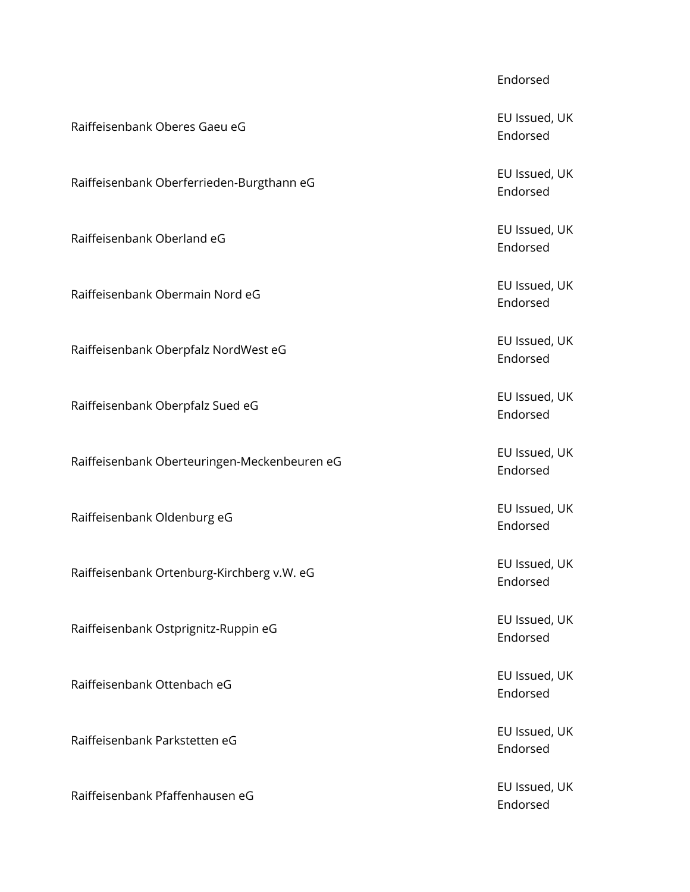| | |
|---|---|
| | Endorsed |
| Raiffeisenbank Oberes Gaeu eG | EU Issued, UK Endorsed |
| Raiffeisenbank Oberferrieden-Burgthann eG | EU Issued, UK Endorsed |
| Raiffeisenbank Oberland eG | EU Issued, UK Endorsed |
| Raiffeisenbank Obermain Nord eG | EU Issued, UK Endorsed |
| Raiffeisenbank Oberpfalz NordWest eG | EU Issued, UK Endorsed |
| Raiffeisenbank Oberpfalz Sued eG | EU Issued, UK Endorsed |
| Raiffeisenbank Oberteuringen-Meckenbeuren eG | EU Issued, UK Endorsed |
| Raiffeisenbank Oldenburg eG | EU Issued, UK Endorsed |
| Raiffeisenbank Ortenburg-Kirchberg v.W. eG | EU Issued, UK Endorsed |
| Raiffeisenbank Ostprignitz-Ruppin eG | EU Issued, UK Endorsed |
| Raiffeisenbank Ottenbach eG | EU Issued, UK Endorsed |
| Raiffeisenbank Parkstetten eG | EU Issued, UK Endorsed |
| Raiffeisenbank Pfaffenhausen eG | EU Issued, UK Endorsed |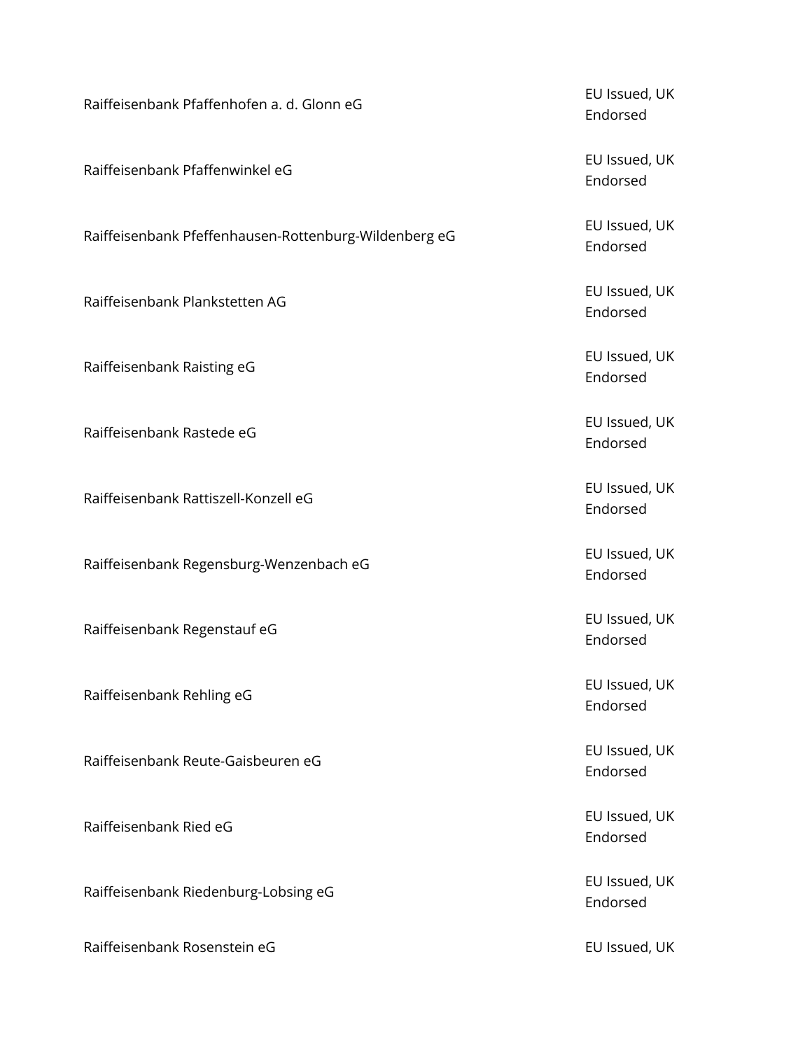| | |
|---|---|
| Raiffeisenbank Pfaffenhofen a. d. Glonn eG | EU Issued, UK Endorsed |
| Raiffeisenbank Pfaffenwinkel eG | EU Issued, UK Endorsed |
| Raiffeisenbank Pfeffenhausen-Rottenburg-Wildenberg eG | EU Issued, UK Endorsed |
| Raiffeisenbank Plankstetten AG | EU Issued, UK Endorsed |
| Raiffeisenbank Raisting eG | EU Issued, UK Endorsed |
| Raiffeisenbank Rastede eG | EU Issued, UK Endorsed |
| Raiffeisenbank Rattiszell-Konzell eG | EU Issued, UK Endorsed |
| Raiffeisenbank Regensburg-Wenzenbach eG | EU Issued, UK Endorsed |
| Raiffeisenbank Regenstauf eG | EU Issued, UK Endorsed |
| Raiffeisenbank Rehling eG | EU Issued, UK Endorsed |
| Raiffeisenbank Reute-Gaisbeuren eG | EU Issued, UK Endorsed |
| Raiffeisenbank Ried eG | EU Issued, UK Endorsed |
| Raiffeisenbank Riedenburg-Lobsing eG | EU Issued, UK Endorsed |
| Raiffeisenbank Rosenstein eG | EU Issued, UK |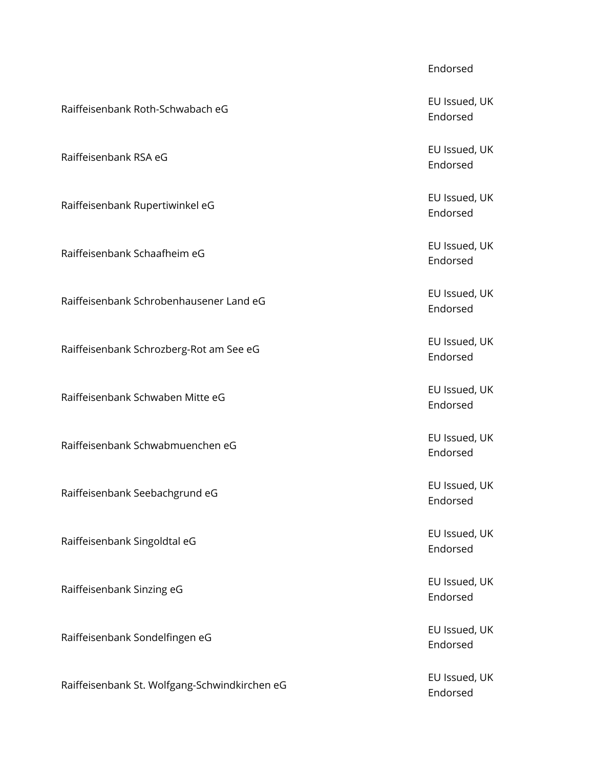| | |
|---|---|
| | Endorsed |
| Raiffeisenbank Roth-Schwabach eG | EU Issued, UK Endorsed |
| Raiffeisenbank RSA eG | EU Issued, UK Endorsed |
| Raiffeisenbank Rupertiwinkel eG | EU Issued, UK Endorsed |
| Raiffeisenbank Schaafheim eG | EU Issued, UK Endorsed |
| Raiffeisenbank Schrobenhausener Land eG | EU Issued, UK Endorsed |
| Raiffeisenbank Schrozberg-Rot am See eG | EU Issued, UK Endorsed |
| Raiffeisenbank Schwaben Mitte eG | EU Issued, UK Endorsed |
| Raiffeisenbank Schwabmuenchen eG | EU Issued, UK Endorsed |
| Raiffeisenbank Seebachgrund eG | EU Issued, UK Endorsed |
| Raiffeisenbank Singoldtal eG | EU Issued, UK Endorsed |
| Raiffeisenbank Sinzing eG | EU Issued, UK Endorsed |
| Raiffeisenbank Sondelfingen eG | EU Issued, UK Endorsed |
| Raiffeisenbank St. Wolfgang-Schwindkirchen eG | EU Issued, UK Endorsed |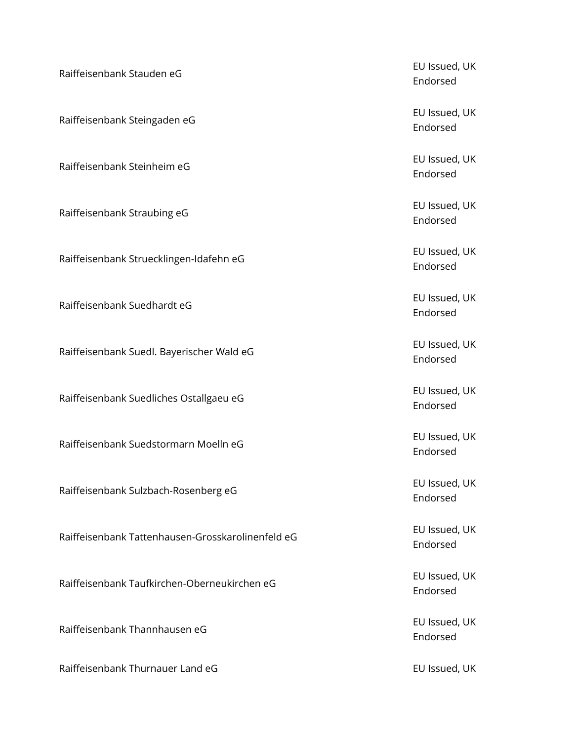| | |
|---|---|
| Raiffeisenbank Stauden eG | EU Issued, UK Endorsed |
| Raiffeisenbank Steingaden eG | EU Issued, UK Endorsed |
| Raiffeisenbank Steinheim eG | EU Issued, UK Endorsed |
| Raiffeisenbank Straubing eG | EU Issued, UK Endorsed |
| Raiffeisenbank Struecklingen-Idafehn eG | EU Issued, UK Endorsed |
| Raiffeisenbank Suedhardt eG | EU Issued, UK Endorsed |
| Raiffeisenbank Suedl. Bayerischer Wald eG | EU Issued, UK Endorsed |
| Raiffeisenbank Suedliches Ostallgaeu eG | EU Issued, UK Endorsed |
| Raiffeisenbank Suedstormarn Moelln eG | EU Issued, UK Endorsed |
| Raiffeisenbank Sulzbach-Rosenberg eG | EU Issued, UK Endorsed |
| Raiffeisenbank Tattenhausen-Grosskarolinenfeld eG | EU Issued, UK Endorsed |
| Raiffeisenbank Taufkirchen-Oberneukirchen eG | EU Issued, UK Endorsed |
| Raiffeisenbank Thannhausen eG | EU Issued, UK Endorsed |
| Raiffeisenbank Thurnauer Land eG | EU Issued, UK |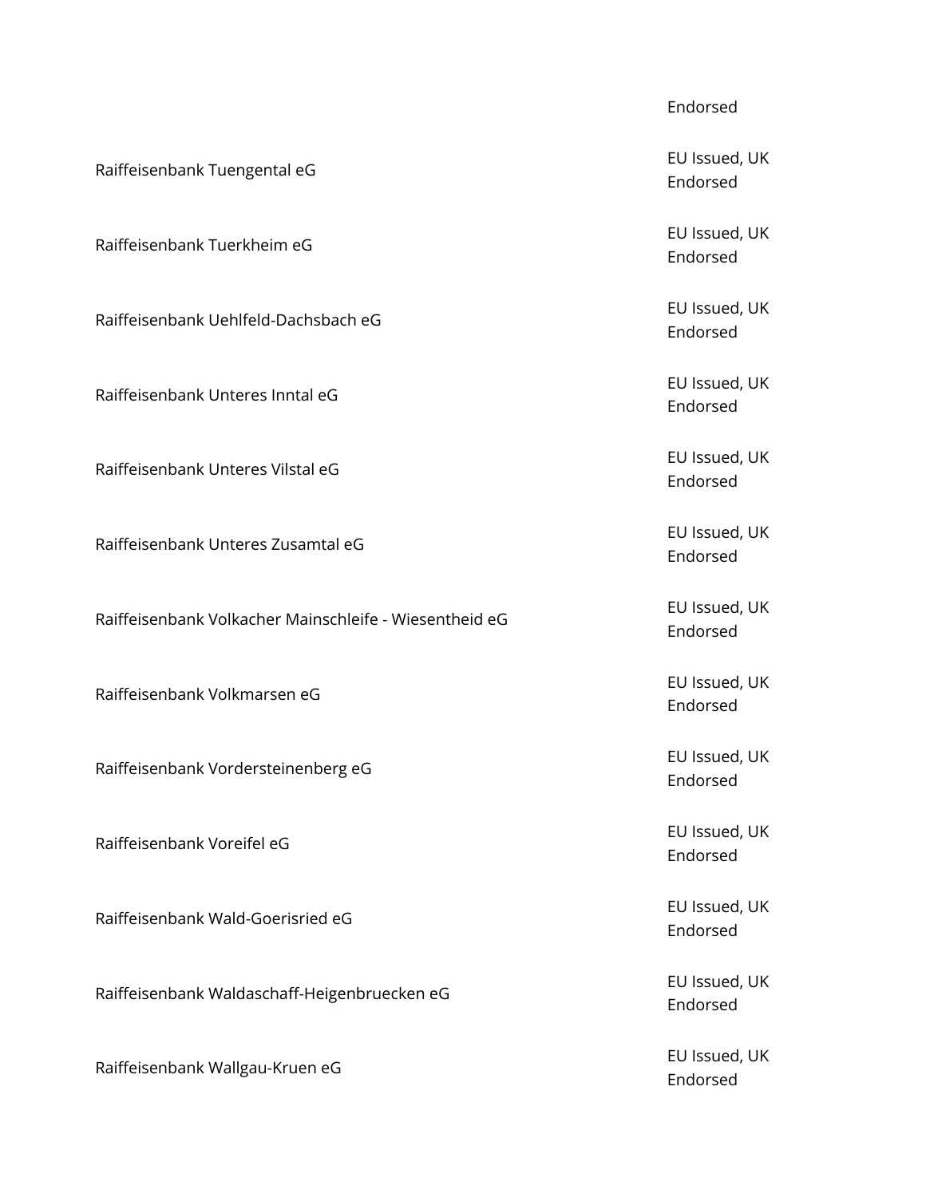| | |
|---|---|
| | Endorsed |
| Raiffeisenbank Tuengental eG | EU Issued, UK Endorsed |
| Raiffeisenbank Tuerkheim eG | EU Issued, UK Endorsed |
| Raiffeisenbank Uehlfeld-Dachsbach eG | EU Issued, UK Endorsed |
| Raiffeisenbank Unteres Inntal eG | EU Issued, UK Endorsed |
| Raiffeisenbank Unteres Vilstal eG | EU Issued, UK Endorsed |
| Raiffeisenbank Unteres Zusamtal eG | EU Issued, UK Endorsed |
| Raiffeisenbank Volkacher Mainschleife - Wiesentheid eG | EU Issued, UK Endorsed |
| Raiffeisenbank Volkmarsen eG | EU Issued, UK Endorsed |
| Raiffeisenbank Vordersteinenberg eG | EU Issued, UK Endorsed |
| Raiffeisenbank Voreifel eG | EU Issued, UK Endorsed |
| Raiffeisenbank Wald-Goerisried eG | EU Issued, UK Endorsed |
| Raiffeisenbank Waldaschaff-Heigenbruecken eG | EU Issued, UK Endorsed |
| Raiffeisenbank Wallgau-Kruen eG | EU Issued, UK Endorsed |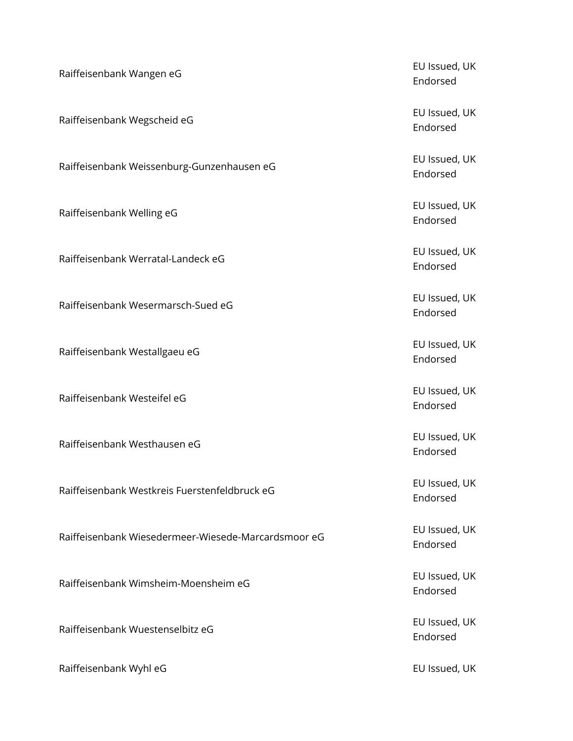| | |
|---|---|
| Raiffeisenbank Wangen eG | EU Issued, UK Endorsed |
| Raiffeisenbank Wegscheid eG | EU Issued, UK Endorsed |
| Raiffeisenbank Weissenburg-Gunzenhausen eG | EU Issued, UK Endorsed |
| Raiffeisenbank Welling eG | EU Issued, UK Endorsed |
| Raiffeisenbank Werratal-Landeck eG | EU Issued, UK Endorsed |
| Raiffeisenbank Wesermarsch-Sued eG | EU Issued, UK Endorsed |
| Raiffeisenbank Westallgaeu eG | EU Issued, UK Endorsed |
| Raiffeisenbank Westeifel eG | EU Issued, UK Endorsed |
| Raiffeisenbank Westhausen eG | EU Issued, UK Endorsed |
| Raiffeisenbank Westkreis Fuerstenfeldbruck eG | EU Issued, UK Endorsed |
| Raiffeisenbank Wiesedermeer-Wiesede-Marcardsmoor eG | EU Issued, UK Endorsed |
| Raiffeisenbank Wimsheim-Moensheim eG | EU Issued, UK Endorsed |
| Raiffeisenbank Wuestenselbitz eG | EU Issued, UK Endorsed |
| Raiffeisenbank Wyhl eG | EU Issued, UK |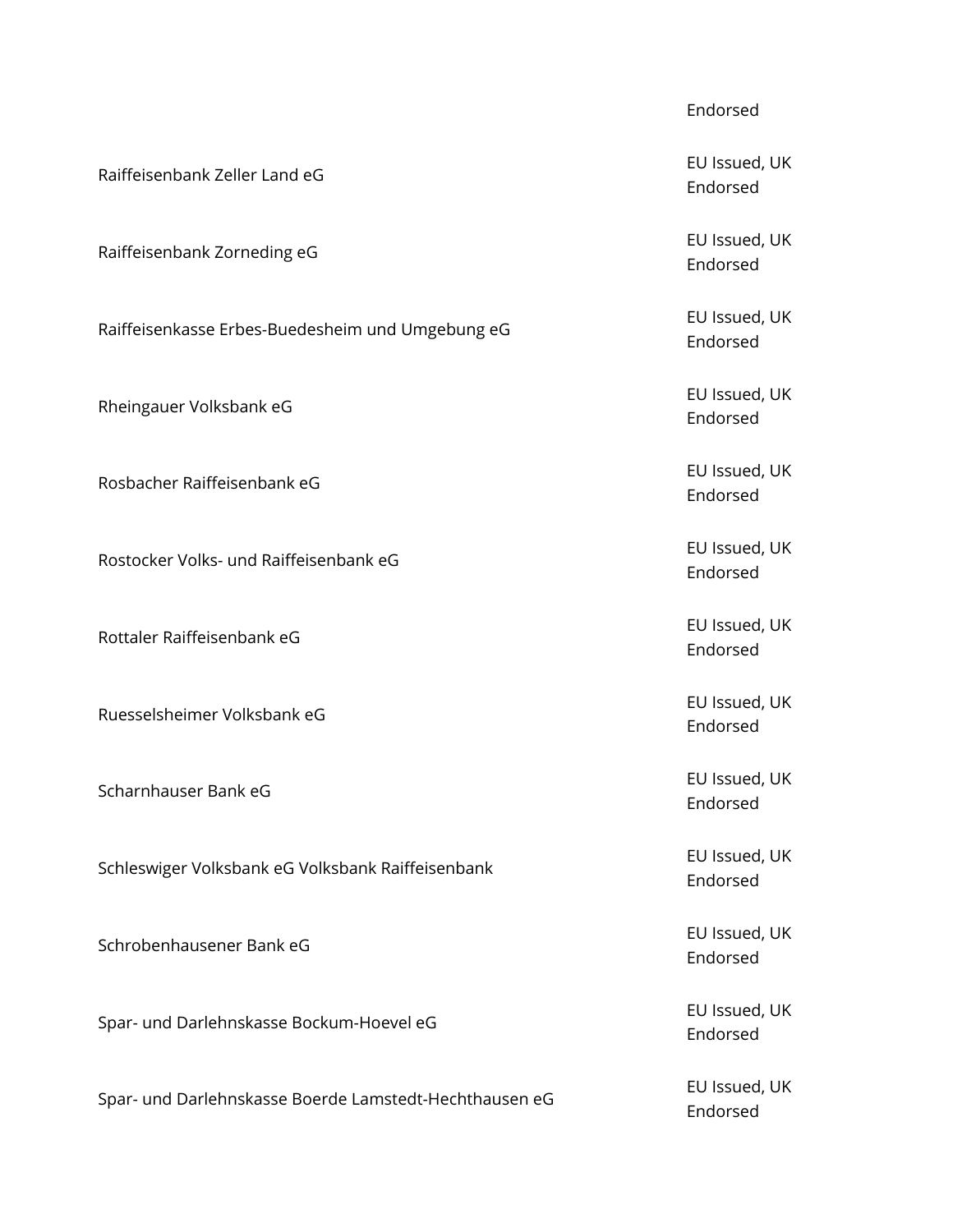| | |
|---|---|
| | Endorsed |
| Raiffeisenbank Zeller Land eG | EU Issued, UK Endorsed |
| Raiffeisenbank Zorneding eG | EU Issued, UK Endorsed |
| Raiffeisenkasse Erbes-Buedesheim und Umgebung eG | EU Issued, UK Endorsed |
| Rheingauer Volksbank eG | EU Issued, UK Endorsed |
| Rosbacher Raiffeisenbank eG | EU Issued, UK Endorsed |
| Rostocker Volks- und Raiffeisenbank eG | EU Issued, UK Endorsed |
| Rottaler Raiffeisenbank eG | EU Issued, UK Endorsed |
| Ruesselsheimer Volksbank eG | EU Issued, UK Endorsed |
| Scharnhauser Bank eG | EU Issued, UK Endorsed |
| Schleswiger Volksbank eG Volksbank Raiffeisenbank | EU Issued, UK Endorsed |
| Schrobenhausener Bank eG | EU Issued, UK Endorsed |
| Spar- und Darlehnskasse Bockum-Hoevel eG | EU Issued, UK Endorsed |
| Spar- und Darlehnskasse Boerde Lamstedt-Hechthausen eG | EU Issued, UK Endorsed |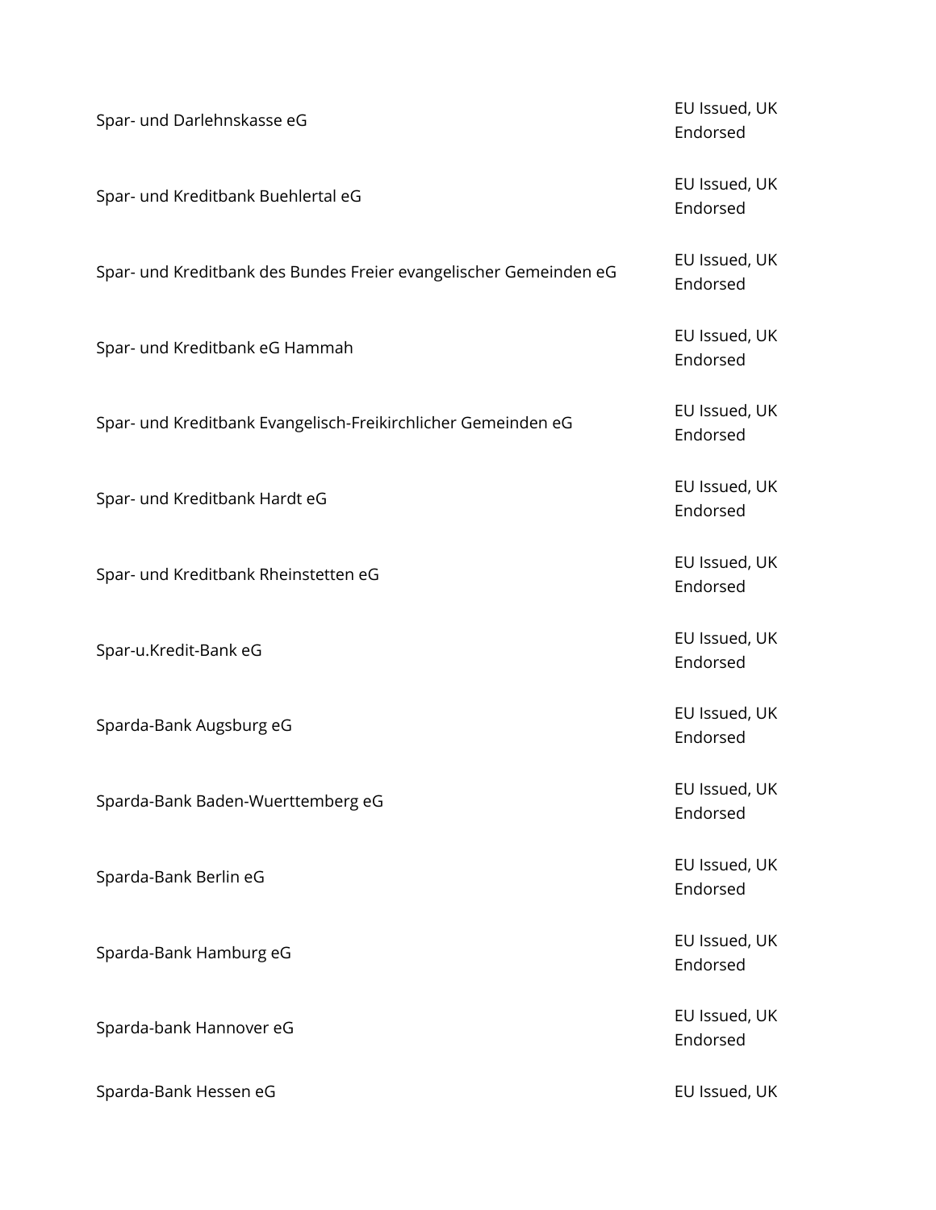| | |
|---|---|
| Spar- und Darlehnskasse eG | EU Issued, UK Endorsed |
| Spar- und Kreditbank Buehlertal eG | EU Issued, UK Endorsed |
| Spar- und Kreditbank des Bundes Freier evangelischer Gemeinden eG | EU Issued, UK Endorsed |
| Spar- und Kreditbank eG Hammah | EU Issued, UK Endorsed |
| Spar- und Kreditbank Evangelisch-Freikirchlicher Gemeinden eG | EU Issued, UK Endorsed |
| Spar- und Kreditbank Hardt eG | EU Issued, UK Endorsed |
| Spar- und Kreditbank Rheinstetten eG | EU Issued, UK Endorsed |
| Spar-u.Kredit-Bank eG | EU Issued, UK Endorsed |
| Sparda-Bank Augsburg eG | EU Issued, UK Endorsed |
| Sparda-Bank Baden-Wuerttemberg eG | EU Issued, UK Endorsed |
| Sparda-Bank Berlin eG | EU Issued, UK Endorsed |
| Sparda-Bank Hamburg eG | EU Issued, UK Endorsed |
| Sparda-bank Hannover eG | EU Issued, UK Endorsed |
| Sparda-Bank Hessen eG | EU Issued, UK |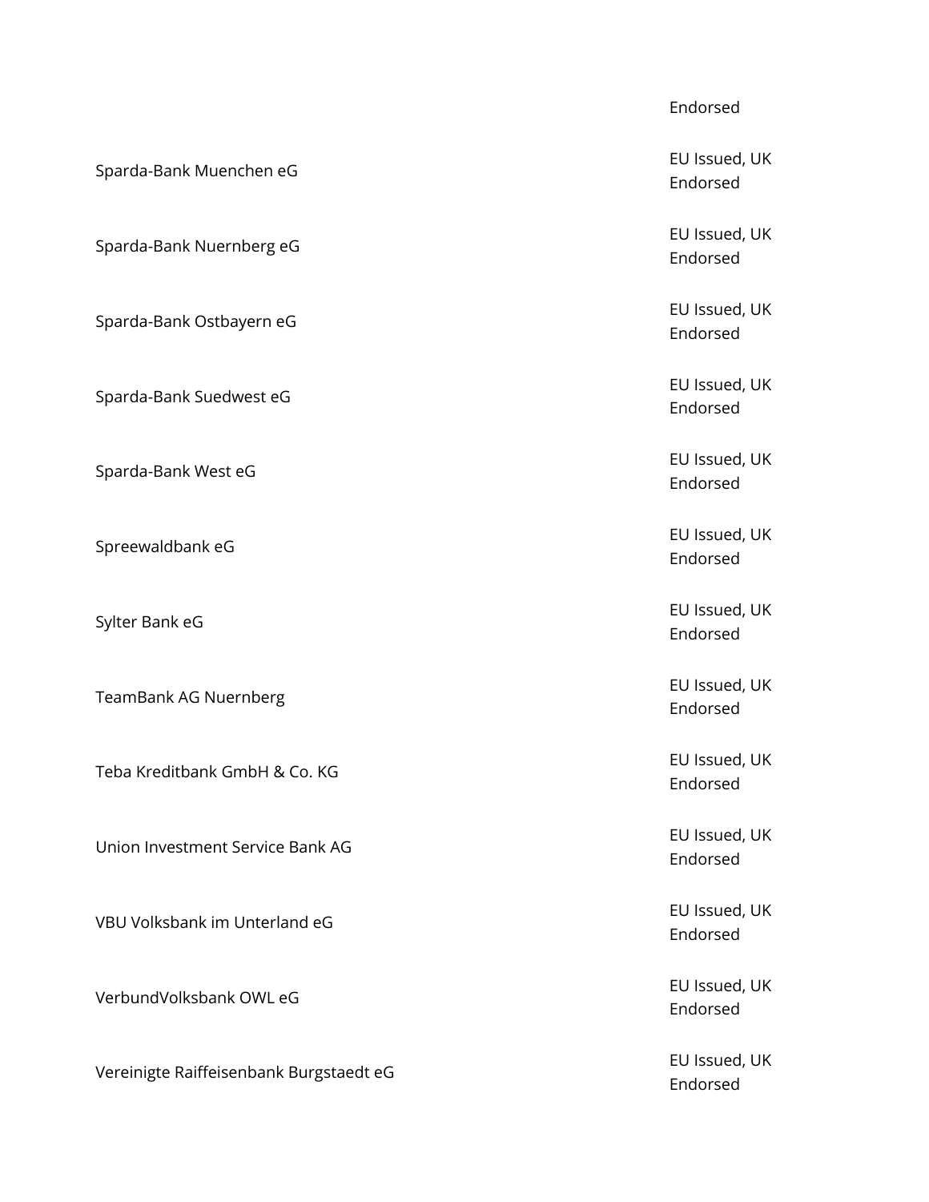| | |
|---|---|
| | Endorsed |
| Sparda-Bank Muenchen eG | EU Issued, UK Endorsed |
| Sparda-Bank Nuernberg eG | EU Issued, UK Endorsed |
| Sparda-Bank Ostbayern eG | EU Issued, UK Endorsed |
| Sparda-Bank Suedwest eG | EU Issued, UK Endorsed |
| Sparda-Bank West eG | EU Issued, UK Endorsed |
| Spreewaldbank eG | EU Issued, UK Endorsed |
| Sylter Bank eG | EU Issued, UK Endorsed |
| TeamBank AG Nuernberg | EU Issued, UK Endorsed |
| Teba Kreditbank GmbH & Co. KG | EU Issued, UK Endorsed |
| Union Investment Service Bank AG | EU Issued, UK Endorsed |
| VBU Volksbank im Unterland eG | EU Issued, UK Endorsed |
| VerbundVolksbank OWL eG | EU Issued, UK Endorsed |
| Vereinigte Raiffeisenbank Burgstaedt eG | EU Issued, UK Endorsed |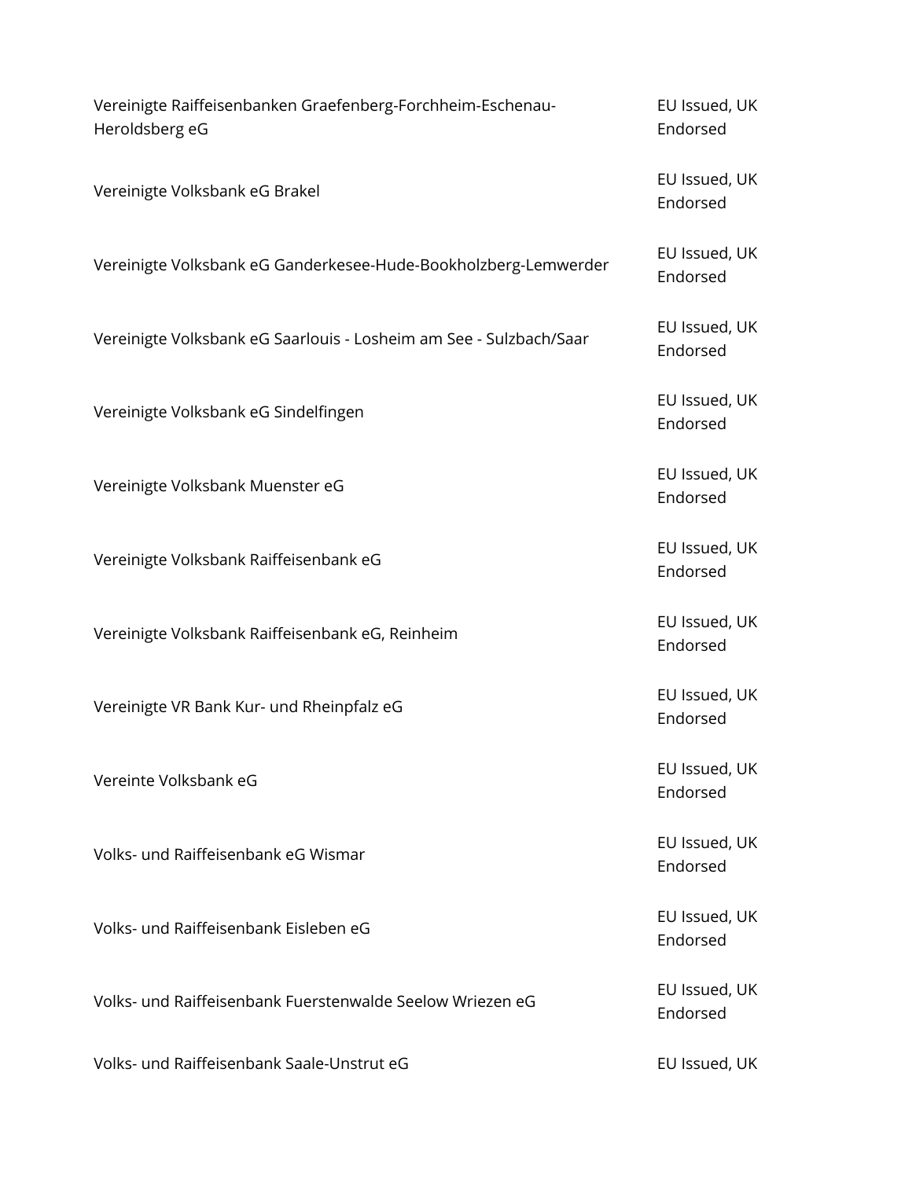| | |
|---|---|
| Vereinigte Raiffeisenbanken Graefenberg-Forchheim-Eschenau-Heroldsberg eG | EU Issued, UK Endorsed |
| Vereinigte Volksbank eG Brakel | EU Issued, UK Endorsed |
| Vereinigte Volksbank eG Ganderkesee-Hude-Bookholzberg-Lemwerder | EU Issued, UK Endorsed |
| Vereinigte Volksbank eG Saarlouis - Losheim am See - Sulzbach/Saar | EU Issued, UK Endorsed |
| Vereinigte Volksbank eG Sindelfingen | EU Issued, UK Endorsed |
| Vereinigte Volksbank Muenster eG | EU Issued, UK Endorsed |
| Vereinigte Volksbank Raiffeisenbank eG | EU Issued, UK Endorsed |
| Vereinigte Volksbank Raiffeisenbank eG, Reinheim | EU Issued, UK Endorsed |
| Vereinigte VR Bank Kur- und Rheinpfalz eG | EU Issued, UK Endorsed |
| Vereinte Volksbank eG | EU Issued, UK Endorsed |
| Volks- und Raiffeisenbank eG Wismar | EU Issued, UK Endorsed |
| Volks- und Raiffeisenbank Eisleben eG | EU Issued, UK Endorsed |
| Volks- und Raiffeisenbank Fuerstenwalde Seelow Wriezen eG | EU Issued, UK Endorsed |
| Volks- und Raiffeisenbank Saale-Unstrut eG | EU Issued, UK |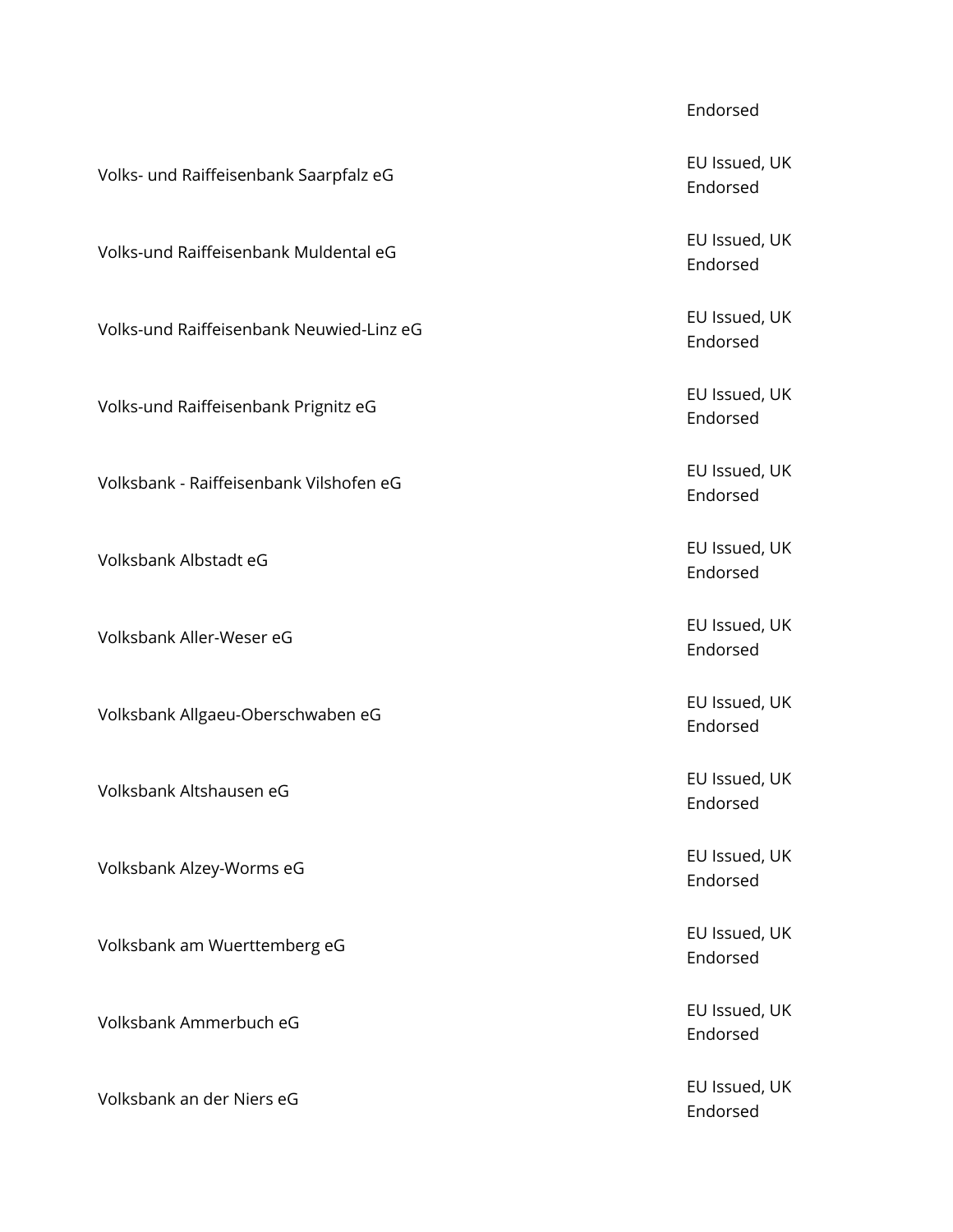| | |
|---|---|
| | Endorsed |
| Volks- und Raiffeisenbank Saarpfalz eG | EU Issued, UK Endorsed |
| Volks-und Raiffeisenbank Muldental eG | EU Issued, UK Endorsed |
| Volks-und Raiffeisenbank Neuwied-Linz eG | EU Issued, UK Endorsed |
| Volks-und Raiffeisenbank Prignitz eG | EU Issued, UK Endorsed |
| Volksbank - Raiffeisenbank Vilshofen eG | EU Issued, UK Endorsed |
| Volksbank Albstadt eG | EU Issued, UK Endorsed |
| Volksbank Aller-Weser eG | EU Issued, UK Endorsed |
| Volksbank Allgaeu-Oberschwaben eG | EU Issued, UK Endorsed |
| Volksbank Altshausen eG | EU Issued, UK Endorsed |
| Volksbank Alzey-Worms eG | EU Issued, UK Endorsed |
| Volksbank am Wuerttemberg eG | EU Issued, UK Endorsed |
| Volksbank Ammerbuch eG | EU Issued, UK Endorsed |
| Volksbank an der Niers eG | EU Issued, UK Endorsed |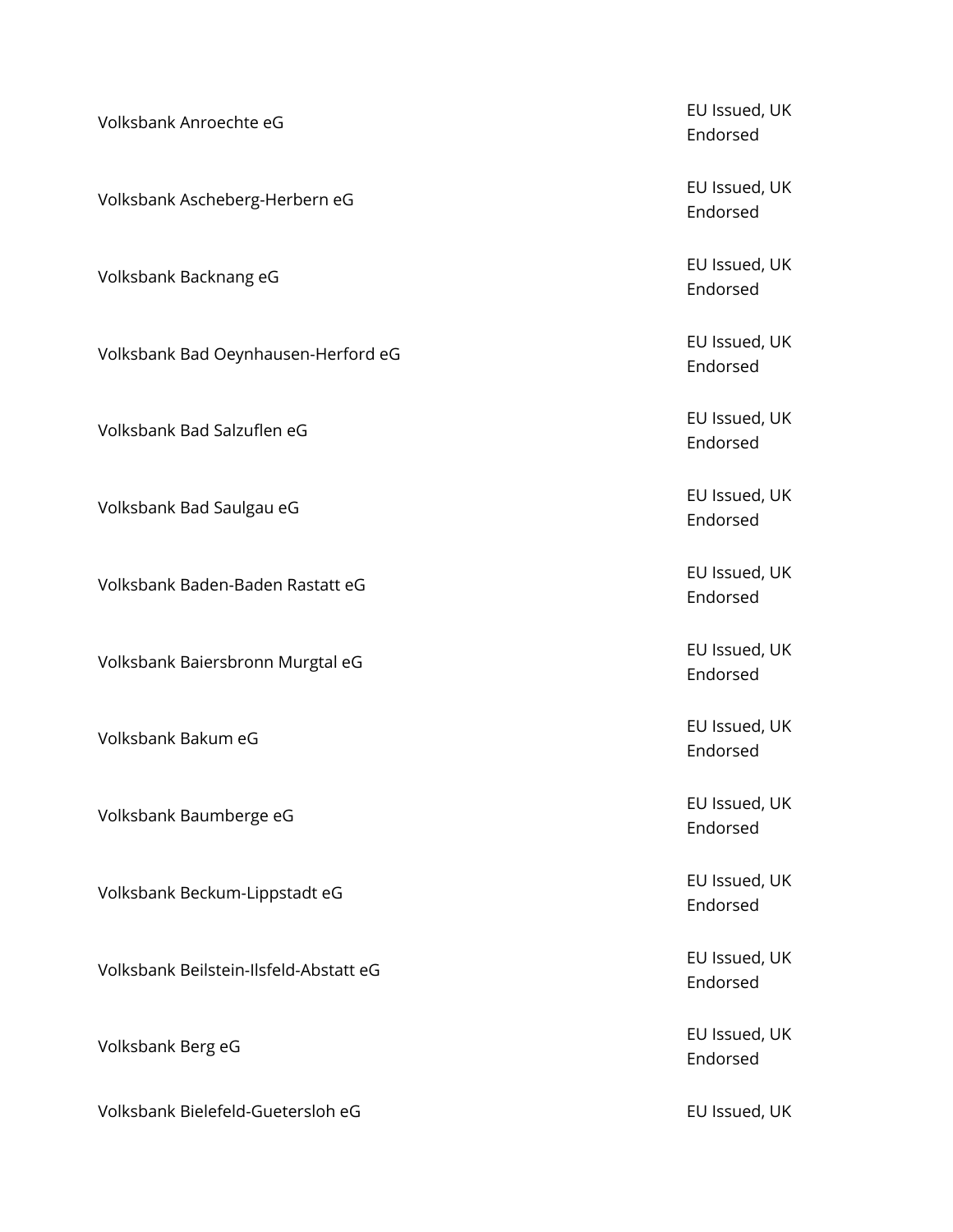| | |
|---|---|
| Volksbank Anroechte eG | EU Issued, UK Endorsed |
| Volksbank Ascheberg-Herbern eG | EU Issued, UK Endorsed |
| Volksbank Backnang eG | EU Issued, UK Endorsed |
| Volksbank Bad Oeynhausen-Herford eG | EU Issued, UK Endorsed |
| Volksbank Bad Salzuflen eG | EU Issued, UK Endorsed |
| Volksbank Bad Saulgau eG | EU Issued, UK Endorsed |
| Volksbank Baden-Baden Rastatt eG | EU Issued, UK Endorsed |
| Volksbank Baiersbronn Murgtal eG | EU Issued, UK Endorsed |
| Volksbank Bakum eG | EU Issued, UK Endorsed |
| Volksbank Baumberge eG | EU Issued, UK Endorsed |
| Volksbank Beckum-Lippstadt eG | EU Issued, UK Endorsed |
| Volksbank Beilstein-Ilsfeld-Abstatt eG | EU Issued, UK Endorsed |
| Volksbank Berg eG | EU Issued, UK Endorsed |
| Volksbank Bielefeld-Guetersloh eG | EU Issued, UK |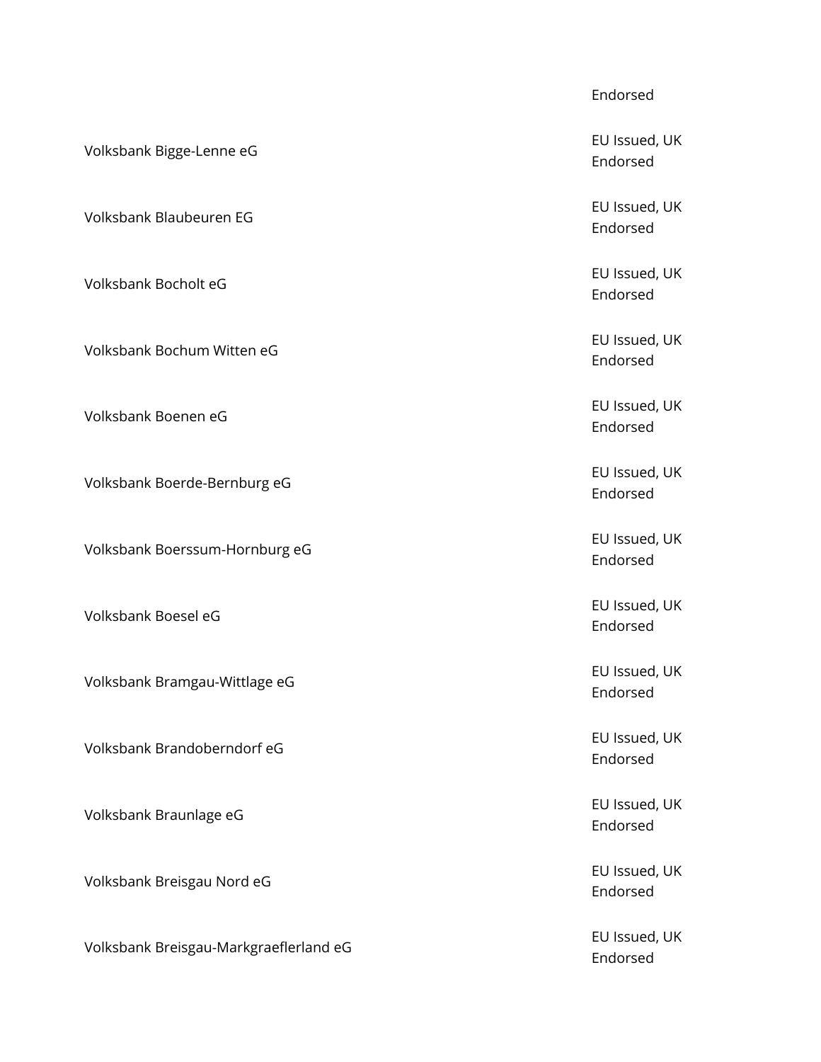| | |
|---|---|
| | Endorsed |
| Volksbank Bigge-Lenne eG | EU Issued, UK Endorsed |
| Volksbank Blaubeuren EG | EU Issued, UK Endorsed |
| Volksbank Bocholt eG | EU Issued, UK Endorsed |
| Volksbank Bochum Witten eG | EU Issued, UK Endorsed |
| Volksbank Boenen eG | EU Issued, UK Endorsed |
| Volksbank Boerde-Bernburg eG | EU Issued, UK Endorsed |
| Volksbank Boerssum-Hornburg eG | EU Issued, UK Endorsed |
| Volksbank Boesel eG | EU Issued, UK Endorsed |
| Volksbank Bramgau-Wittlage eG | EU Issued, UK Endorsed |
| Volksbank Brandoberndorf eG | EU Issued, UK Endorsed |
| Volksbank Braunlage eG | EU Issued, UK Endorsed |
| Volksbank Breisgau Nord eG | EU Issued, UK Endorsed |
| Volksbank Breisgau-Markgraeflerland eG | EU Issued, UK Endorsed |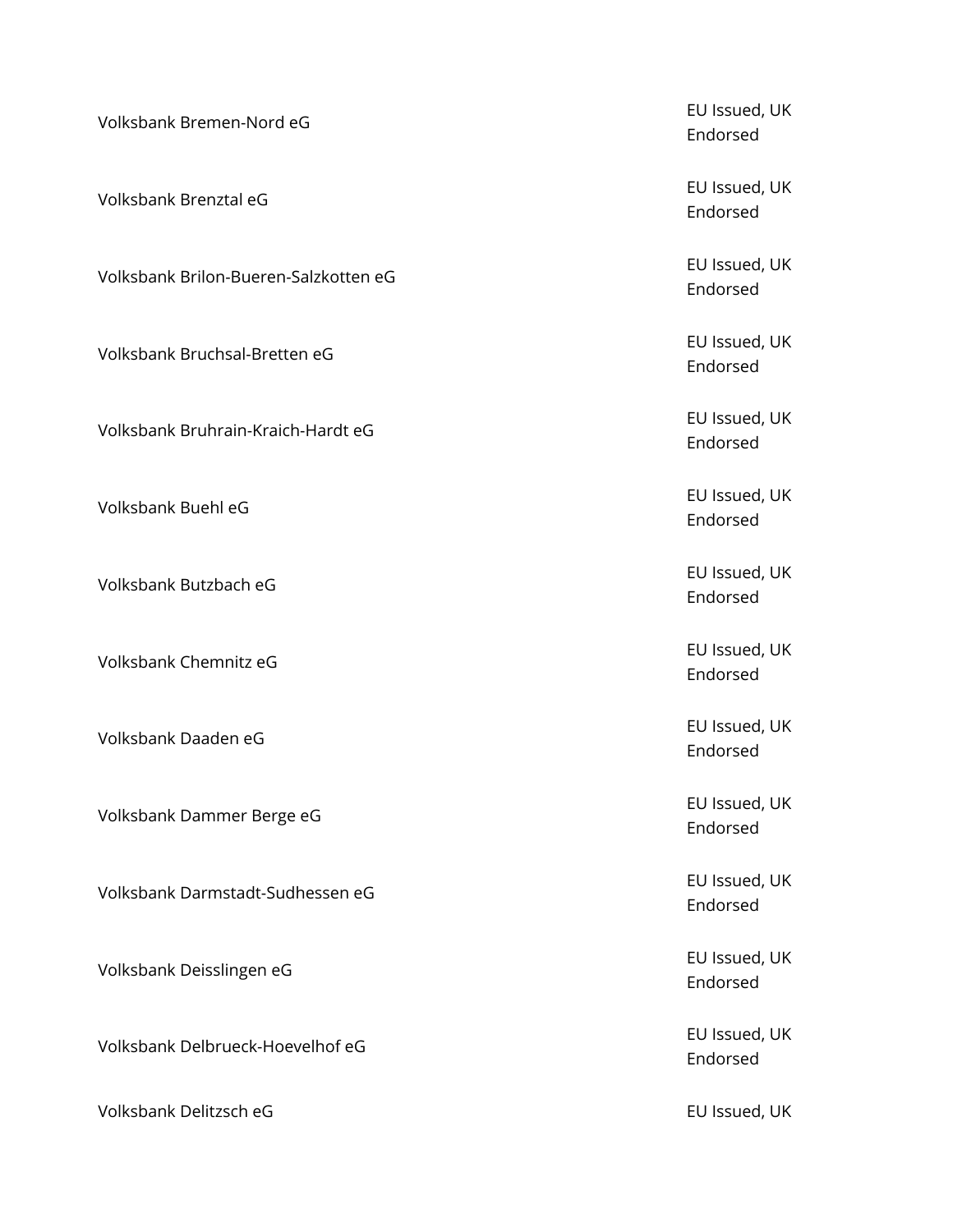| | |
|---|---|
| Volksbank Bremen-Nord eG | EU Issued, UK Endorsed |
| Volksbank Brenztal eG | EU Issued, UK Endorsed |
| Volksbank Brilon-Bueren-Salzkotten eG | EU Issued, UK Endorsed |
| Volksbank Bruchsal-Bretten eG | EU Issued, UK Endorsed |
| Volksbank Bruhrain-Kraich-Hardt eG | EU Issued, UK Endorsed |
| Volksbank Buehl eG | EU Issued, UK Endorsed |
| Volksbank Butzbach eG | EU Issued, UK Endorsed |
| Volksbank Chemnitz eG | EU Issued, UK Endorsed |
| Volksbank Daaden eG | EU Issued, UK Endorsed |
| Volksbank Dammer Berge eG | EU Issued, UK Endorsed |
| Volksbank Darmstadt-Sudhessen eG | EU Issued, UK Endorsed |
| Volksbank Deisslingen eG | EU Issued, UK Endorsed |
| Volksbank Delbrueck-Hoevelhof eG | EU Issued, UK Endorsed |
| Volksbank Delitzsch eG | EU Issued, UK |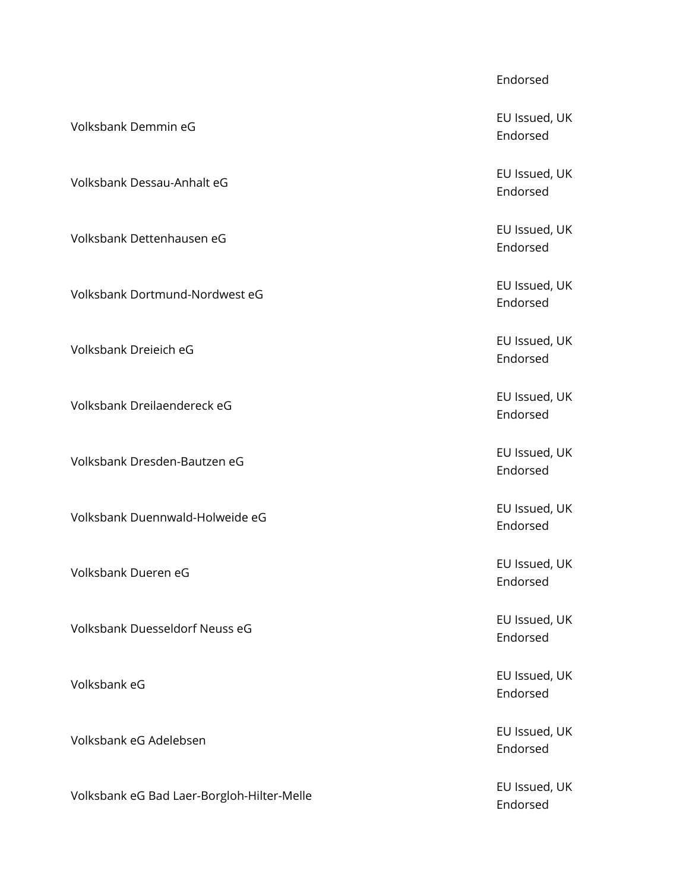| | |
|---|---|
| | Endorsed |
| Volksbank Demmin eG | EU Issued, UK Endorsed |
| Volksbank Dessau-Anhalt eG | EU Issued, UK Endorsed |
| Volksbank Dettenhausen eG | EU Issued, UK Endorsed |
| Volksbank Dortmund-Nordwest eG | EU Issued, UK Endorsed |
| Volksbank Dreieich eG | EU Issued, UK Endorsed |
| Volksbank Dreilaendereck eG | EU Issued, UK Endorsed |
| Volksbank Dresden-Bautzen eG | EU Issued, UK Endorsed |
| Volksbank Duennwald-Holweide eG | EU Issued, UK Endorsed |
| Volksbank Dueren eG | EU Issued, UK Endorsed |
| Volksbank Duesseldorf Neuss eG | EU Issued, UK Endorsed |
| Volksbank eG | EU Issued, UK Endorsed |
| Volksbank eG Adelebsen | EU Issued, UK Endorsed |
| Volksbank eG Bad Laer-Borgloh-Hilter-Melle | EU Issued, UK Endorsed |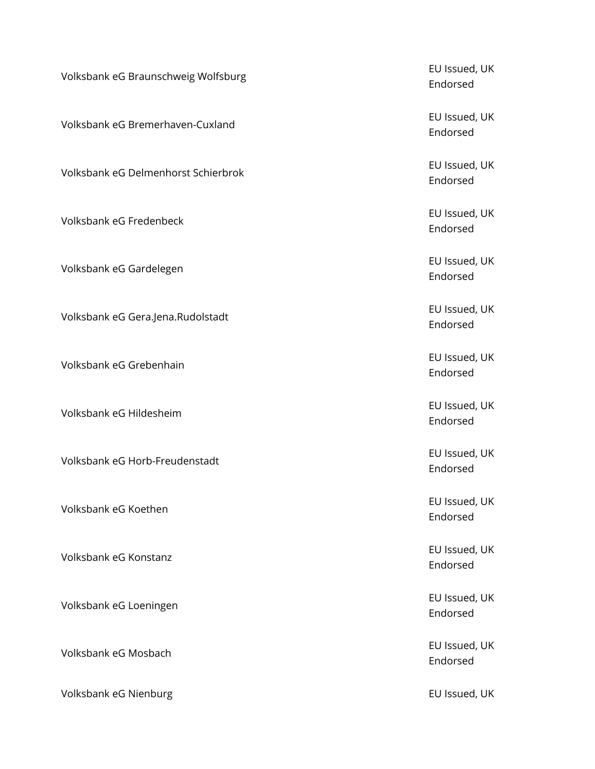| | |
|---|---|
| Volksbank eG Braunschweig Wolfsburg | EU Issued, UK Endorsed |
| Volksbank eG Bremerhaven-Cuxland | EU Issued, UK Endorsed |
| Volksbank eG Delmenhorst Schierbrok | EU Issued, UK Endorsed |
| Volksbank eG Fredenbeck | EU Issued, UK Endorsed |
| Volksbank eG Gardelegen | EU Issued, UK Endorsed |
| Volksbank eG Gera.Jena.Rudolstadt | EU Issued, UK Endorsed |
| Volksbank eG Grebenhain | EU Issued, UK Endorsed |
| Volksbank eG Hildesheim | EU Issued, UK Endorsed |
| Volksbank eG Horb-Freudenstadt | EU Issued, UK Endorsed |
| Volksbank eG Koethen | EU Issued, UK Endorsed |
| Volksbank eG Konstanz | EU Issued, UK Endorsed |
| Volksbank eG Loeningen | EU Issued, UK Endorsed |
| Volksbank eG Mosbach | EU Issued, UK Endorsed |
| Volksbank eG Nienburg | EU Issued, UK |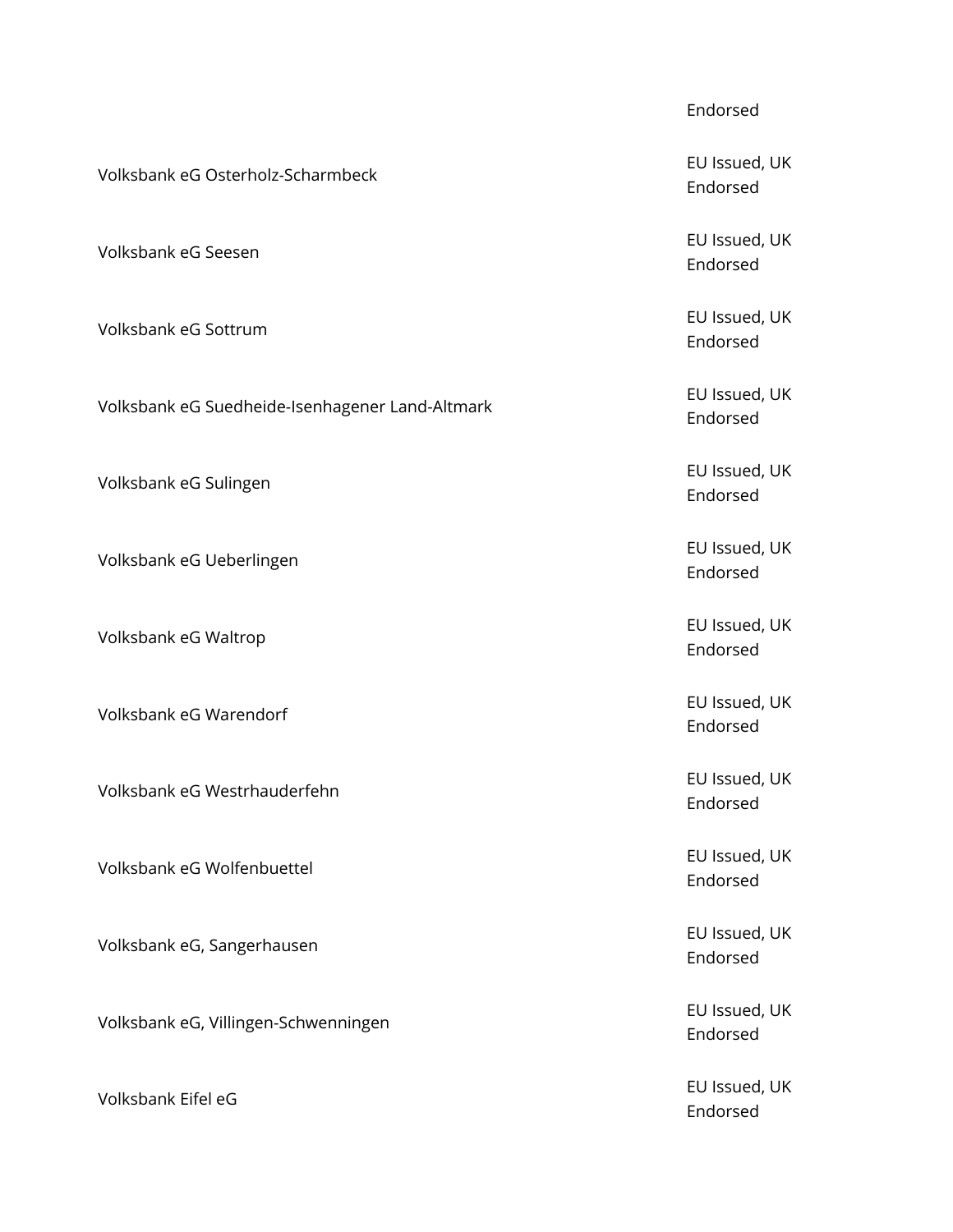| | |
|---|---|
| | Endorsed |
| Volksbank eG Osterholz-Scharmbeck | EU Issued, UK Endorsed |
| Volksbank eG Seesen | EU Issued, UK Endorsed |
| Volksbank eG Sottrum | EU Issued, UK Endorsed |
| Volksbank eG Suedheide-Isenhagener Land-Altmark | EU Issued, UK Endorsed |
| Volksbank eG Sulingen | EU Issued, UK Endorsed |
| Volksbank eG Ueberlingen | EU Issued, UK Endorsed |
| Volksbank eG Waltrop | EU Issued, UK Endorsed |
| Volksbank eG Warendorf | EU Issued, UK Endorsed |
| Volksbank eG Westrhauderfehn | EU Issued, UK Endorsed |
| Volksbank eG Wolfenbuettel | EU Issued, UK Endorsed |
| Volksbank eG, Sangerhausen | EU Issued, UK Endorsed |
| Volksbank eG, Villingen-Schwenningen | EU Issued, UK Endorsed |
| Volksbank Eifel eG | EU Issued, UK Endorsed |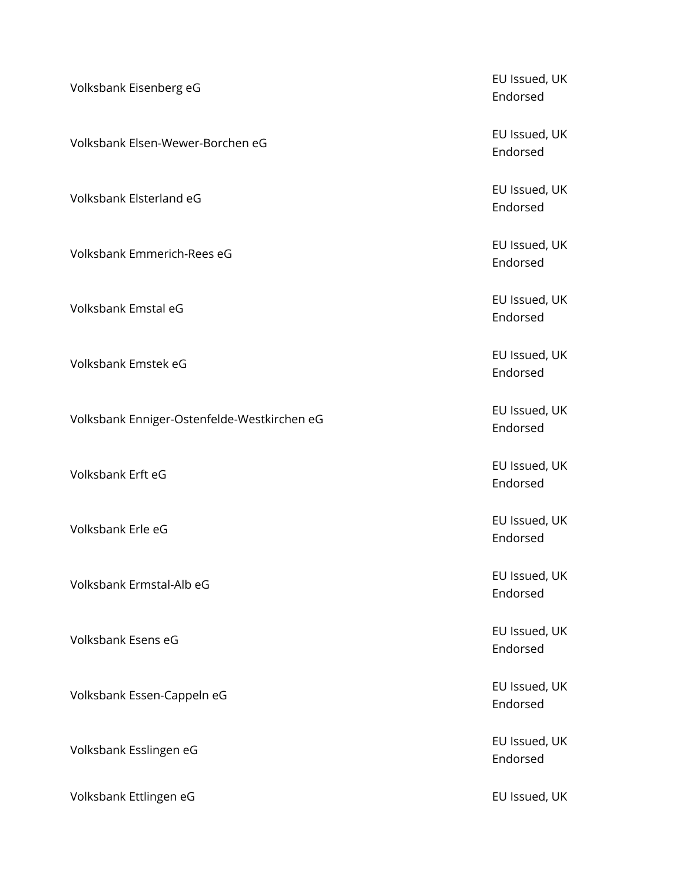| | |
|---|---|
| Volksbank Eisenberg eG | EU Issued, UK Endorsed |
| Volksbank Elsen-Wewer-Borchen eG | EU Issued, UK Endorsed |
| Volksbank Elsterland eG | EU Issued, UK Endorsed |
| Volksbank Emmerich-Rees eG | EU Issued, UK Endorsed |
| Volksbank Emstal eG | EU Issued, UK Endorsed |
| Volksbank Emstek eG | EU Issued, UK Endorsed |
| Volksbank Enniger-Ostenfelde-Westkirchen eG | EU Issued, UK Endorsed |
| Volksbank Erft eG | EU Issued, UK Endorsed |
| Volksbank Erle eG | EU Issued, UK Endorsed |
| Volksbank Ermstal-Alb eG | EU Issued, UK Endorsed |
| Volksbank Esens eG | EU Issued, UK Endorsed |
| Volksbank Essen-Cappeln eG | EU Issued, UK Endorsed |
| Volksbank Esslingen eG | EU Issued, UK Endorsed |
| Volksbank Ettlingen eG | EU Issued, UK |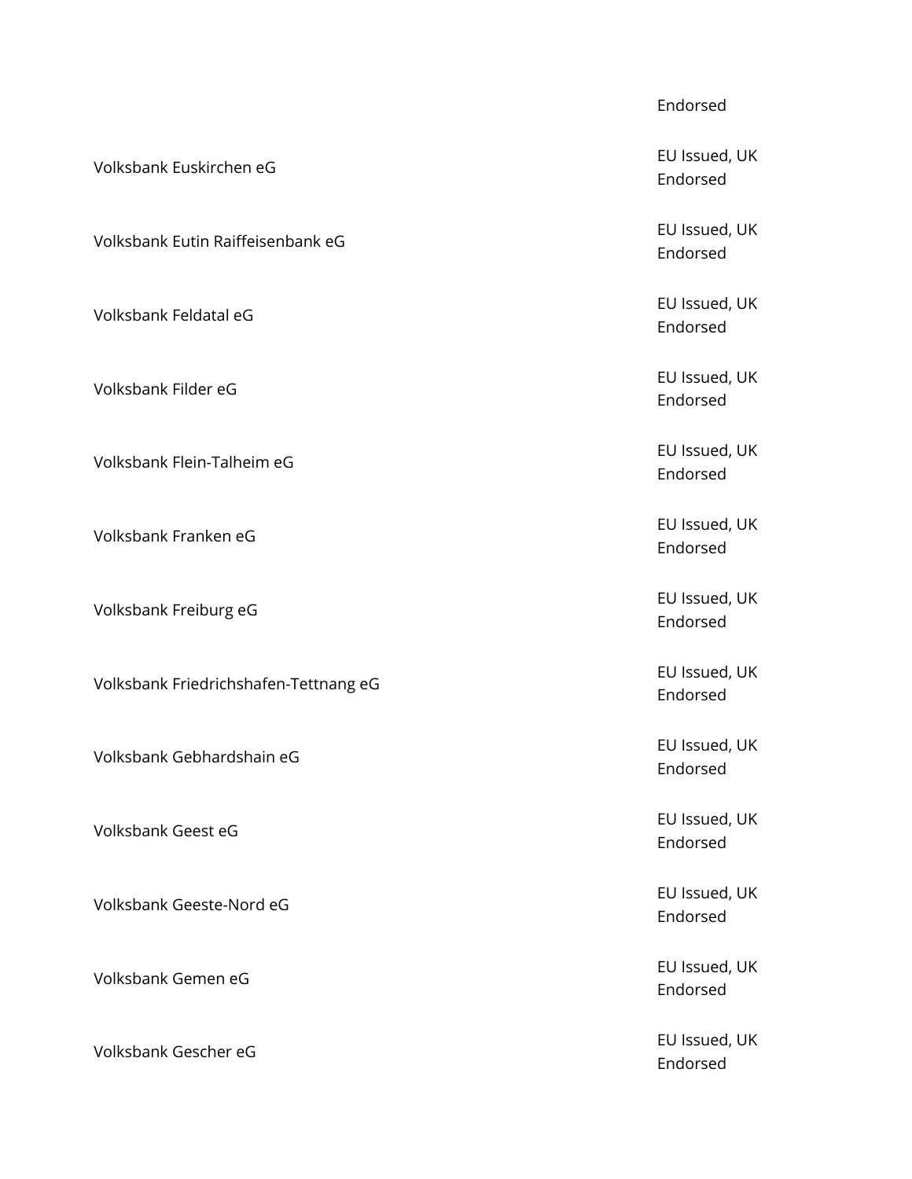| | |
|---|---|
| | Endorsed |
| Volksbank Euskirchen eG | EU Issued, UK Endorsed |
| Volksbank Eutin Raiffeisenbank eG | EU Issued, UK Endorsed |
| Volksbank Feldatal eG | EU Issued, UK Endorsed |
| Volksbank Filder eG | EU Issued, UK Endorsed |
| Volksbank Flein-Talheim eG | EU Issued, UK Endorsed |
| Volksbank Franken eG | EU Issued, UK Endorsed |
| Volksbank Freiburg eG | EU Issued, UK Endorsed |
| Volksbank Friedrichshafen-Tettnang eG | EU Issued, UK Endorsed |
| Volksbank Gebhardshain eG | EU Issued, UK Endorsed |
| Volksbank Geest eG | EU Issued, UK Endorsed |
| Volksbank Geeste-Nord eG | EU Issued, UK Endorsed |
| Volksbank Gemen eG | EU Issued, UK Endorsed |
| Volksbank Gescher eG | EU Issued, UK Endorsed |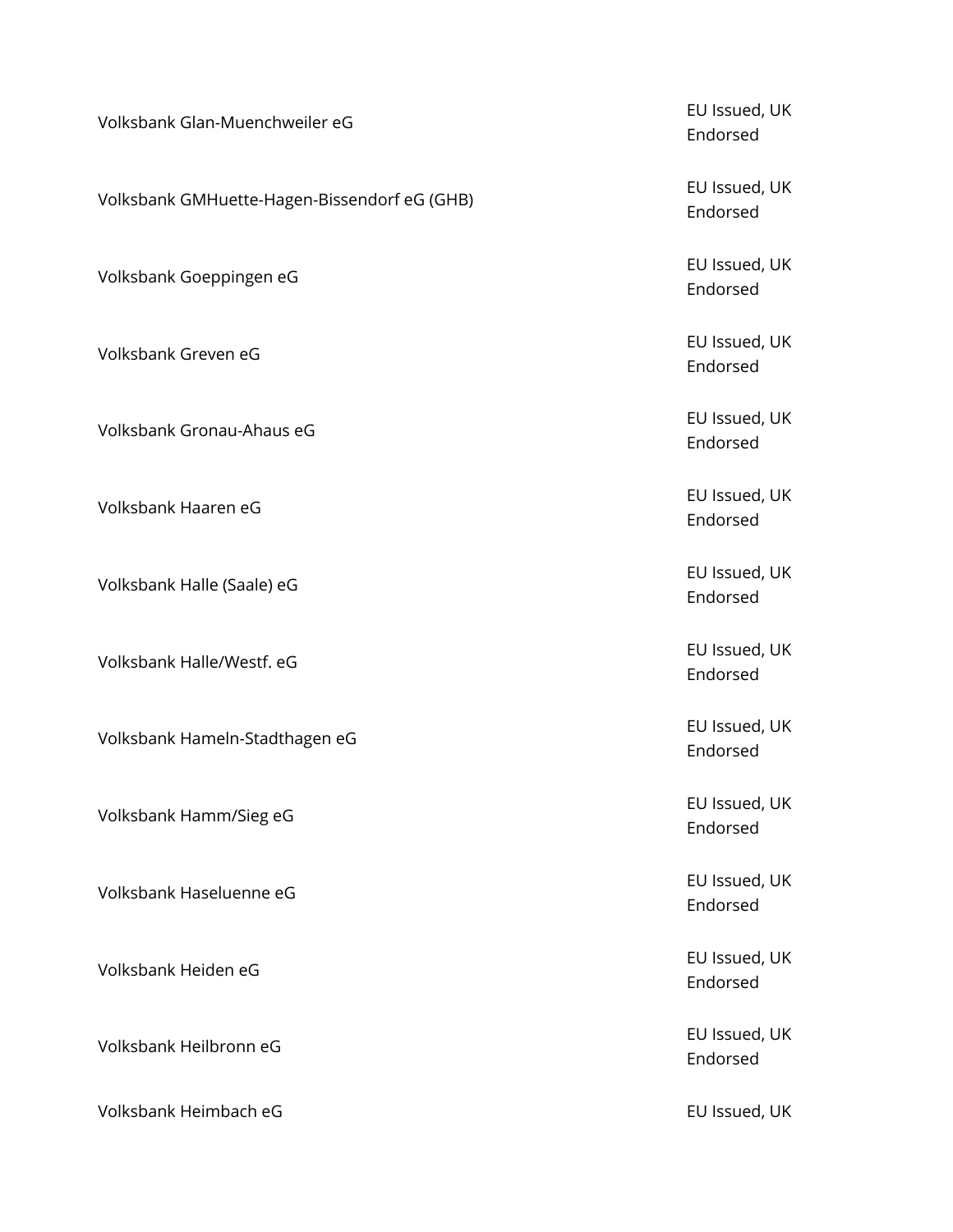| | |
|---|---|
| Volksbank Glan-Muenchweiler eG | EU Issued, UK Endorsed |
| Volksbank GMHuette-Hagen-Bissendorf eG (GHB) | EU Issued, UK Endorsed |
| Volksbank Goeppingen eG | EU Issued, UK Endorsed |
| Volksbank Greven eG | EU Issued, UK Endorsed |
| Volksbank Gronau-Ahaus eG | EU Issued, UK Endorsed |
| Volksbank Haaren eG | EU Issued, UK Endorsed |
| Volksbank Halle (Saale) eG | EU Issued, UK Endorsed |
| Volksbank Halle/Westf. eG | EU Issued, UK Endorsed |
| Volksbank Hameln-Stadthagen eG | EU Issued, UK Endorsed |
| Volksbank Hamm/Sieg eG | EU Issued, UK Endorsed |
| Volksbank Haseluenne eG | EU Issued, UK Endorsed |
| Volksbank Heiden eG | EU Issued, UK Endorsed |
| Volksbank Heilbronn eG | EU Issued, UK Endorsed |
| Volksbank Heimbach eG | EU Issued, UK |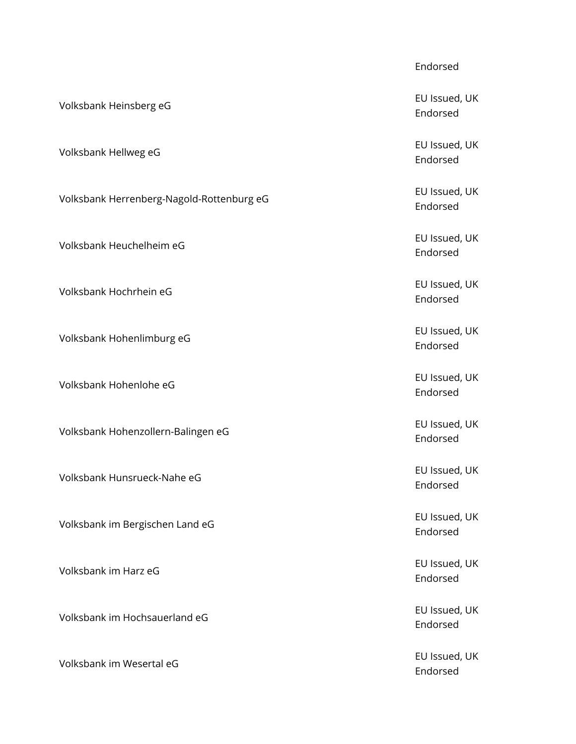| | |
|---|---|
| | Endorsed |
| Volksbank Heinsberg eG | EU Issued, UK Endorsed |
| Volksbank Hellweg eG | EU Issued, UK Endorsed |
| Volksbank Herrenberg-Nagold-Rottenburg eG | EU Issued, UK Endorsed |
| Volksbank Heuchelheim eG | EU Issued, UK Endorsed |
| Volksbank Hochrhein eG | EU Issued, UK Endorsed |
| Volksbank Hohenlimburg eG | EU Issued, UK Endorsed |
| Volksbank Hohenlohe eG | EU Issued, UK Endorsed |
| Volksbank Hohenzollern-Balingen eG | EU Issued, UK Endorsed |
| Volksbank Hunsrueck-Nahe eG | EU Issued, UK Endorsed |
| Volksbank im Bergischen Land eG | EU Issued, UK Endorsed |
| Volksbank im Harz eG | EU Issued, UK Endorsed |
| Volksbank im Hochsauerland eG | EU Issued, UK Endorsed |
| Volksbank im Wesertal eG | EU Issued, UK Endorsed |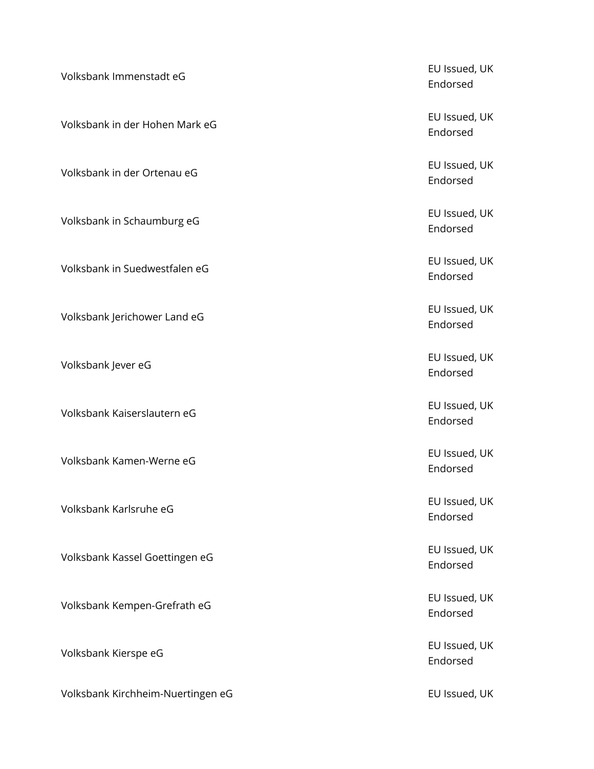| | |
|---|---|
| Volksbank Immenstadt eG | EU Issued, UK Endorsed |
| Volksbank in der Hohen Mark eG | EU Issued, UK Endorsed |
| Volksbank in der Ortenau eG | EU Issued, UK Endorsed |
| Volksbank in Schaumburg eG | EU Issued, UK Endorsed |
| Volksbank in Suedwestfalen eG | EU Issued, UK Endorsed |
| Volksbank Jerichower Land eG | EU Issued, UK Endorsed |
| Volksbank Jever eG | EU Issued, UK Endorsed |
| Volksbank Kaiserslautern eG | EU Issued, UK Endorsed |
| Volksbank Kamen-Werne eG | EU Issued, UK Endorsed |
| Volksbank Karlsruhe eG | EU Issued, UK Endorsed |
| Volksbank Kassel Goettingen eG | EU Issued, UK Endorsed |
| Volksbank Kempen-Grefrath eG | EU Issued, UK Endorsed |
| Volksbank Kierspe eG | EU Issued, UK Endorsed |
| Volksbank Kirchheim-Nuertingen eG | EU Issued, UK |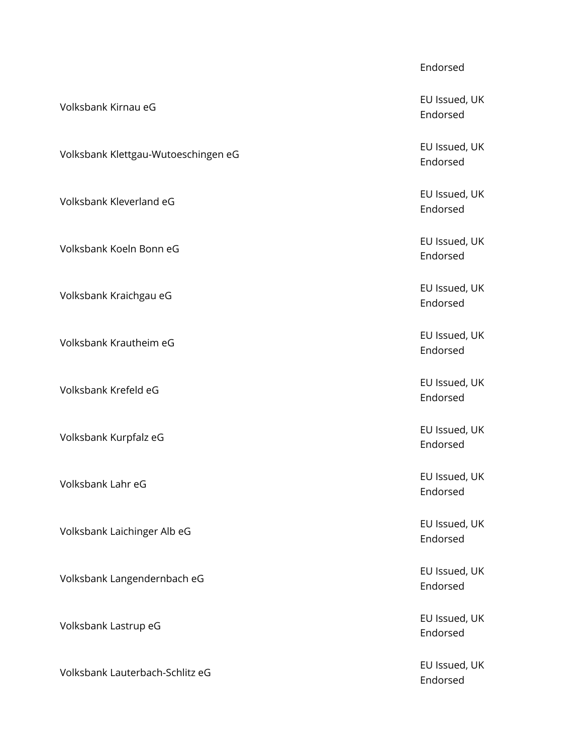| | |
|---|---|
| | Endorsed |
| Volksbank Kirnau eG | EU Issued, UK Endorsed |
| Volksbank Klettgau-Wutoeschingen eG | EU Issued, UK Endorsed |
| Volksbank Kleverland eG | EU Issued, UK Endorsed |
| Volksbank Koeln Bonn eG | EU Issued, UK Endorsed |
| Volksbank Kraichgau eG | EU Issued, UK Endorsed |
| Volksbank Krautheim eG | EU Issued, UK Endorsed |
| Volksbank Krefeld eG | EU Issued, UK Endorsed |
| Volksbank Kurpfalz eG | EU Issued, UK Endorsed |
| Volksbank Lahr eG | EU Issued, UK Endorsed |
| Volksbank Laichinger Alb eG | EU Issued, UK Endorsed |
| Volksbank Langendernbach eG | EU Issued, UK Endorsed |
| Volksbank Lastrup eG | EU Issued, UK Endorsed |
| Volksbank Lauterbach-Schlitz eG | EU Issued, UK Endorsed |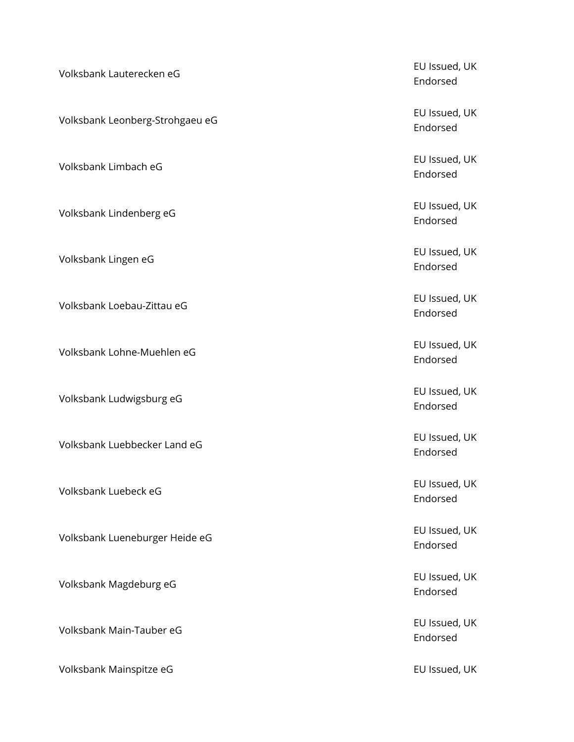| | |
|---|---|
| Volksbank Lauterecken eG | EU Issued, UK Endorsed |
| Volksbank Leonberg-Strohgaeu eG | EU Issued, UK Endorsed |
| Volksbank Limbach eG | EU Issued, UK Endorsed |
| Volksbank Lindenberg eG | EU Issued, UK Endorsed |
| Volksbank Lingen eG | EU Issued, UK Endorsed |
| Volksbank Loebau-Zittau eG | EU Issued, UK Endorsed |
| Volksbank Lohne-Muehlen eG | EU Issued, UK Endorsed |
| Volksbank Ludwigsburg eG | EU Issued, UK Endorsed |
| Volksbank Luebbecker Land eG | EU Issued, UK Endorsed |
| Volksbank Luebeck eG | EU Issued, UK Endorsed |
| Volksbank Lueneburger Heide eG | EU Issued, UK Endorsed |
| Volksbank Magdeburg eG | EU Issued, UK Endorsed |
| Volksbank Main-Tauber eG | EU Issued, UK Endorsed |
| Volksbank Mainspitze eG | EU Issued, UK |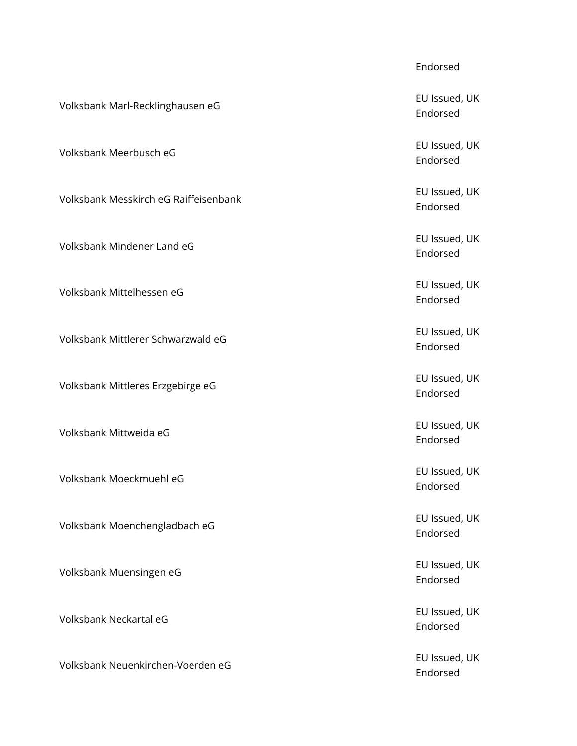| | |
|---|---|
| | Endorsed |
| Volksbank Marl-Recklinghausen eG | EU Issued, UK Endorsed |
| Volksbank Meerbusch eG | EU Issued, UK Endorsed |
| Volksbank Messkirch eG Raiffeisenbank | EU Issued, UK Endorsed |
| Volksbank Mindener Land eG | EU Issued, UK Endorsed |
| Volksbank Mittelhessen eG | EU Issued, UK Endorsed |
| Volksbank Mittlerer Schwarzwald eG | EU Issued, UK Endorsed |
| Volksbank Mittleres Erzgebirge eG | EU Issued, UK Endorsed |
| Volksbank Mittweida eG | EU Issued, UK Endorsed |
| Volksbank Moeckmuehl eG | EU Issued, UK Endorsed |
| Volksbank Moenchengladbach eG | EU Issued, UK Endorsed |
| Volksbank Muensingen eG | EU Issued, UK Endorsed |
| Volksbank Neckartal eG | EU Issued, UK Endorsed |
| Volksbank Neuenkirchen-Voerden eG | EU Issued, UK Endorsed |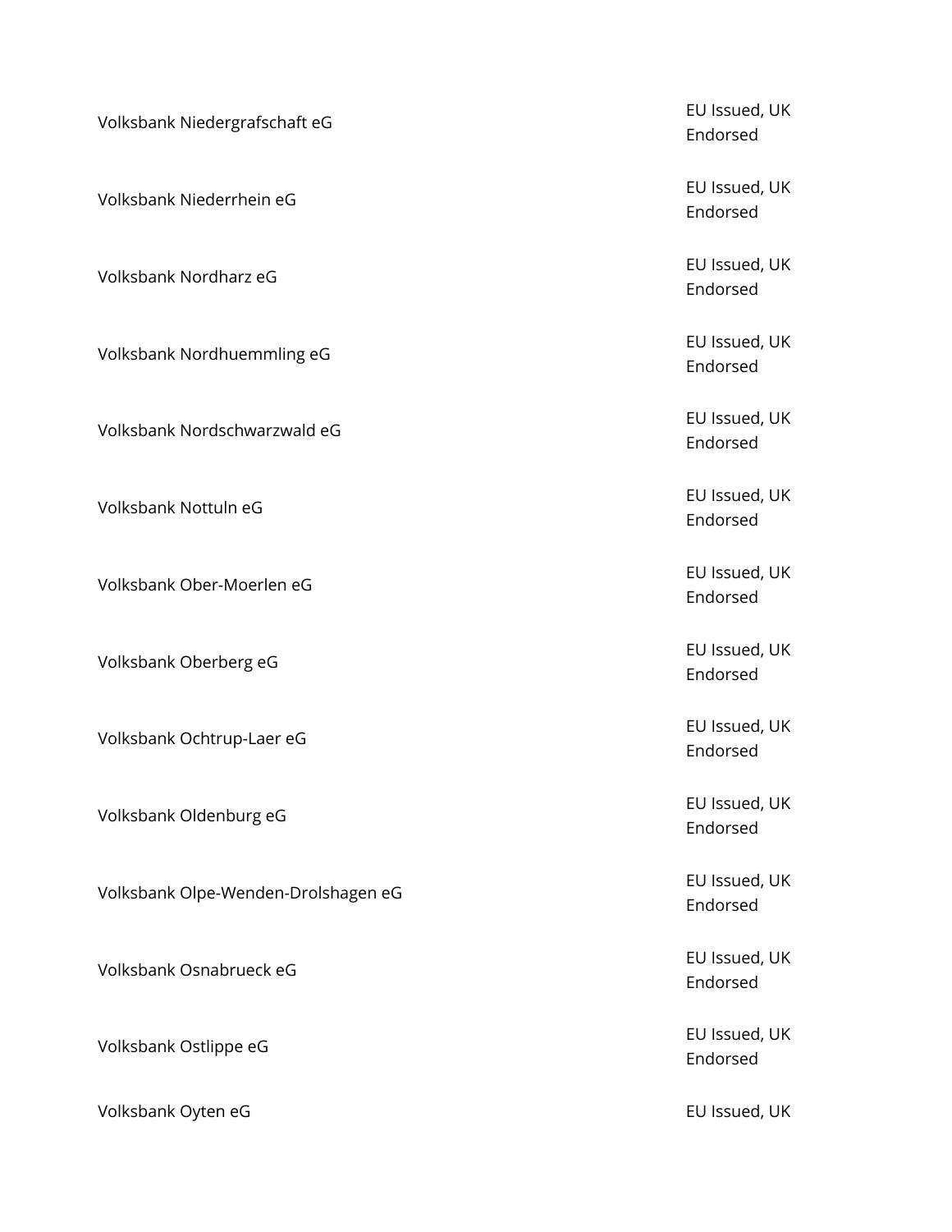| | |
|---|---|
| Volksbank Niedergrafschaft eG | EU Issued, UK Endorsed |
| Volksbank Niederrhein eG | EU Issued, UK Endorsed |
| Volksbank Nordharz eG | EU Issued, UK Endorsed |
| Volksbank Nordhuemmling eG | EU Issued, UK Endorsed |
| Volksbank Nordschwarzwald eG | EU Issued, UK Endorsed |
| Volksbank Nottuln eG | EU Issued, UK Endorsed |
| Volksbank Ober-Moerlen eG | EU Issued, UK Endorsed |
| Volksbank Oberberg eG | EU Issued, UK Endorsed |
| Volksbank Ochtrup-Laer eG | EU Issued, UK Endorsed |
| Volksbank Oldenburg eG | EU Issued, UK Endorsed |
| Volksbank Olpe-Wenden-Drolshagen eG | EU Issued, UK Endorsed |
| Volksbank Osnabrueck eG | EU Issued, UK Endorsed |
| Volksbank Ostlippe eG | EU Issued, UK Endorsed |
| Volksbank Oyten eG | EU Issued, UK |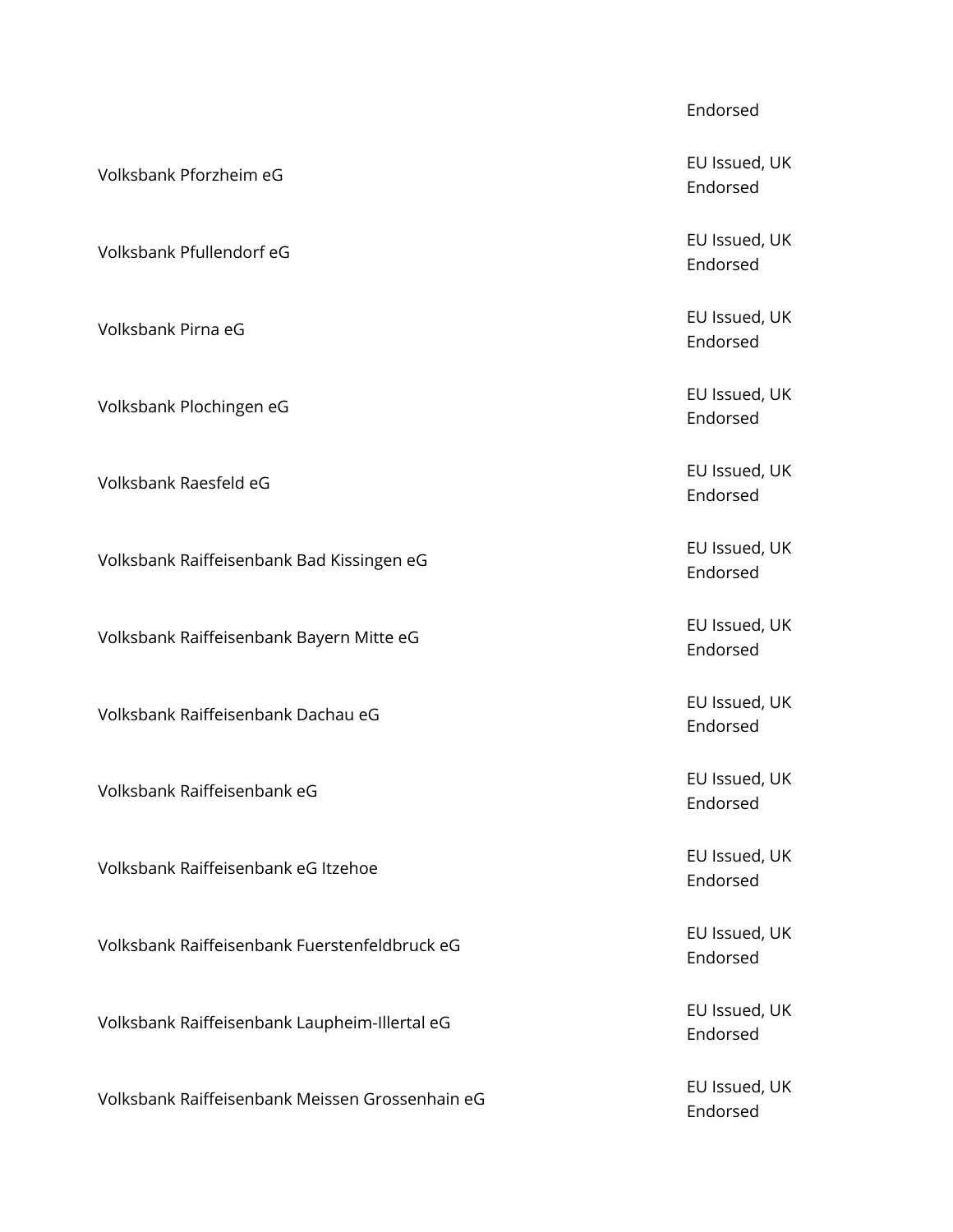| | |
|---|---|
| | Endorsed |
| Volksbank Pforzheim eG | EU Issued, UK Endorsed |
| Volksbank Pfullendorf eG | EU Issued, UK Endorsed |
| Volksbank Pirna eG | EU Issued, UK Endorsed |
| Volksbank Plochingen eG | EU Issued, UK Endorsed |
| Volksbank Raesfeld eG | EU Issued, UK Endorsed |
| Volksbank Raiffeisenbank Bad Kissingen eG | EU Issued, UK Endorsed |
| Volksbank Raiffeisenbank Bayern Mitte eG | EU Issued, UK Endorsed |
| Volksbank Raiffeisenbank Dachau eG | EU Issued, UK Endorsed |
| Volksbank Raiffeisenbank eG | EU Issued, UK Endorsed |
| Volksbank Raiffeisenbank eG Itzehoe | EU Issued, UK Endorsed |
| Volksbank Raiffeisenbank Fuerstenfeldbruck eG | EU Issued, UK Endorsed |
| Volksbank Raiffeisenbank Laupheim-Illertal eG | EU Issued, UK Endorsed |
| Volksbank Raiffeisenbank Meissen Grossenhain eG | EU Issued, UK Endorsed |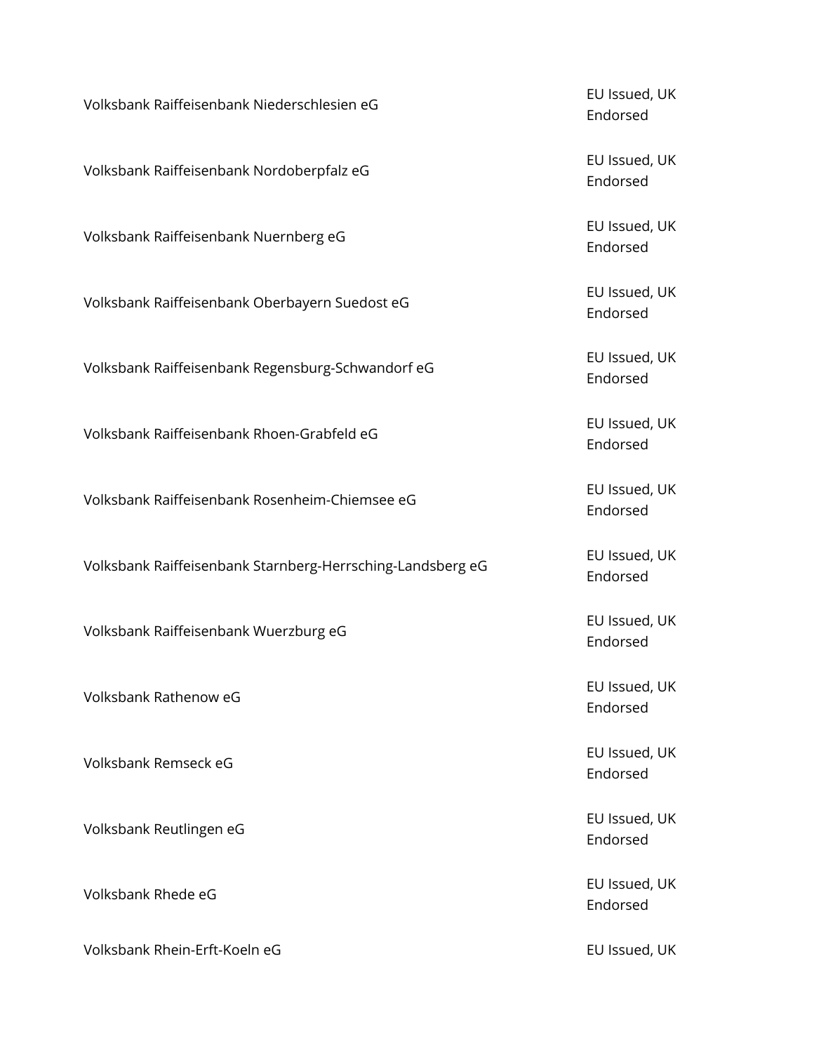| | |
|---|---|
| Volksbank Raiffeisenbank Niederschlesien eG | EU Issued, UK Endorsed |
| Volksbank Raiffeisenbank Nordoberpfalz eG | EU Issued, UK Endorsed |
| Volksbank Raiffeisenbank Nuernberg eG | EU Issued, UK Endorsed |
| Volksbank Raiffeisenbank Oberbayern Suedost eG | EU Issued, UK Endorsed |
| Volksbank Raiffeisenbank Regensburg-Schwandorf eG | EU Issued, UK Endorsed |
| Volksbank Raiffeisenbank Rhoen-Grabfeld eG | EU Issued, UK Endorsed |
| Volksbank Raiffeisenbank Rosenheim-Chiemsee eG | EU Issued, UK Endorsed |
| Volksbank Raiffeisenbank Starnberg-Herrsching-Landsberg eG | EU Issued, UK Endorsed |
| Volksbank Raiffeisenbank Wuerzburg eG | EU Issued, UK Endorsed |
| Volksbank Rathenow eG | EU Issued, UK Endorsed |
| Volksbank Remseck eG | EU Issued, UK Endorsed |
| Volksbank Reutlingen eG | EU Issued, UK Endorsed |
| Volksbank Rhede eG | EU Issued, UK Endorsed |
| Volksbank Rhein-Erft-Koeln eG | EU Issued, UK |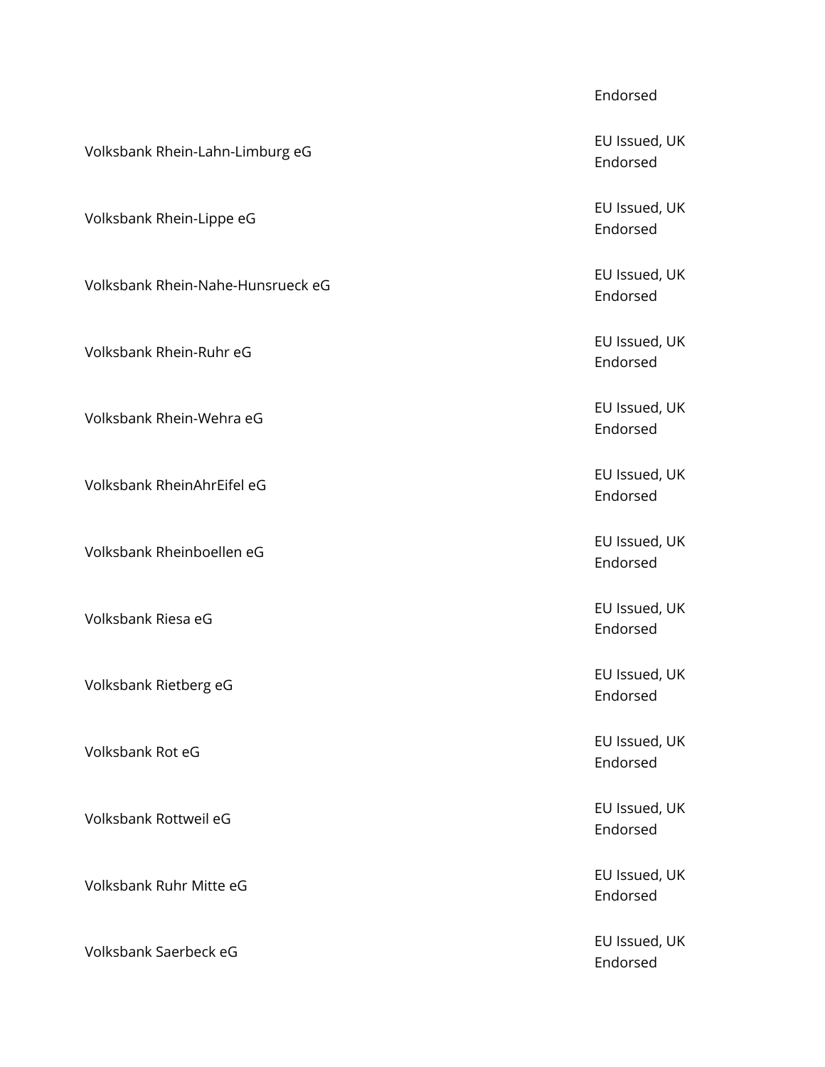| | |
|---|---|
| | Endorsed |
| Volksbank Rhein-Lahn-Limburg eG | EU Issued, UK Endorsed |
| Volksbank Rhein-Lippe eG | EU Issued, UK Endorsed |
| Volksbank Rhein-Nahe-Hunsrueck eG | EU Issued, UK Endorsed |
| Volksbank Rhein-Ruhr eG | EU Issued, UK Endorsed |
| Volksbank Rhein-Wehra eG | EU Issued, UK Endorsed |
| Volksbank RheinAhrEifel eG | EU Issued, UK Endorsed |
| Volksbank Rheinboellen eG | EU Issued, UK Endorsed |
| Volksbank Riesa eG | EU Issued, UK Endorsed |
| Volksbank Rietberg eG | EU Issued, UK Endorsed |
| Volksbank Rot eG | EU Issued, UK Endorsed |
| Volksbank Rottweil eG | EU Issued, UK Endorsed |
| Volksbank Ruhr Mitte eG | EU Issued, UK Endorsed |
| Volksbank Saerbeck eG | EU Issued, UK Endorsed |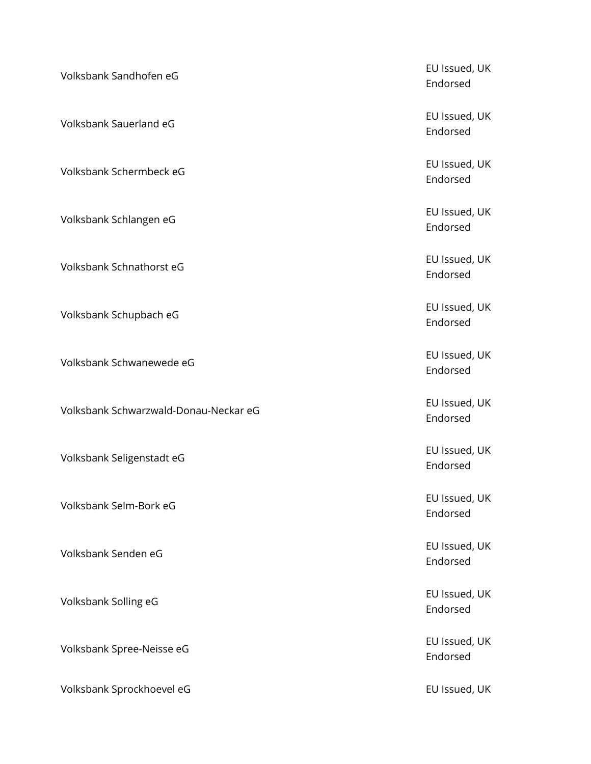| | |
|---|---|
| Volksbank Sandhofen eG | EU Issued, UK Endorsed |
| Volksbank Sauerland eG | EU Issued, UK Endorsed |
| Volksbank Schermbeck eG | EU Issued, UK Endorsed |
| Volksbank Schlangen eG | EU Issued, UK Endorsed |
| Volksbank Schnathorst eG | EU Issued, UK Endorsed |
| Volksbank Schupbach eG | EU Issued, UK Endorsed |
| Volksbank Schwanewede eG | EU Issued, UK Endorsed |
| Volksbank Schwarzwald-Donau-Neckar eG | EU Issued, UK Endorsed |
| Volksbank Seligenstadt eG | EU Issued, UK Endorsed |
| Volksbank Selm-Bork eG | EU Issued, UK Endorsed |
| Volksbank Senden eG | EU Issued, UK Endorsed |
| Volksbank Solling eG | EU Issued, UK Endorsed |
| Volksbank Spree-Neisse eG | EU Issued, UK Endorsed |
| Volksbank Sprockhoevel eG | EU Issued, UK |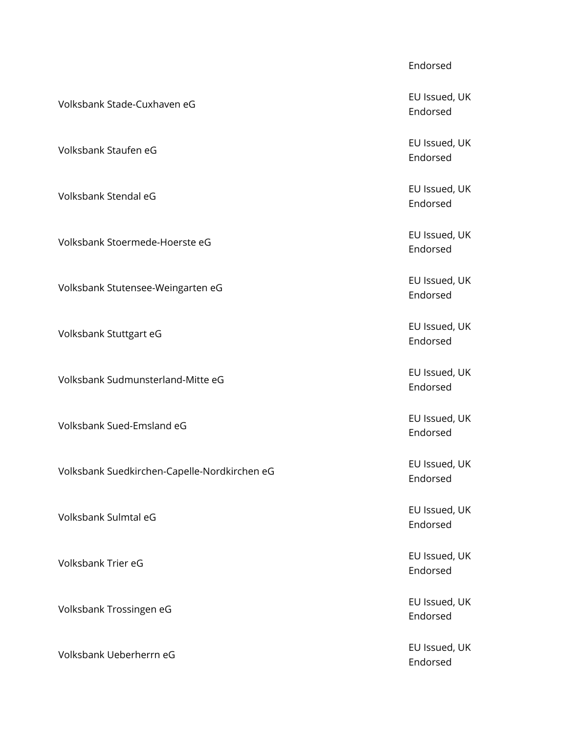| | |
|---|---|
| | Endorsed |
| Volksbank Stade-Cuxhaven eG | EU Issued, UK Endorsed |
| Volksbank Staufen eG | EU Issued, UK Endorsed |
| Volksbank Stendal eG | EU Issued, UK Endorsed |
| Volksbank Stoermede-Hoerste eG | EU Issued, UK Endorsed |
| Volksbank Stutensee-Weingarten eG | EU Issued, UK Endorsed |
| Volksbank Stuttgart eG | EU Issued, UK Endorsed |
| Volksbank Sudmunsterland-Mitte eG | EU Issued, UK Endorsed |
| Volksbank Sued-Emsland eG | EU Issued, UK Endorsed |
| Volksbank Suedkirchen-Capelle-Nordkirchen eG | EU Issued, UK Endorsed |
| Volksbank Sulmtal eG | EU Issued, UK Endorsed |
| Volksbank Trier eG | EU Issued, UK Endorsed |
| Volksbank Trossingen eG | EU Issued, UK Endorsed |
| Volksbank Ueberherrn eG | EU Issued, UK Endorsed |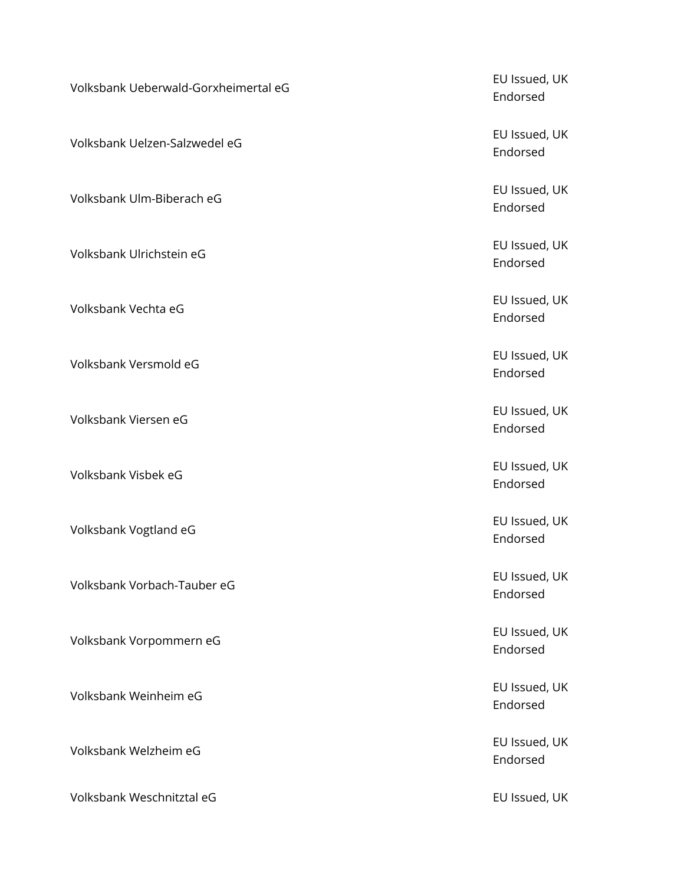| | |
|---|---|
| Volksbank Ueberwald-Gorxheimertal eG | EU Issued, UK Endorsed |
| Volksbank Uelzen-Salzwedel eG | EU Issued, UK Endorsed |
| Volksbank Ulm-Biberach eG | EU Issued, UK Endorsed |
| Volksbank Ulrichstein eG | EU Issued, UK Endorsed |
| Volksbank Vechta eG | EU Issued, UK Endorsed |
| Volksbank Versmold eG | EU Issued, UK Endorsed |
| Volksbank Viersen eG | EU Issued, UK Endorsed |
| Volksbank Visbek eG | EU Issued, UK Endorsed |
| Volksbank Vogtland eG | EU Issued, UK Endorsed |
| Volksbank Vorbach-Tauber eG | EU Issued, UK Endorsed |
| Volksbank Vorpommern eG | EU Issued, UK Endorsed |
| Volksbank Weinheim eG | EU Issued, UK Endorsed |
| Volksbank Welzheim eG | EU Issued, UK Endorsed |
| Volksbank Weschnitztal eG | EU Issued, UK |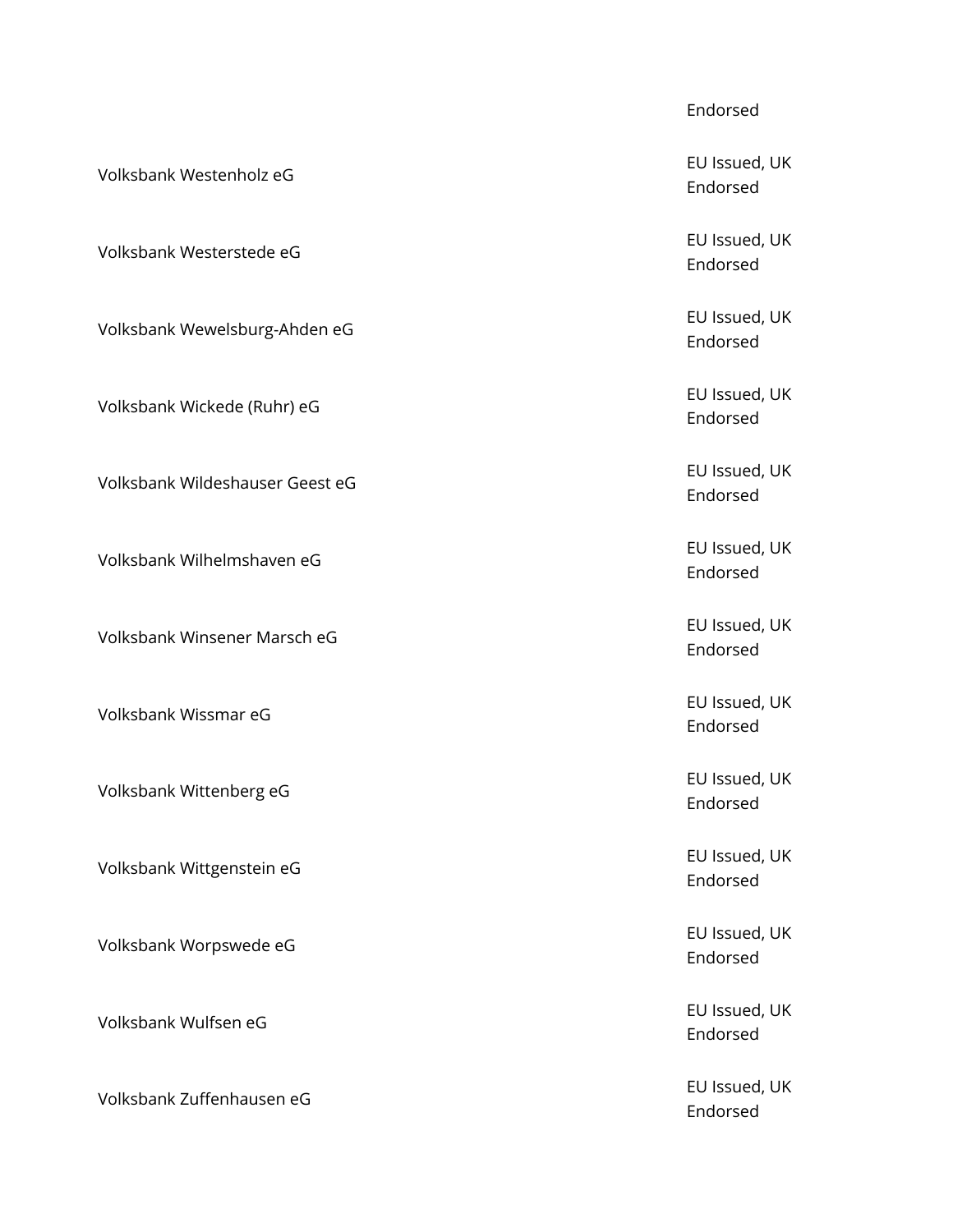| | |
|---|---|
| | Endorsed |
| Volksbank Westenholz eG | EU Issued, UK Endorsed |
| Volksbank Westerstede eG | EU Issued, UK Endorsed |
| Volksbank Wewelsburg-Ahden eG | EU Issued, UK Endorsed |
| Volksbank Wickede (Ruhr) eG | EU Issued, UK Endorsed |
| Volksbank Wildeshauser Geest eG | EU Issued, UK Endorsed |
| Volksbank Wilhelmshaven eG | EU Issued, UK Endorsed |
| Volksbank Winsener Marsch eG | EU Issued, UK Endorsed |
| Volksbank Wissmar eG | EU Issued, UK Endorsed |
| Volksbank Wittenberg eG | EU Issued, UK Endorsed |
| Volksbank Wittgenstein eG | EU Issued, UK Endorsed |
| Volksbank Worpswede eG | EU Issued, UK Endorsed |
| Volksbank Wulfsen eG | EU Issued, UK Endorsed |
| Volksbank Zuffenhausen eG | EU Issued, UK Endorsed |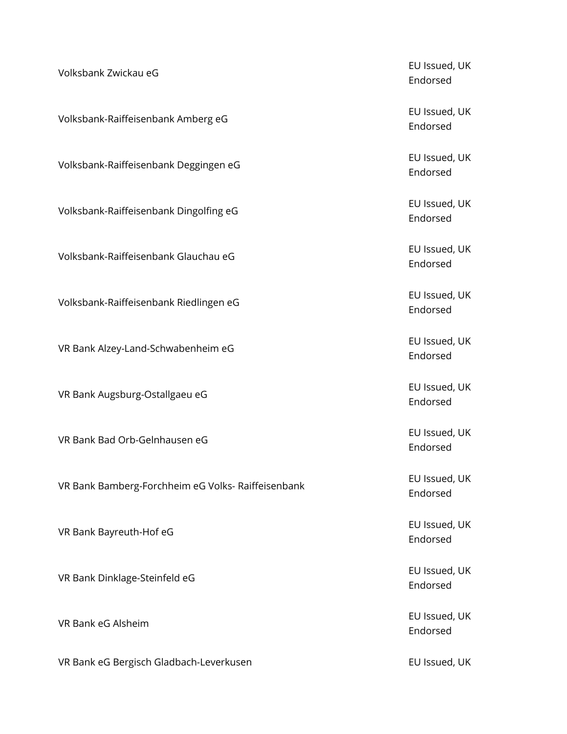| | |
|---|---|
| Volksbank Zwickau eG | EU Issued, UK Endorsed |
| Volksbank-Raiffeisenbank Amberg eG | EU Issued, UK Endorsed |
| Volksbank-Raiffeisenbank Deggingen eG | EU Issued, UK Endorsed |
| Volksbank-Raiffeisenbank Dingolfing eG | EU Issued, UK Endorsed |
| Volksbank-Raiffeisenbank Glauchau eG | EU Issued, UK Endorsed |
| Volksbank-Raiffeisenbank Riedlingen eG | EU Issued, UK Endorsed |
| VR Bank Alzey-Land-Schwabenheim eG | EU Issued, UK Endorsed |
| VR Bank Augsburg-Ostallgaeu eG | EU Issued, UK Endorsed |
| VR Bank Bad Orb-Gelnhausen eG | EU Issued, UK Endorsed |
| VR Bank Bamberg-Forchheim eG Volks- Raiffeisenbank | EU Issued, UK Endorsed |
| VR Bank Bayreuth-Hof eG | EU Issued, UK Endorsed |
| VR Bank Dinklage-Steinfeld eG | EU Issued, UK Endorsed |
| VR Bank eG Alsheim | EU Issued, UK Endorsed |
| VR Bank eG Bergisch Gladbach-Leverkusen | EU Issued, UK |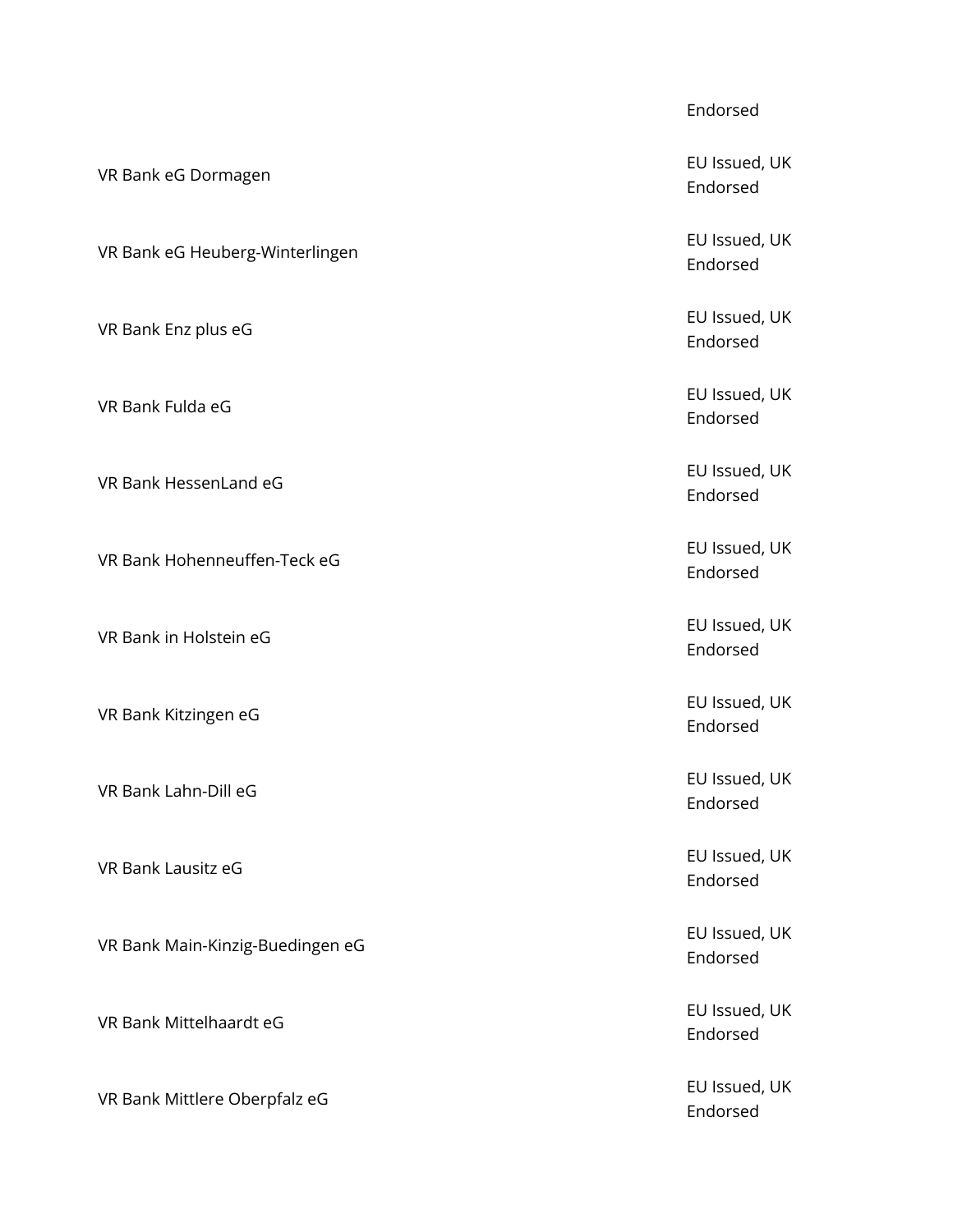| | |
|---|---|
| | Endorsed |
| VR Bank eG Dormagen | EU Issued, UK Endorsed |
| VR Bank eG Heuberg-Winterlingen | EU Issued, UK Endorsed |
| VR Bank Enz plus eG | EU Issued, UK Endorsed |
| VR Bank Fulda eG | EU Issued, UK Endorsed |
| VR Bank HessenLand eG | EU Issued, UK Endorsed |
| VR Bank Hohenneuffen-Teck eG | EU Issued, UK Endorsed |
| VR Bank in Holstein eG | EU Issued, UK Endorsed |
| VR Bank Kitzingen eG | EU Issued, UK Endorsed |
| VR Bank Lahn-Dill eG | EU Issued, UK Endorsed |
| VR Bank Lausitz eG | EU Issued, UK Endorsed |
| VR Bank Main-Kinzig-Buedingen eG | EU Issued, UK Endorsed |
| VR Bank Mittelhaardt eG | EU Issued, UK Endorsed |
| VR Bank Mittlere Oberpfalz eG | EU Issued, UK Endorsed |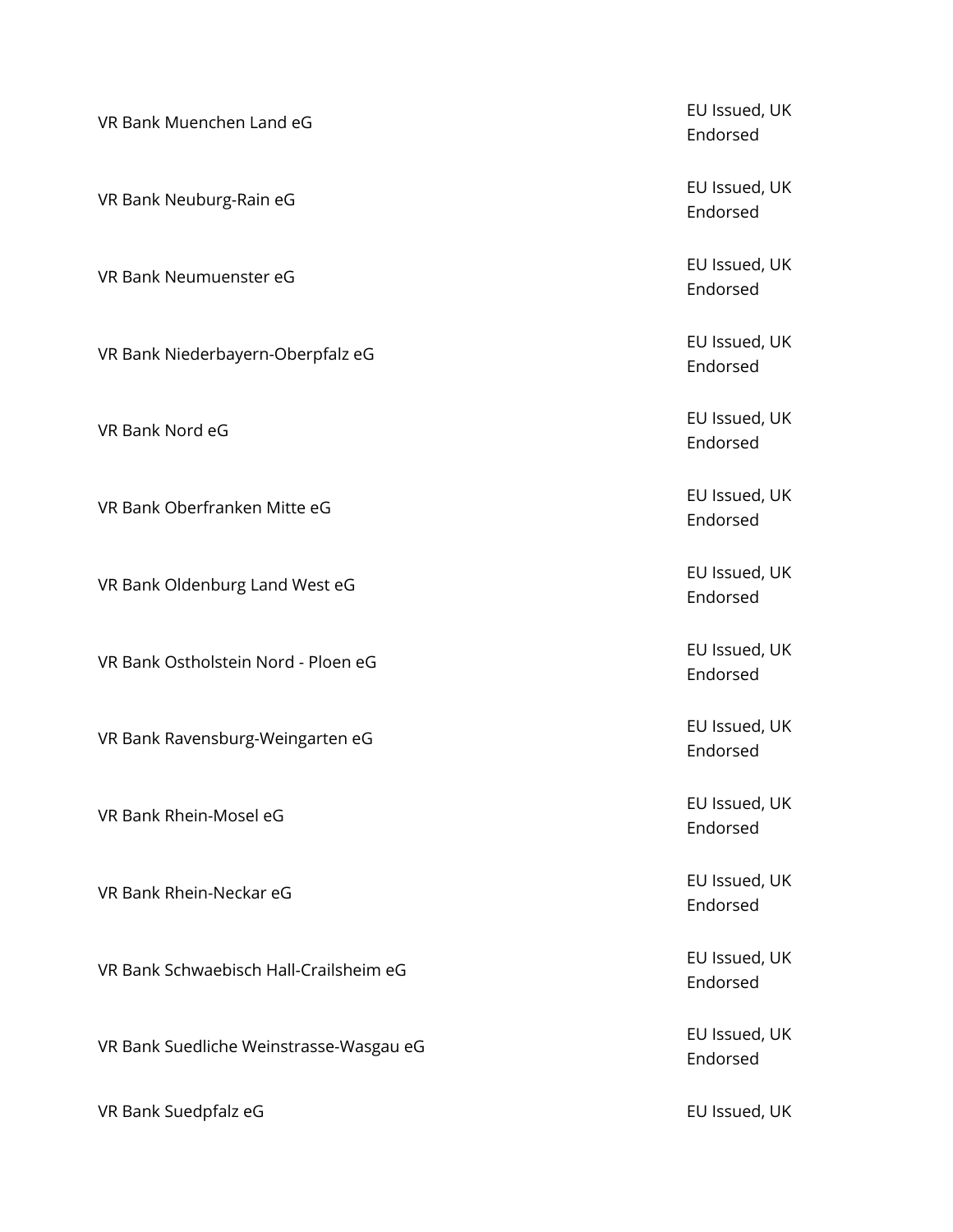| | |
|---|---|
| VR Bank Muenchen Land eG | EU Issued, UK Endorsed |
| VR Bank Neuburg-Rain eG | EU Issued, UK Endorsed |
| VR Bank Neumuenster eG | EU Issued, UK Endorsed |
| VR Bank Niederbayern-Oberpfalz eG | EU Issued, UK Endorsed |
| VR Bank Nord eG | EU Issued, UK Endorsed |
| VR Bank Oberfranken Mitte eG | EU Issued, UK Endorsed |
| VR Bank Oldenburg Land West eG | EU Issued, UK Endorsed |
| VR Bank Ostholstein Nord - Ploen eG | EU Issued, UK Endorsed |
| VR Bank Ravensburg-Weingarten eG | EU Issued, UK Endorsed |
| VR Bank Rhein-Mosel eG | EU Issued, UK Endorsed |
| VR Bank Rhein-Neckar eG | EU Issued, UK Endorsed |
| VR Bank Schwaebisch Hall-Crailsheim eG | EU Issued, UK Endorsed |
| VR Bank Suedliche Weinstrasse-Wasgau eG | EU Issued, UK Endorsed |
| VR Bank Suedpfalz eG | EU Issued, UK |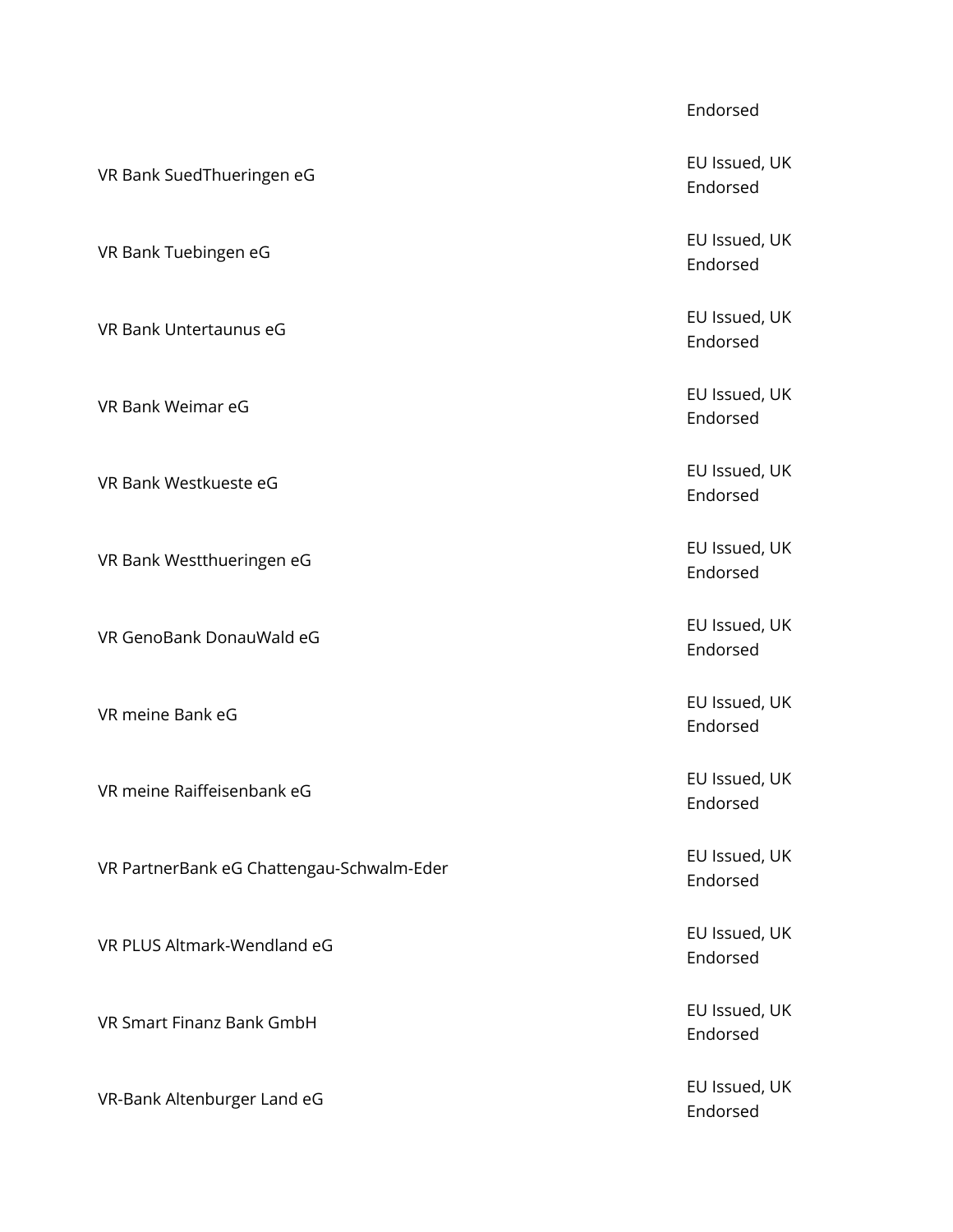| | |
|---|---|
| | Endorsed |
| VR Bank SuedThueringen eG | EU Issued, UK Endorsed |
| VR Bank Tuebingen eG | EU Issued, UK Endorsed |
| VR Bank Untertaunus eG | EU Issued, UK Endorsed |
| VR Bank Weimar eG | EU Issued, UK Endorsed |
| VR Bank Westkueste eG | EU Issued, UK Endorsed |
| VR Bank Westthueringen eG | EU Issued, UK Endorsed |
| VR GenoBank DonauWald eG | EU Issued, UK Endorsed |
| VR meine Bank eG | EU Issued, UK Endorsed |
| VR meine Raiffeisenbank eG | EU Issued, UK Endorsed |
| VR PartnerBank eG Chattengau-Schwalm-Eder | EU Issued, UK Endorsed |
| VR PLUS Altmark-Wendland eG | EU Issued, UK Endorsed |
| VR Smart Finanz Bank GmbH | EU Issued, UK Endorsed |
| VR-Bank Altenburger Land eG | EU Issued, UK Endorsed |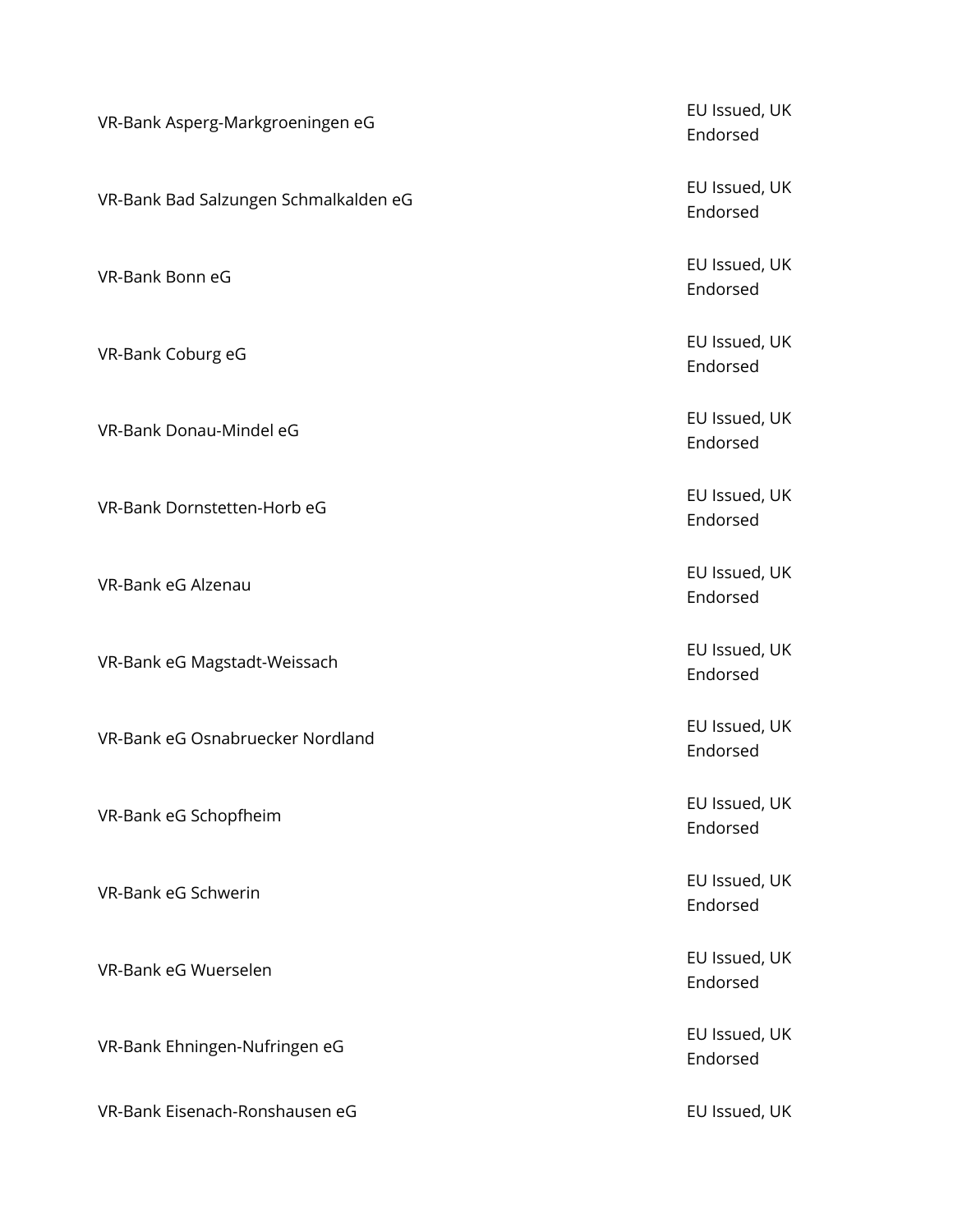| | |
|---|---|
| VR-Bank Asperg-Markgroeningen eG | EU Issued, UK Endorsed |
| VR-Bank Bad Salzungen Schmalkalden eG | EU Issued, UK Endorsed |
| VR-Bank Bonn eG | EU Issued, UK Endorsed |
| VR-Bank Coburg eG | EU Issued, UK Endorsed |
| VR-Bank Donau-Mindel eG | EU Issued, UK Endorsed |
| VR-Bank Dornstetten-Horb eG | EU Issued, UK Endorsed |
| VR-Bank eG Alzenau | EU Issued, UK Endorsed |
| VR-Bank eG Magstadt-Weissach | EU Issued, UK Endorsed |
| VR-Bank eG Osnabruecker Nordland | EU Issued, UK Endorsed |
| VR-Bank eG Schopfheim | EU Issued, UK Endorsed |
| VR-Bank eG Schwerin | EU Issued, UK Endorsed |
| VR-Bank eG Wuerselen | EU Issued, UK Endorsed |
| VR-Bank Ehningen-Nufringen eG | EU Issued, UK Endorsed |
| VR-Bank Eisenach-Ronshausen eG | EU Issued, UK |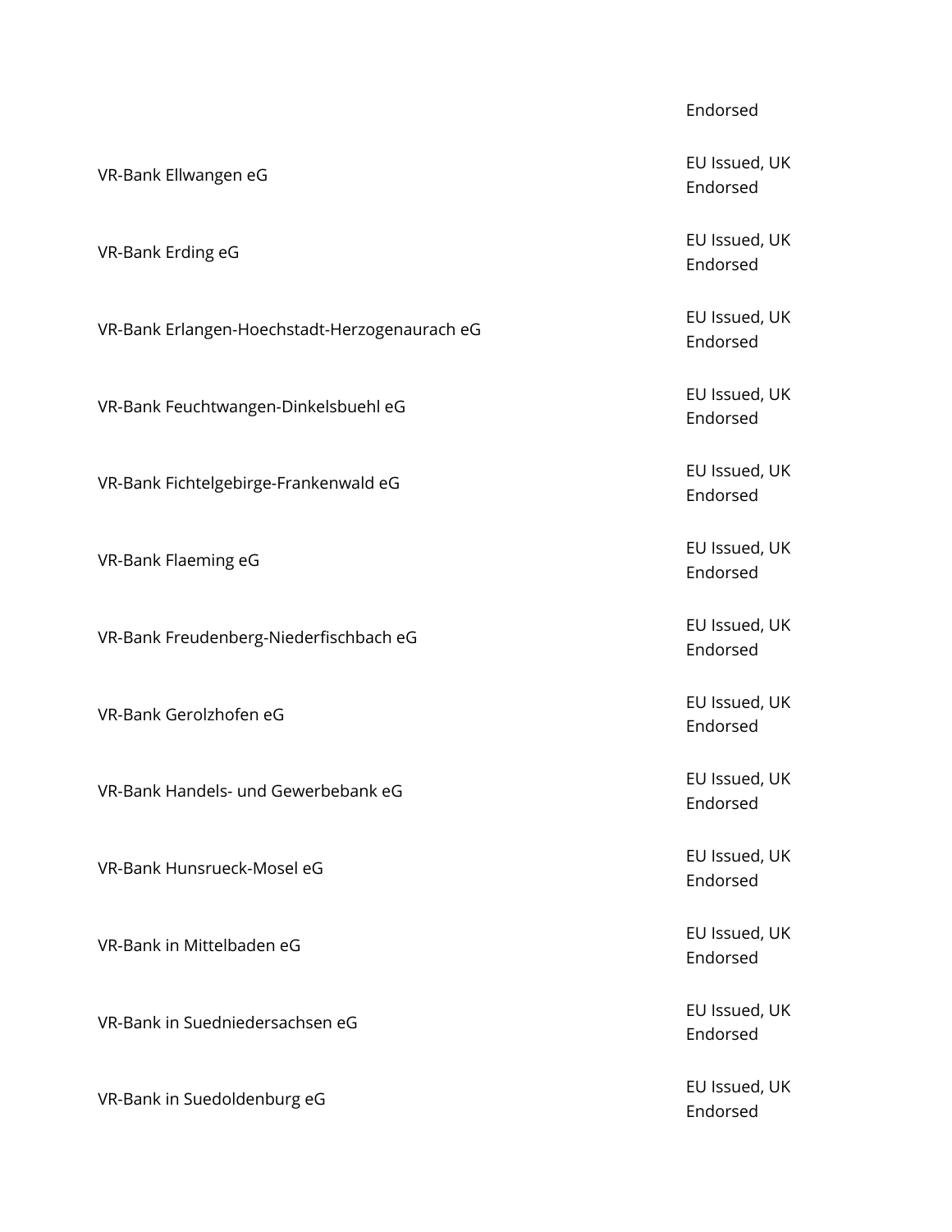| | |
|---|---|
| | Endorsed |
| VR-Bank Ellwangen eG | EU Issued, UK Endorsed |
| VR-Bank Erding eG | EU Issued, UK Endorsed |
| VR-Bank Erlangen-Hoechstadt-Herzogenaurach eG | EU Issued, UK Endorsed |
| VR-Bank Feuchtwangen-Dinkelsbuehl eG | EU Issued, UK Endorsed |
| VR-Bank Fichtelgebirge-Frankenwald eG | EU Issued, UK Endorsed |
| VR-Bank Flaeming eG | EU Issued, UK Endorsed |
| VR-Bank Freudenberg-Niederfischbach eG | EU Issued, UK Endorsed |
| VR-Bank Gerolzhofen eG | EU Issued, UK Endorsed |
| VR-Bank Handels- und Gewerbebank eG | EU Issued, UK Endorsed |
| VR-Bank Hunsrueck-Mosel eG | EU Issued, UK Endorsed |
| VR-Bank in Mittelbaden eG | EU Issued, UK Endorsed |
| VR-Bank in Suedniedersachsen eG | EU Issued, UK Endorsed |
| VR-Bank in Suedoldenburg eG | EU Issued, UK Endorsed |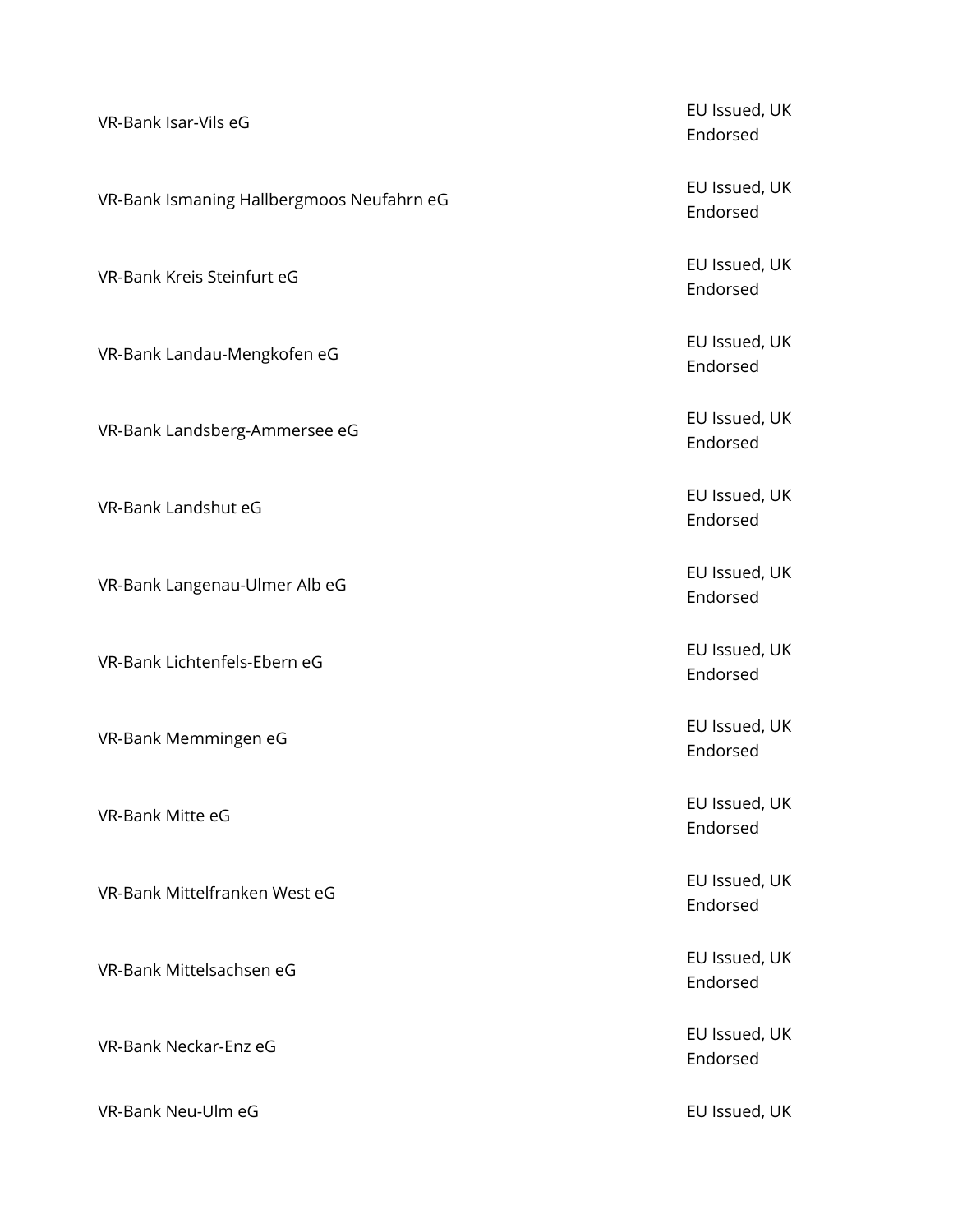| | |
|---|---|
| VR-Bank Isar-Vils eG | EU Issued, UK Endorsed |
| VR-Bank Ismaning Hallbergmoos Neufahrn eG | EU Issued, UK Endorsed |
| VR-Bank Kreis Steinfurt eG | EU Issued, UK Endorsed |
| VR-Bank Landau-Mengkofen eG | EU Issued, UK Endorsed |
| VR-Bank Landsberg-Ammersee eG | EU Issued, UK Endorsed |
| VR-Bank Landshut eG | EU Issued, UK Endorsed |
| VR-Bank Langenau-Ulmer Alb eG | EU Issued, UK Endorsed |
| VR-Bank Lichtenfels-Ebern eG | EU Issued, UK Endorsed |
| VR-Bank Memmingen eG | EU Issued, UK Endorsed |
| VR-Bank Mitte eG | EU Issued, UK Endorsed |
| VR-Bank Mittelfranken West eG | EU Issued, UK Endorsed |
| VR-Bank Mittelsachsen eG | EU Issued, UK Endorsed |
| VR-Bank Neckar-Enz eG | EU Issued, UK Endorsed |
| VR-Bank Neu-Ulm eG | EU Issued, UK |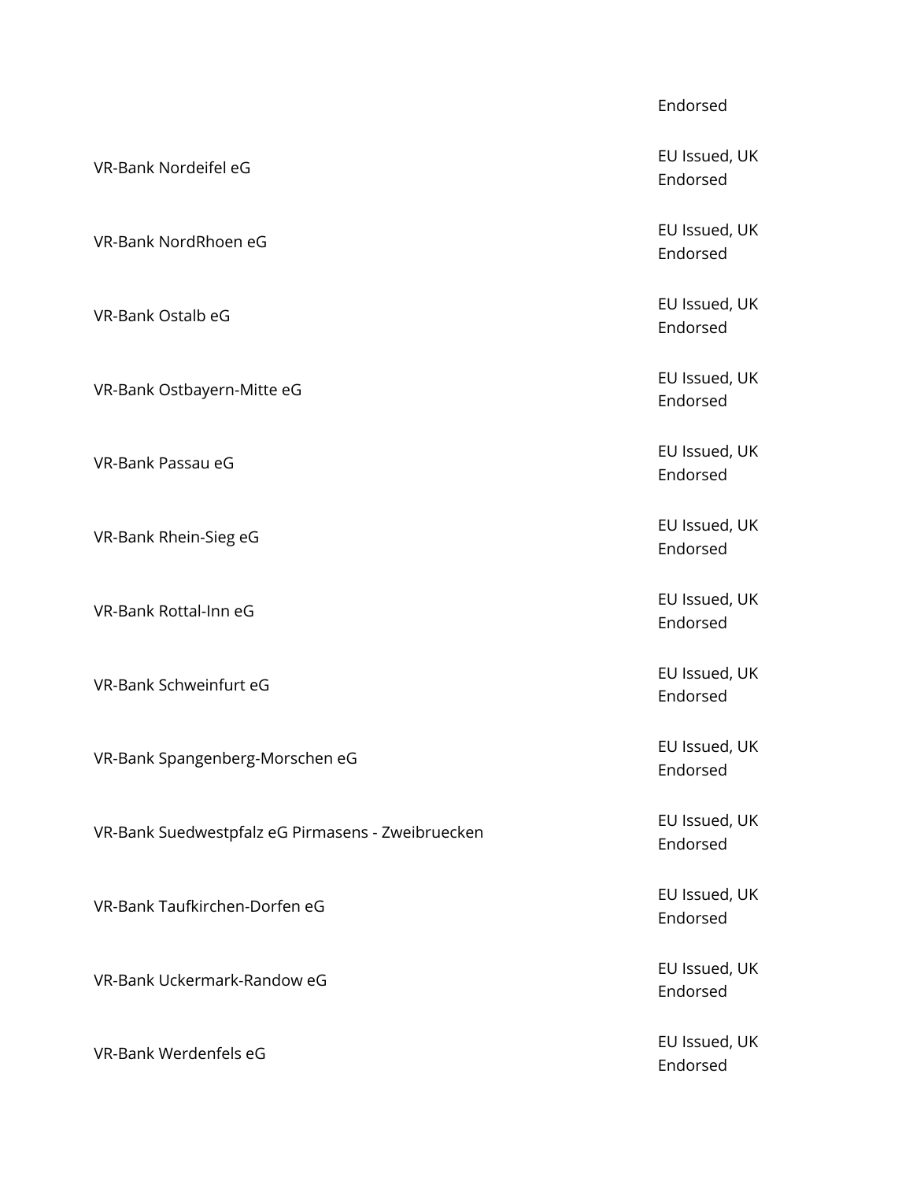| | |
|---|---|
| | Endorsed |
| VR-Bank Nordeifel eG | EU Issued, UK Endorsed |
| VR-Bank NordRhoen eG | EU Issued, UK Endorsed |
| VR-Bank Ostalb eG | EU Issued, UK Endorsed |
| VR-Bank Ostbayern-Mitte eG | EU Issued, UK Endorsed |
| VR-Bank Passau eG | EU Issued, UK Endorsed |
| VR-Bank Rhein-Sieg eG | EU Issued, UK Endorsed |
| VR-Bank Rottal-Inn eG | EU Issued, UK Endorsed |
| VR-Bank Schweinfurt eG | EU Issued, UK Endorsed |
| VR-Bank Spangenberg-Morschen eG | EU Issued, UK Endorsed |
| VR-Bank Suedwestpfalz eG Pirmasens - Zweibruecken | EU Issued, UK Endorsed |
| VR-Bank Taufkirchen-Dorfen eG | EU Issued, UK Endorsed |
| VR-Bank Uckermark-Randow eG | EU Issued, UK Endorsed |
| VR-Bank Werdenfels eG | EU Issued, UK Endorsed |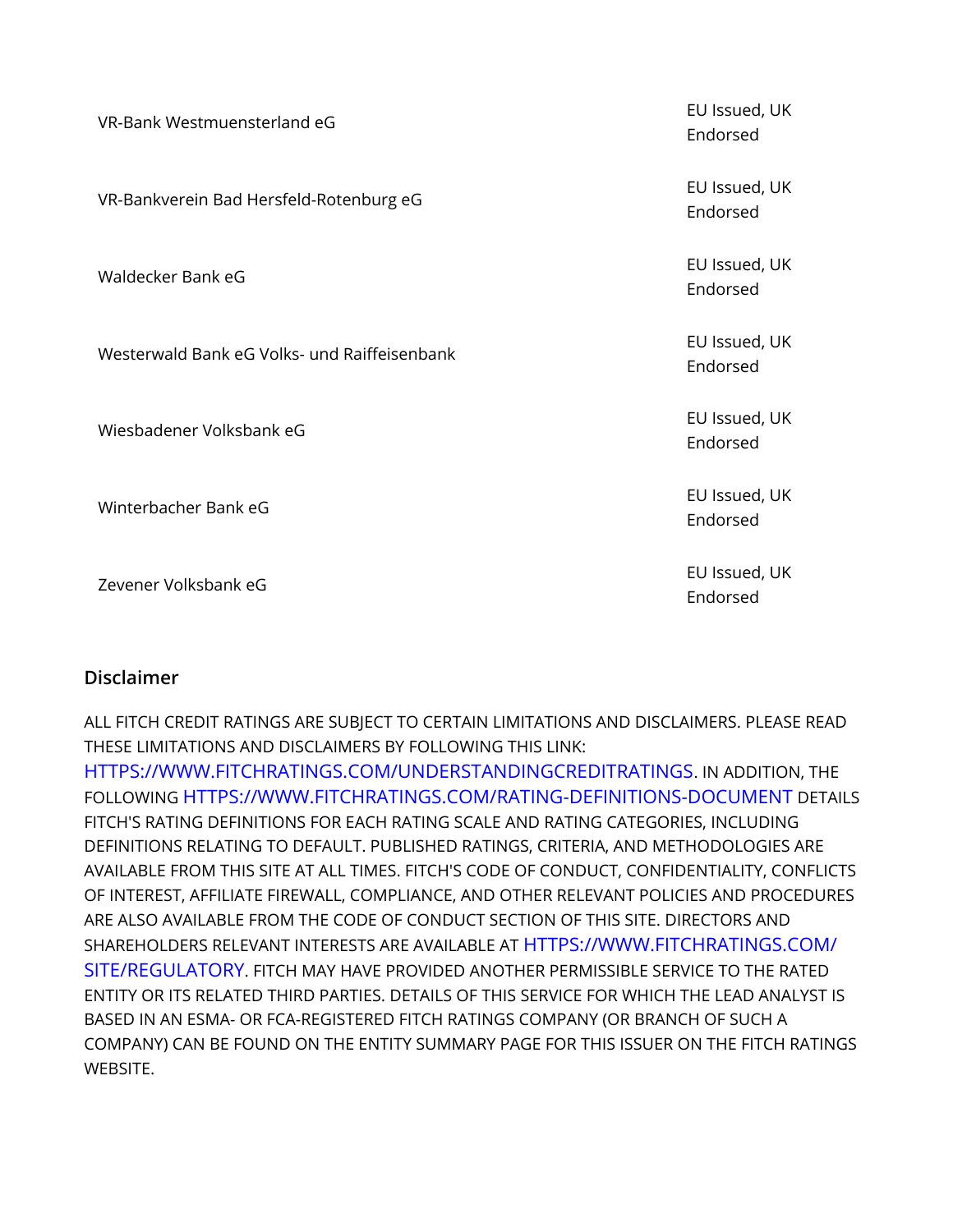| | |
|---|---|
| VR-Bank Westmuensterland eG | EU Issued, UK Endorsed |
| VR-Bankverein Bad Hersfeld-Rotenburg eG | EU Issued, UK Endorsed |
| Waldecker Bank eG | EU Issued, UK Endorsed |
| Westerwald Bank eG Volks- und Raiffeisenbank | EU Issued, UK Endorsed |
| Wiesbadener Volksbank eG | EU Issued, UK Endorsed |
| Winterbacher Bank eG | EU Issued, UK Endorsed |
| Zevener Volksbank eG | EU Issued, UK Endorsed |

### Disclaimer

ALL FITCH CREDIT RATINGS ARE SUBJECT TO CERTAIN LIMITATIONS AND DISCLAIMERS. PLEASE READ THESE LIMITATIONS AND DISCLAIMERS BY FOLLOWING THIS LINK: HTTPS://WWW.FITCHRATINGS.COM/UNDERSTANDINGCREDITRATINGS. IN ADDITION, THE FOLLOWING HTTPS://WWW.FITCHRATINGS.COM/RATING-DEFINITIONS-DOCUMENT DETAILS FITCH'S RATING DEFINITIONS FOR EACH RATING SCALE AND RATING CATEGORIES, INCLUDING DEFINITIONS RELATING TO DEFAULT. PUBLISHED RATINGS, CRITERIA, AND METHODOLOGIES ARE AVAILABLE FROM THIS SITE AT ALL TIMES. FITCH'S CODE OF CONDUCT, CONFIDENTIALITY, CONFLICTS OF INTEREST, AFFILIATE FIREWALL, COMPLIANCE, AND OTHER RELEVANT POLICIES AND PROCEDURES ARE ALSO AVAILABLE FROM THE CODE OF CONDUCT SECTION OF THIS SITE. DIRECTORS AND SHAREHOLDERS RELEVANT INTERESTS ARE AVAILABLE AT HTTPS://WWW.FITCHRATINGS.COM/SITE/REGULATORY. FITCH MAY HAVE PROVIDED ANOTHER PERMISSIBLE SERVICE TO THE RATED ENTITY OR ITS RELATED THIRD PARTIES. DETAILS OF THIS SERVICE FOR WHICH THE LEAD ANALYST IS BASED IN AN ESMA- OR FCA-REGISTERED FITCH RATINGS COMPANY (OR BRANCH OF SUCH A COMPANY) CAN BE FOUND ON THE ENTITY SUMMARY PAGE FOR THIS ISSUER ON THE FITCH RATINGS WEBSITE.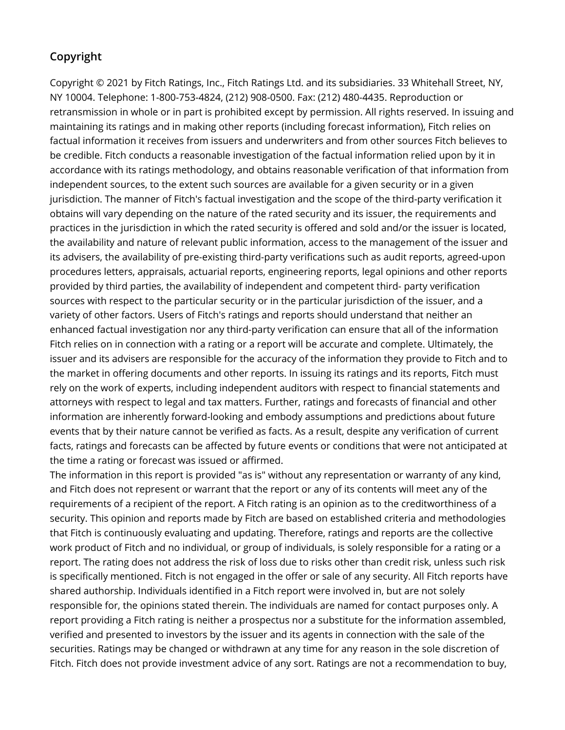## Copyright

Copyright © 2021 by Fitch Ratings, Inc., Fitch Ratings Ltd. and its subsidiaries. 33 Whitehall Street, NY, NY 10004. Telephone: 1-800-753-4824, (212) 908-0500. Fax: (212) 480-4435. Reproduction or retransmission in whole or in part is prohibited except by permission. All rights reserved. In issuing and maintaining its ratings and in making other reports (including forecast information), Fitch relies on factual information it receives from issuers and underwriters and from other sources Fitch believes to be credible. Fitch conducts a reasonable investigation of the factual information relied upon by it in accordance with its ratings methodology, and obtains reasonable verification of that information from independent sources, to the extent such sources are available for a given security or in a given jurisdiction. The manner of Fitch's factual investigation and the scope of the third-party verification it obtains will vary depending on the nature of the rated security and its issuer, the requirements and practices in the jurisdiction in which the rated security is offered and sold and/or the issuer is located, the availability and nature of relevant public information, access to the management of the issuer and its advisers, the availability of pre-existing third-party verifications such as audit reports, agreed-upon procedures letters, appraisals, actuarial reports, engineering reports, legal opinions and other reports provided by third parties, the availability of independent and competent third- party verification sources with respect to the particular security or in the particular jurisdiction of the issuer, and a variety of other factors. Users of Fitch's ratings and reports should understand that neither an enhanced factual investigation nor any third-party verification can ensure that all of the information Fitch relies on in connection with a rating or a report will be accurate and complete. Ultimately, the issuer and its advisers are responsible for the accuracy of the information they provide to Fitch and to the market in offering documents and other reports. In issuing its ratings and its reports, Fitch must rely on the work of experts, including independent auditors with respect to financial statements and attorneys with respect to legal and tax matters. Further, ratings and forecasts of financial and other information are inherently forward-looking and embody assumptions and predictions about future events that by their nature cannot be verified as facts. As a result, despite any verification of current facts, ratings and forecasts can be affected by future events or conditions that were not anticipated at the time a rating or forecast was issued or affirmed.

The information in this report is provided "as is" without any representation or warranty of any kind, and Fitch does not represent or warrant that the report or any of its contents will meet any of the requirements of a recipient of the report. A Fitch rating is an opinion as to the creditworthiness of a security. This opinion and reports made by Fitch are based on established criteria and methodologies that Fitch is continuously evaluating and updating. Therefore, ratings and reports are the collective work product of Fitch and no individual, or group of individuals, is solely responsible for a rating or a report. The rating does not address the risk of loss due to risks other than credit risk, unless such risk is specifically mentioned. Fitch is not engaged in the offer or sale of any security. All Fitch reports have shared authorship. Individuals identified in a Fitch report were involved in, but are not solely responsible for, the opinions stated therein. The individuals are named for contact purposes only. A report providing a Fitch rating is neither a prospectus nor a substitute for the information assembled, verified and presented to investors by the issuer and its agents in connection with the sale of the securities. Ratings may be changed or withdrawn at any time for any reason in the sole discretion of Fitch. Fitch does not provide investment advice of any sort. Ratings are not a recommendation to buy,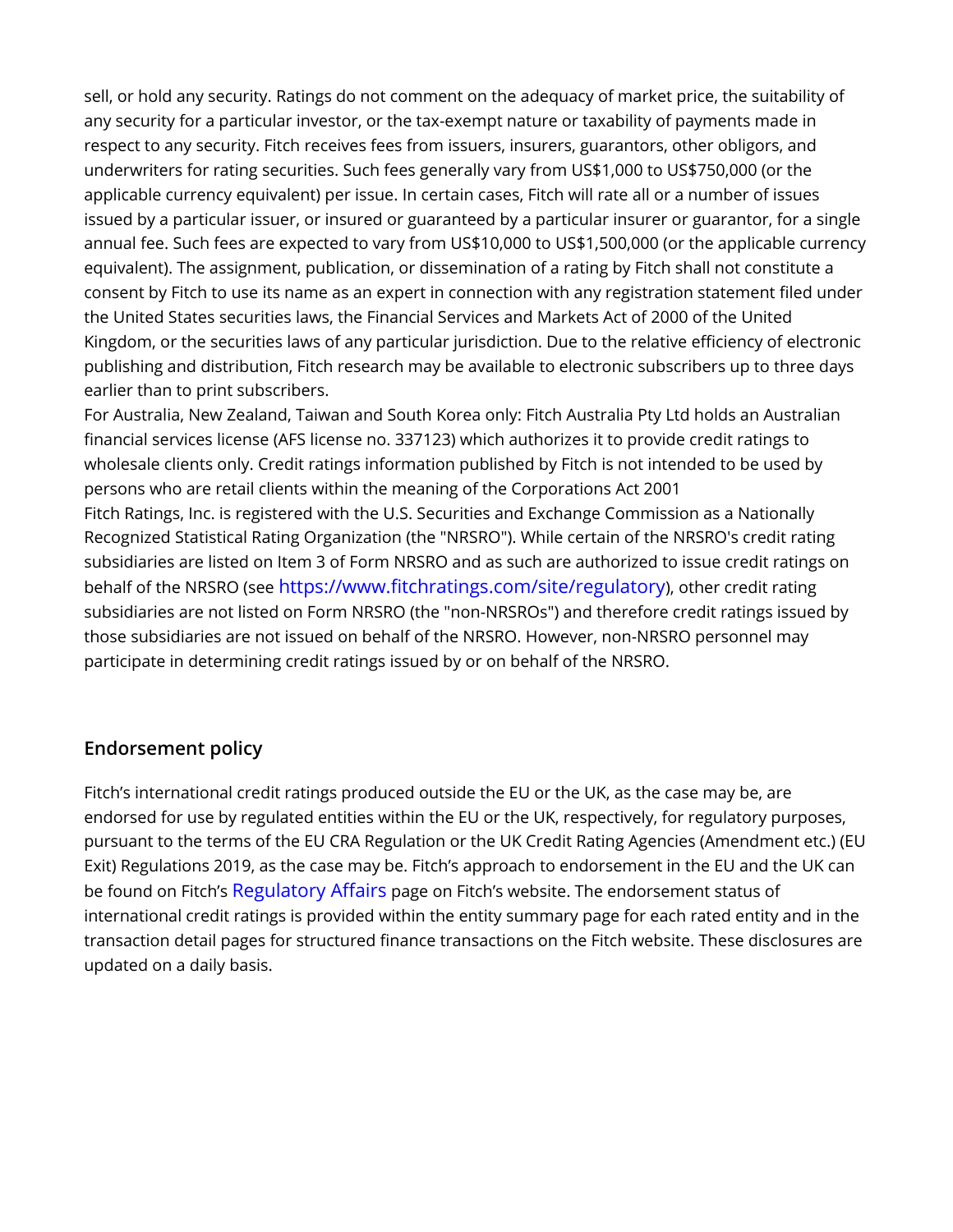sell, or hold any security. Ratings do not comment on the adequacy of market price, the suitability of any security for a particular investor, or the tax-exempt nature or taxability of payments made in respect to any security. Fitch receives fees from issuers, insurers, guarantors, other obligors, and underwriters for rating securities. Such fees generally vary from US$1,000 to US$750,000 (or the applicable currency equivalent) per issue. In certain cases, Fitch will rate all or a number of issues issued by a particular issuer, or insured or guaranteed by a particular insurer or guarantor, for a single annual fee. Such fees are expected to vary from US$10,000 to US$1,500,000 (or the applicable currency equivalent). The assignment, publication, or dissemination of a rating by Fitch shall not constitute a consent by Fitch to use its name as an expert in connection with any registration statement filed under the United States securities laws, the Financial Services and Markets Act of 2000 of the United Kingdom, or the securities laws of any particular jurisdiction. Due to the relative efficiency of electronic publishing and distribution, Fitch research may be available to electronic subscribers up to three days earlier than to print subscribers.

For Australia, New Zealand, Taiwan and South Korea only: Fitch Australia Pty Ltd holds an Australian financial services license (AFS license no. 337123) which authorizes it to provide credit ratings to wholesale clients only. Credit ratings information published by Fitch is not intended to be used by persons who are retail clients within the meaning of the Corporations Act 2001

Fitch Ratings, Inc. is registered with the U.S. Securities and Exchange Commission as a Nationally Recognized Statistical Rating Organization (the "NRSRO"). While certain of the NRSRO's credit rating subsidiaries are listed on Item 3 of Form NRSRO and as such are authorized to issue credit ratings on behalf of the NRSRO (see https://www.fitchratings.com/site/regulatory), other credit rating subsidiaries are not listed on Form NRSRO (the "non-NRSROs") and therefore credit ratings issued by those subsidiaries are not issued on behalf of the NRSRO. However, non-NRSRO personnel may participate in determining credit ratings issued by or on behalf of the NRSRO.

## Endorsement policy

Fitch's international credit ratings produced outside the EU or the UK, as the case may be, are endorsed for use by regulated entities within the EU or the UK, respectively, for regulatory purposes, pursuant to the terms of the EU CRA Regulation or the UK Credit Rating Agencies (Amendment etc.) (EU Exit) Regulations 2019, as the case may be. Fitch's approach to endorsement in the EU and the UK can be found on Fitch's Regulatory Affairs page on Fitch's website. The endorsement status of international credit ratings is provided within the entity summary page for each rated entity and in the transaction detail pages for structured finance transactions on the Fitch website. These disclosures are updated on a daily basis.